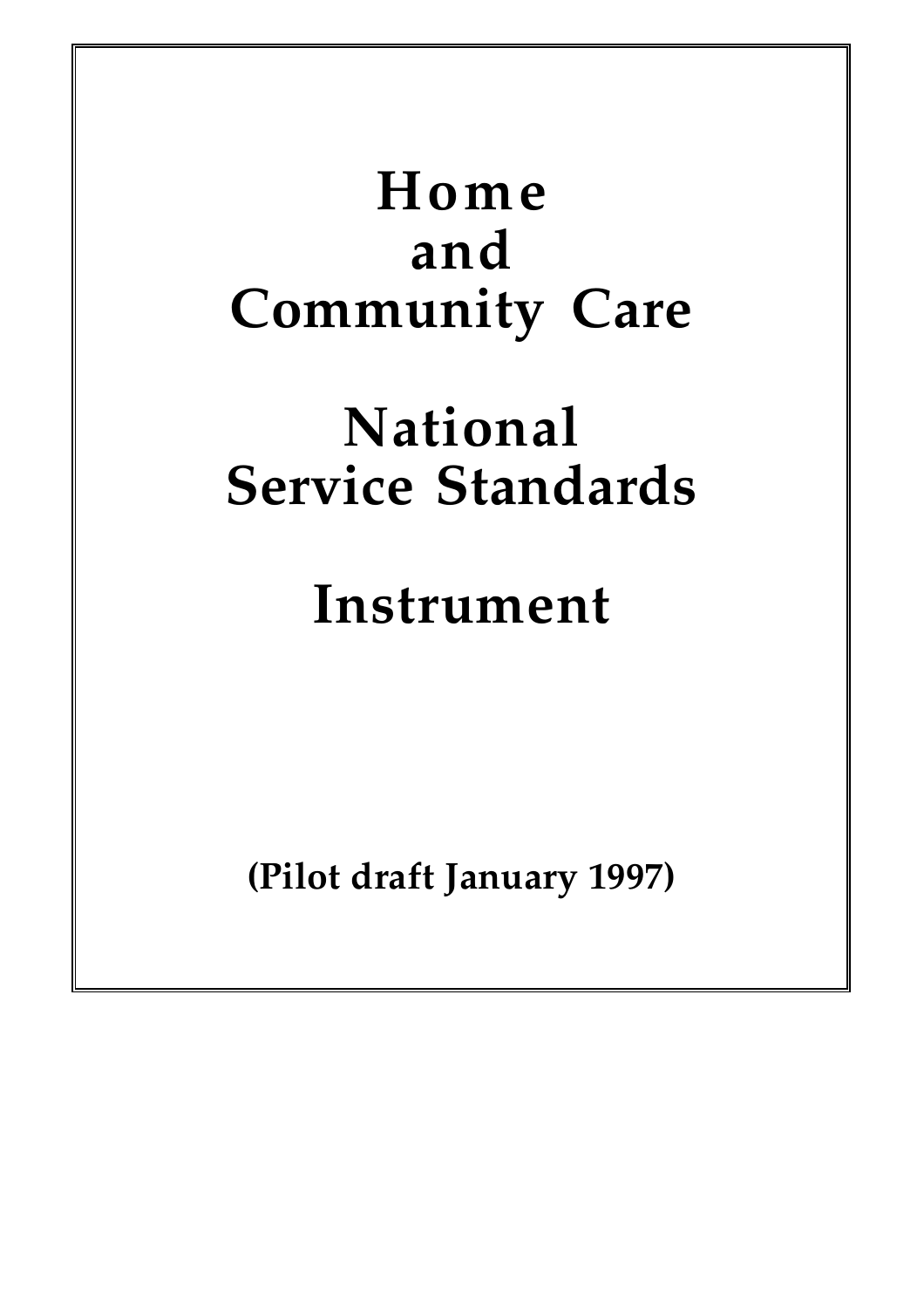# Home and Community Care

# National Service Standards

# Instrument

**(Pilot draft January 1997)**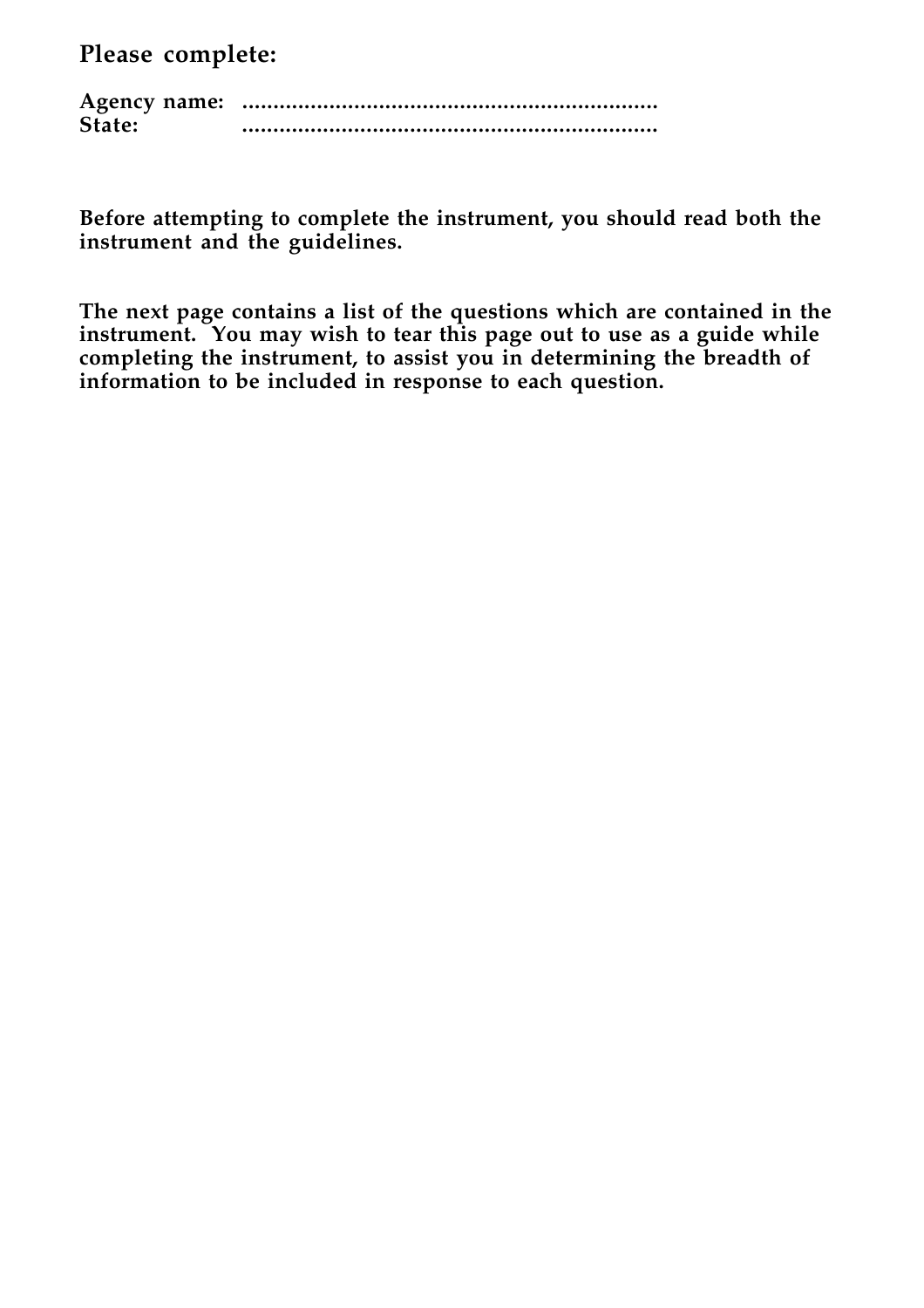**Please complete:**

**Agency name:** ..................................................................
**State:** ..................................................................

**Before attempting to complete the instrument, you should read both the instrument and the guidelines.**

**The next page contains a list of the questions which are contained in the instrument. You may wish to tear this page out to use as a guide while completing the instrument, to assist you in determining the breadth of information to be included in response to each question.**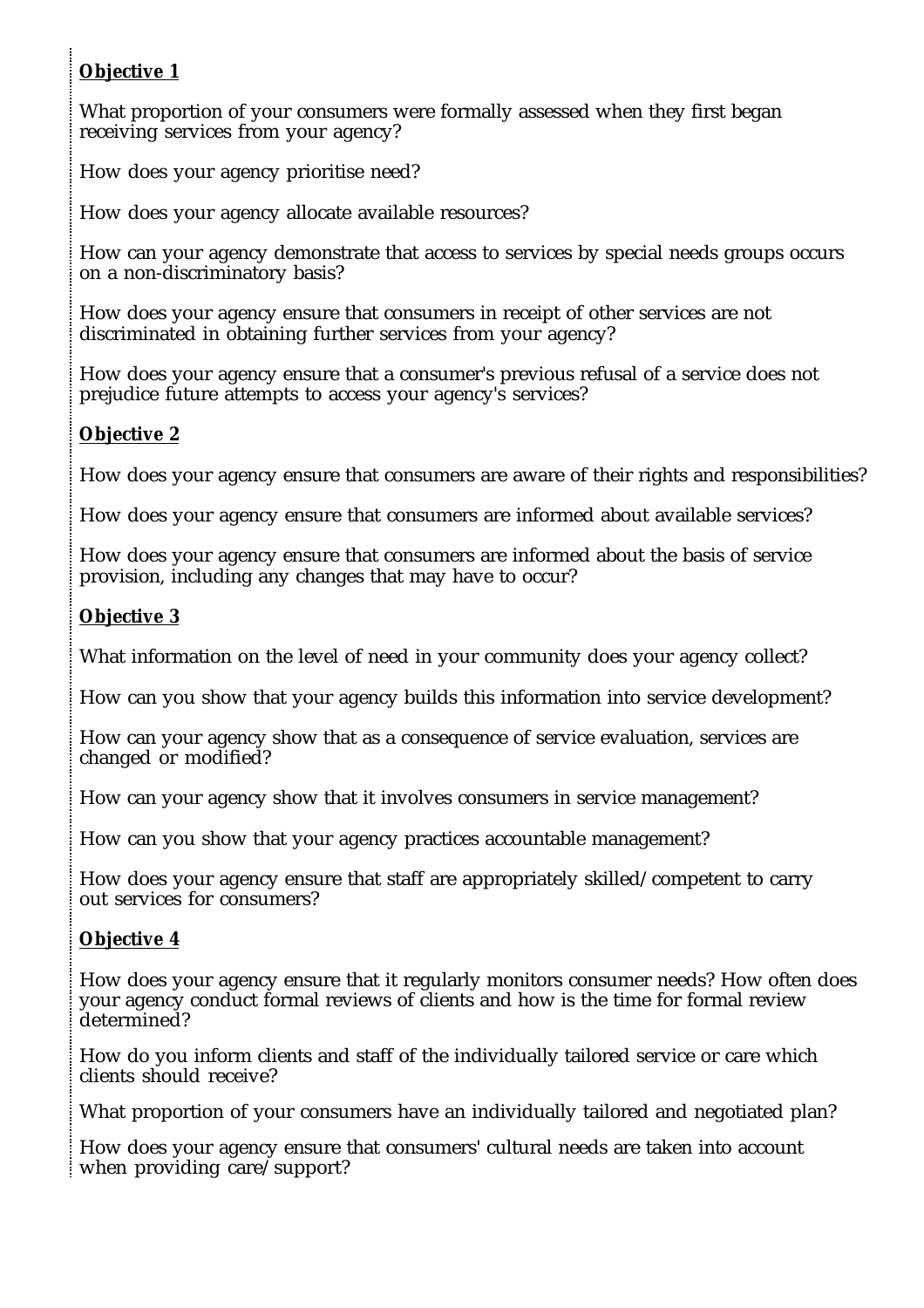**Objective 1**

What proportion of your consumers were formally assessed when they first began receiving services from your agency?

How does your agency prioritise need?

How does your agency allocate available resources?

How can your agency demonstrate that access to services by special needs groups occurs on a non-discriminatory basis?

How does your agency ensure that consumers in receipt of other services are not discriminated in obtaining further services from your agency?

How does your agency ensure that a consumer's previous refusal of a service does not prejudice future attempts to access your agency's services?

**Objective 2**

How does your agency ensure that consumers are aware of their rights and responsibilities?

How does your agency ensure that consumers are informed about available services?

How does your agency ensure that consumers are informed about the basis of service provision, including any changes that may have to occur?

**Objective 3**

What information on the level of need in your community does your agency collect?

How can you show that your agency builds this information into service development?

How can your agency show that as a consequence of service evaluation, services are changed or modified?

How can your agency show that it involves consumers in service management?

How can you show that your agency practices accountable management?

How does your agency ensure that staff are appropriately skilled/competent to carry out services for consumers?

**Objective 4**

How does your agency ensure that it regularly monitors consumer needs? How often does your agency conduct formal reviews of clients and how is the time for formal review determined?

How do you inform clients and staff of the individually tailored service or care which clients should receive?

What proportion of your consumers have an individually tailored and negotiated plan?

How does your agency ensure that consumers' cultural needs are taken into account when providing care/support?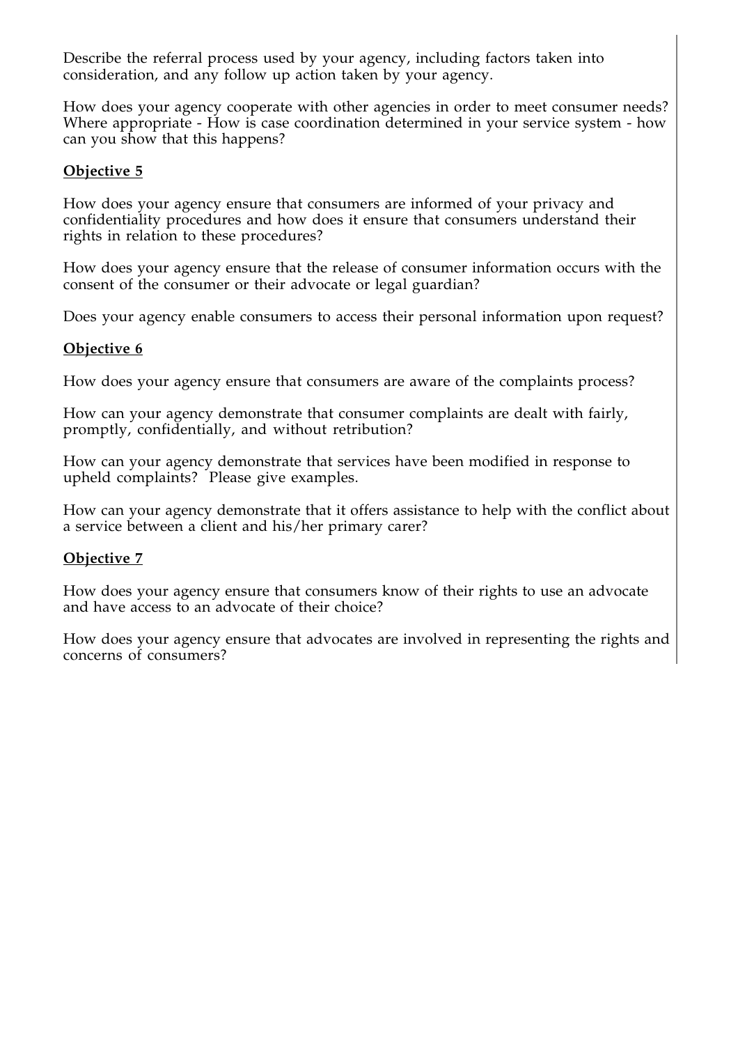Describe the referral process used by your agency, including factors taken into consideration, and any follow up action taken by your agency.

How does your agency cooperate with other agencies in order to meet consumer needs? Where appropriate - How is case coordination determined in your service system - how can you show that this happens?

**Objective 5**

How does your agency ensure that consumers are informed of your privacy and confidentiality procedures and how does it ensure that consumers understand their rights in relation to these procedures?

How does your agency ensure that the release of consumer information occurs with the consent of the consumer or their advocate or legal guardian?

Does your agency enable consumers to access their personal information upon request?

**Objective 6**

How does your agency ensure that consumers are aware of the complaints process?

How can your agency demonstrate that consumer complaints are dealt with fairly, promptly, confidentially, and without retribution?

How can your agency demonstrate that services have been modified in response to upheld complaints? Please give examples.

How can your agency demonstrate that it offers assistance to help with the conflict about a service between a client and his/her primary carer?

**Objective 7**

How does your agency ensure that consumers know of their rights to use an advocate and have access to an advocate of their choice?

How does your agency ensure that advocates are involved in representing the rights and concerns of consumers?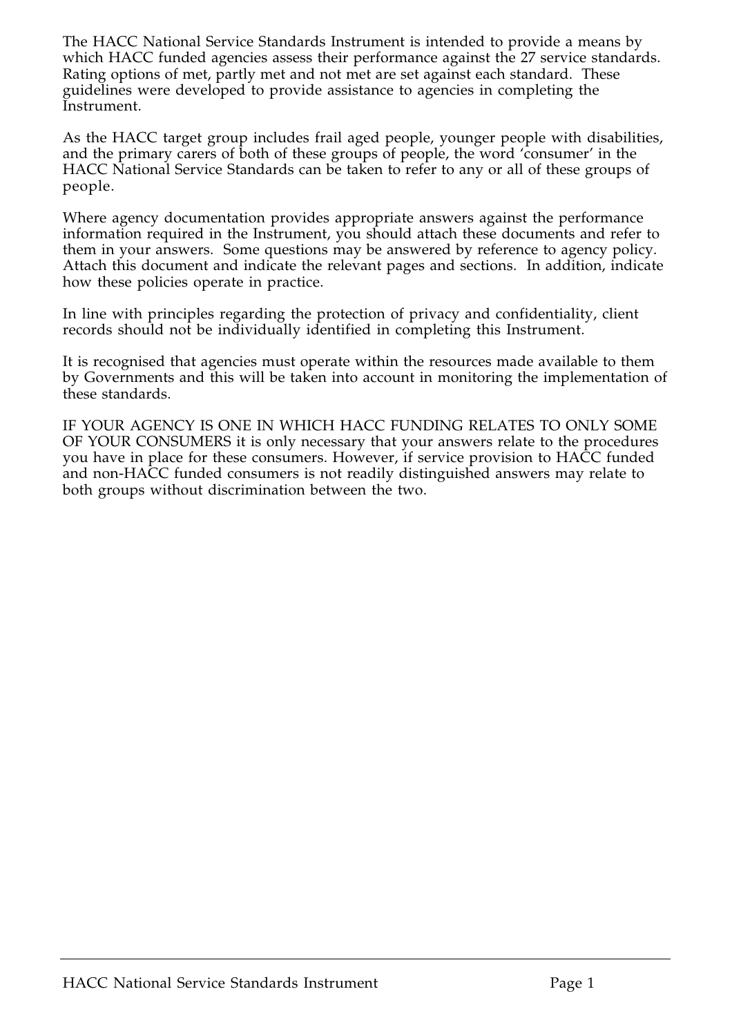The HACC National Service Standards Instrument is intended to provide a means by which HACC funded agencies assess their performance against the 27 service standards. Rating options of met, partly met and not met are set against each standard. These guidelines were developed to provide assistance to agencies in completing the Instrument.

As the HACC target group includes frail aged people, younger people with disabilities, and the primary carers of both of these groups of people, the word 'consumer' in the HACC National Service Standards can be taken to refer to any or all of these groups of people.

Where agency documentation provides appropriate answers against the performance information required in the Instrument, you should attach these documents and refer to them in your answers. Some questions may be answered by reference to agency policy. Attach this document and indicate the relevant pages and sections. In addition, indicate how these policies operate in practice.

In line with principles regarding the protection of privacy and confidentiality, client records should not be individually identified in completing this Instrument.

It is recognised that agencies must operate within the resources made available to them by Governments and this will be taken into account in monitoring the implementation of these standards.

IF YOUR AGENCY IS ONE IN WHICH HACC FUNDING RELATES TO ONLY SOME OF YOUR CONSUMERS it is only necessary that your answers relate to the procedures you have in place for these consumers. However, if service provision to HACC funded and non-HACC funded consumers is not readily distinguished answers may relate to both groups without discrimination between the two.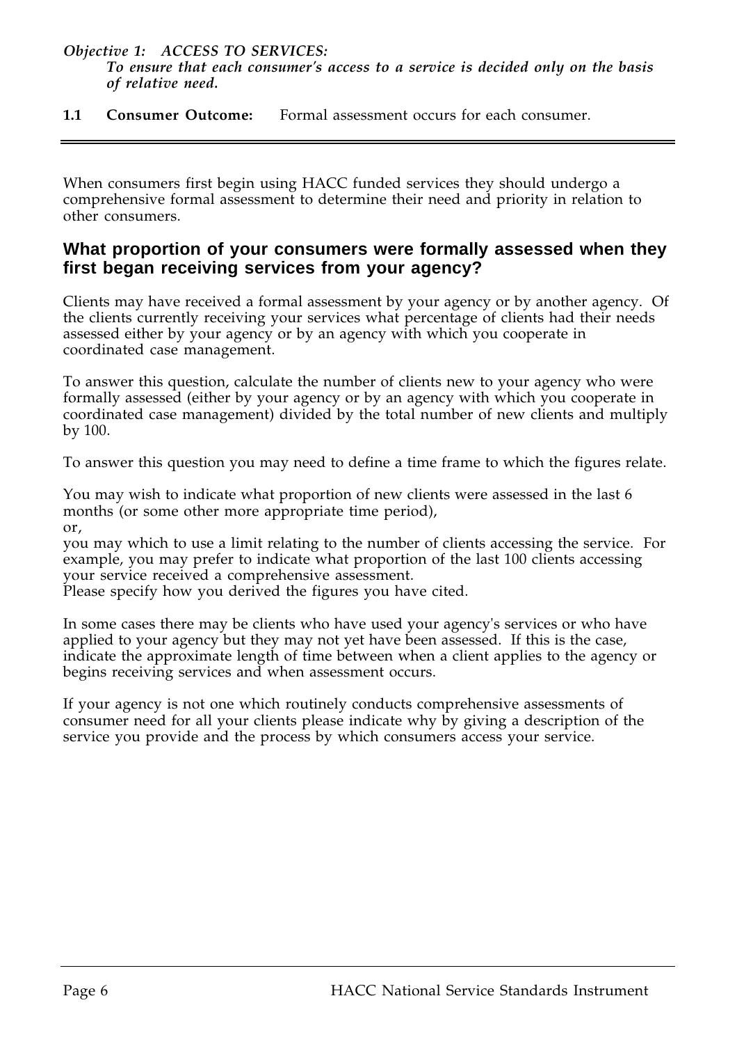***Objective 1: ACCESS TO SERVICES:***
***To ensure that each consumer's access to a service is decided only on the basis of relative need.***

**1.1 Consumer Outcome:** Formal assessment occurs for each consumer.

---

When consumers first begin using HACC funded services they should undergo a comprehensive formal assessment to determine their need and priority in relation to other consumers.

## What proportion of your consumers were formally assessed when they first began receiving services from your agency?

Clients may have received a formal assessment by your agency or by another agency. Of the clients currently receiving your services what percentage of clients had their needs assessed either by your agency or by an agency with which you cooperate in coordinated case management.

To answer this question, calculate the number of clients new to your agency who were formally assessed (either by your agency or by an agency with which you cooperate in coordinated case management) divided by the total number of new clients and multiply by 100.

To answer this question you may need to define a time frame to which the figures relate.

You may wish to indicate what proportion of new clients were assessed in the last 6 months (or some other more appropriate time period),
or,
you may which to use a limit relating to the number of clients accessing the service. For example, you may prefer to indicate what proportion of the last 100 clients accessing your service received a comprehensive assessment.
Please specify how you derived the figures you have cited.

In some cases there may be clients who have used your agency's services or who have applied to your agency but they may not yet have been assessed. If this is the case, indicate the approximate length of time between when a client applies to the agency or begins receiving services and when assessment occurs.

If your agency is not one which routinely conducts comprehensive assessments of consumer need for all your clients please indicate why by giving a description of the service you provide and the process by which consumers access your service.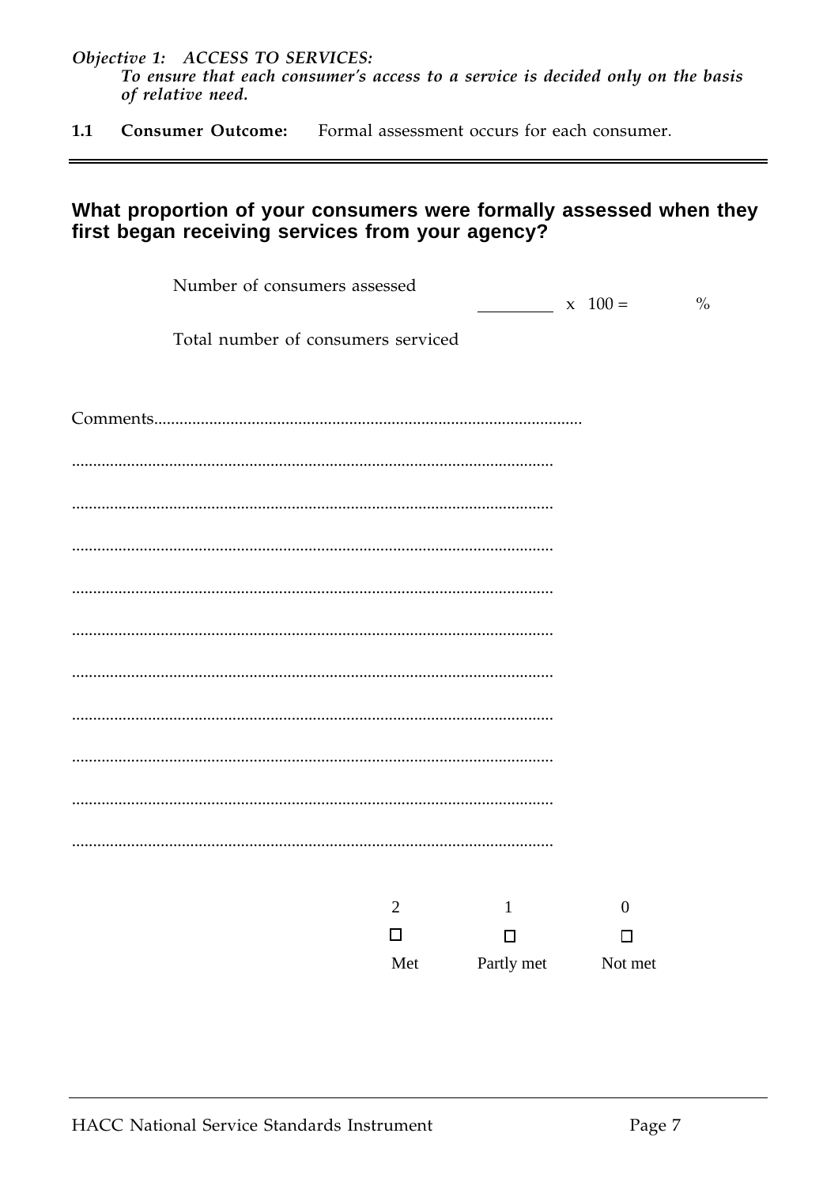*Objective 1: ACCESS TO SERVICES:*
*To ensure that each consumer's access to a service is decided only on the basis of relative need.*

**1.1 Consumer Outcome:** Formal assessment occurs for each consumer.

---

## What proportion of your consumers were formally assessed when they first began receiving services from your agency?

$$\frac{\text{Number of consumers assessed}}{\text{Total number of consumers serviced}} \times 100 = \_\_\_\_\_ \%$$

Comments.................................................................................................

.................................................................................................

.................................................................................................

.................................................................................................

.................................................................................................

.................................................................................................

.................................................................................................

.................................................................................................

.................................................................................................

.................................................................................................

.................................................................................................

| 2 | 1 | 0 |
|---|---|---|
| ☐ | ☐ | ☐ |
| Met | Partly met | Not met |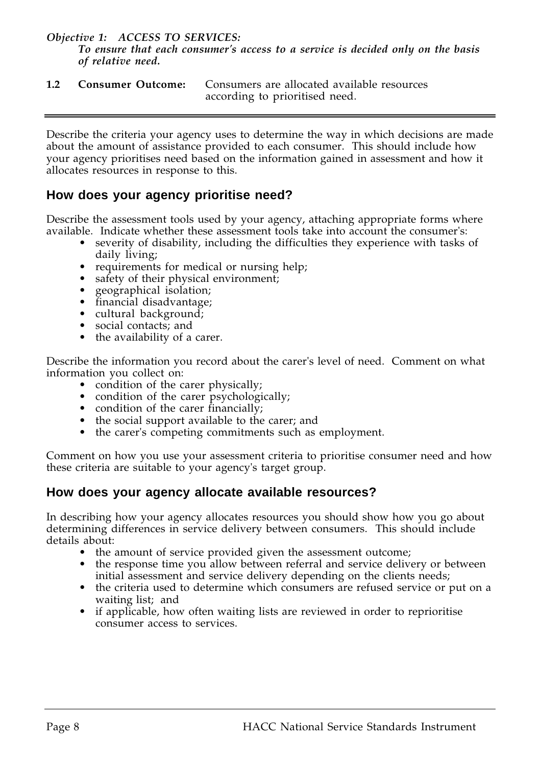***Objective 1: ACCESS TO SERVICES:***
***To ensure that each consumer's access to a service is decided only on the basis of relative need.***

**1.2 Consumer Outcome:** Consumers are allocated available resources according to prioritised need.

---

Describe the criteria your agency uses to determine the way in which decisions are made about the amount of assistance provided to each consumer. This should include how your agency prioritises need based on the information gained in assessment and how it allocates resources in response to this.

## How does your agency prioritise need?

Describe the assessment tools used by your agency, attaching appropriate forms where available. Indicate whether these assessment tools take into account the consumer's:

- severity of disability, including the difficulties they experience with tasks of daily living;
- requirements for medical or nursing help;
- safety of their physical environment;
- geographical isolation;
- financial disadvantage;
- cultural background;
- social contacts; and
- the availability of a carer.

Describe the information you record about the carer's level of need. Comment on what information you collect on:

- condition of the carer physically;
- condition of the carer psychologically;
- condition of the carer financially;
- the social support available to the carer; and
- the carer's competing commitments such as employment.

Comment on how you use your assessment criteria to prioritise consumer need and how these criteria are suitable to your agency's target group.

## How does your agency allocate available resources?

In describing how your agency allocates resources you should show how you go about determining differences in service delivery between consumers. This should include details about:

- the amount of service provided given the assessment outcome;
- the response time you allow between referral and service delivery or between initial assessment and service delivery depending on the clients needs;
- the criteria used to determine which consumers are refused service or put on a waiting list; and
- if applicable, how often waiting lists are reviewed in order to reprioritise consumer access to services.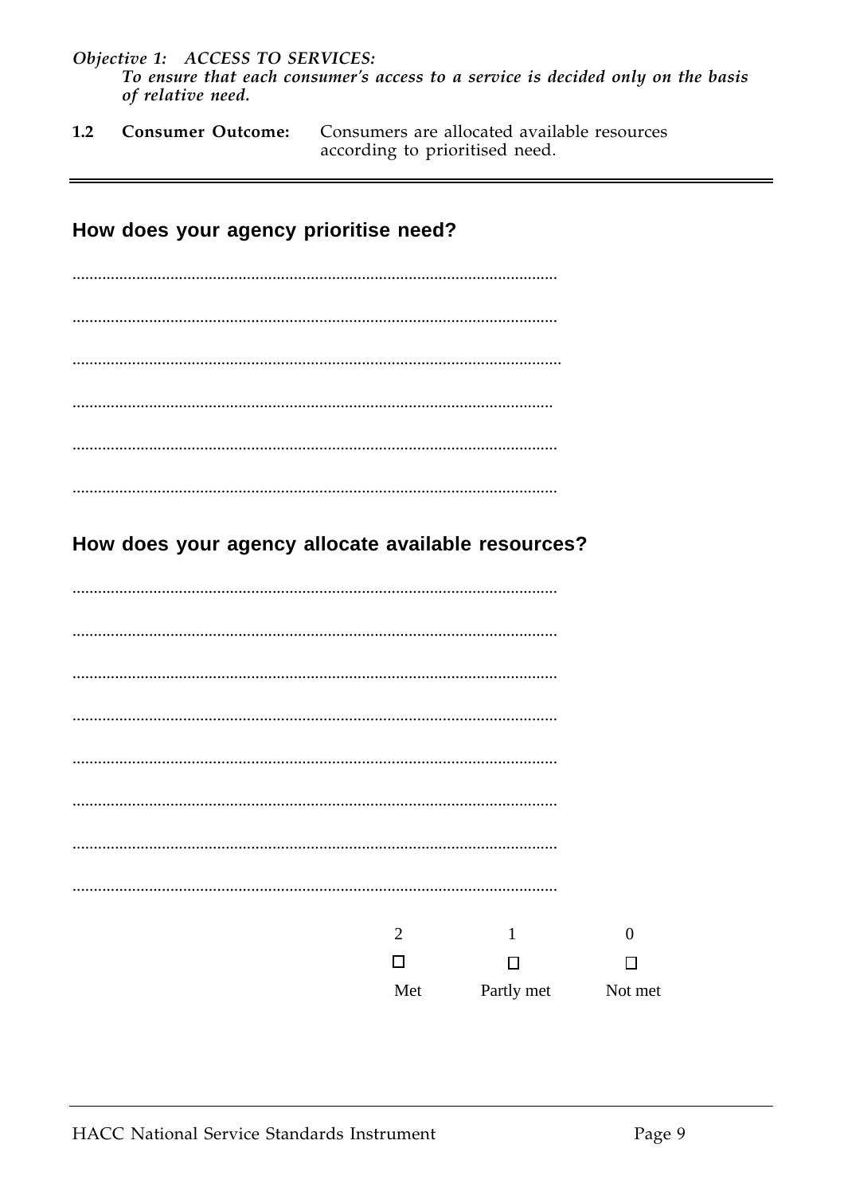*Objective 1: ACCESS TO SERVICES:*
*To ensure that each consumer's access to a service is decided only on the basis of relative need.*

**1.2 Consumer Outcome:** Consumers are allocated available resources according to prioritised need.

---

## How does your agency prioritise need?

.................................................................................................................

.................................................................................................................

.................................................................................................................

.................................................................................................................

.................................................................................................................

.................................................................................................................

## How does your agency allocate available resources?

.................................................................................................................

.................................................................................................................

.................................................................................................................

.................................................................................................................

.................................................................................................................

.................................................................................................................

.................................................................................................................

.................................................................................................................

| 2 | 1 | 0 |
|---|---|---|
| ☐ | ☐ | ☐ |
| Met | Partly met | Not met |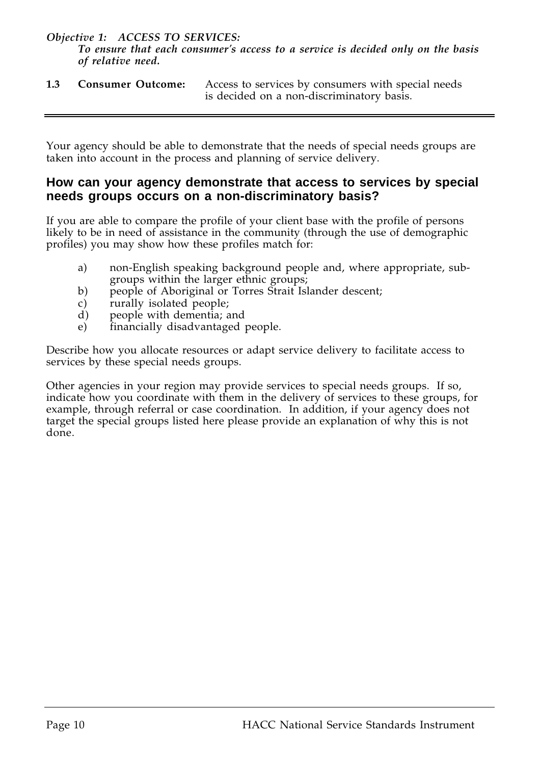***Objective 1: ACCESS TO SERVICES:***
***To ensure that each consumer's access to a service is decided only on the basis of relative need.***

**1.3 Consumer Outcome:** Access to services by consumers with special needs is decided on a non-discriminatory basis.

---

Your agency should be able to demonstrate that the needs of special needs groups are taken into account in the process and planning of service delivery.

## How can your agency demonstrate that access to services by special needs groups occurs on a non-discriminatory basis?

If you are able to compare the profile of your client base with the profile of persons likely to be in need of assistance in the community (through the use of demographic profiles) you may show how these profiles match for:

a) non-English speaking background people and, where appropriate, sub-groups within the larger ethnic groups;
b) people of Aboriginal or Torres Strait Islander descent;
c) rurally isolated people;
d) people with dementia; and
e) financially disadvantaged people.

Describe how you allocate resources or adapt service delivery to facilitate access to services by these special needs groups.

Other agencies in your region may provide services to special needs groups. If so, indicate how you coordinate with them in the delivery of services to these groups, for example, through referral or case coordination. In addition, if your agency does not target the special groups listed here please provide an explanation of why this is not done.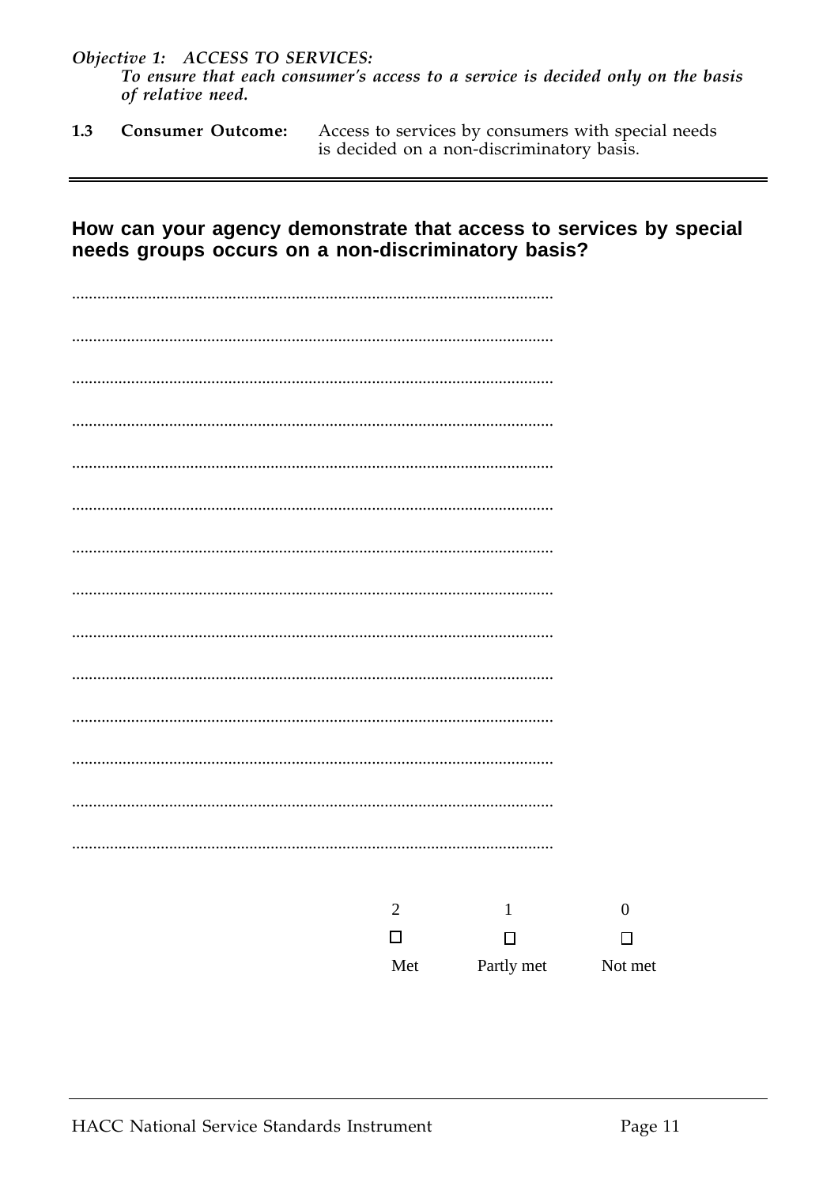*Objective 1: ACCESS TO SERVICES:*
*To ensure that each consumer's access to a service is decided only on the basis of relative need.*

**1.3 Consumer Outcome:** Access to services by consumers with special needs is decided on a non-discriminatory basis.

---

## How can your agency demonstrate that access to services by special needs groups occurs on a non-discriminatory basis?

.................................................................................................................

.................................................................................................................

.................................................................................................................

.................................................................................................................

.................................................................................................................

.................................................................................................................

.................................................................................................................

.................................................................................................................

.................................................................................................................

.................................................................................................................

.................................................................................................................

.................................................................................................................

.................................................................................................................

.................................................................................................................

| 2 | 1 | 0 |
|---|---|---|
| ☐ | ☐ | ☐ |
| Met | Partly met | Not met |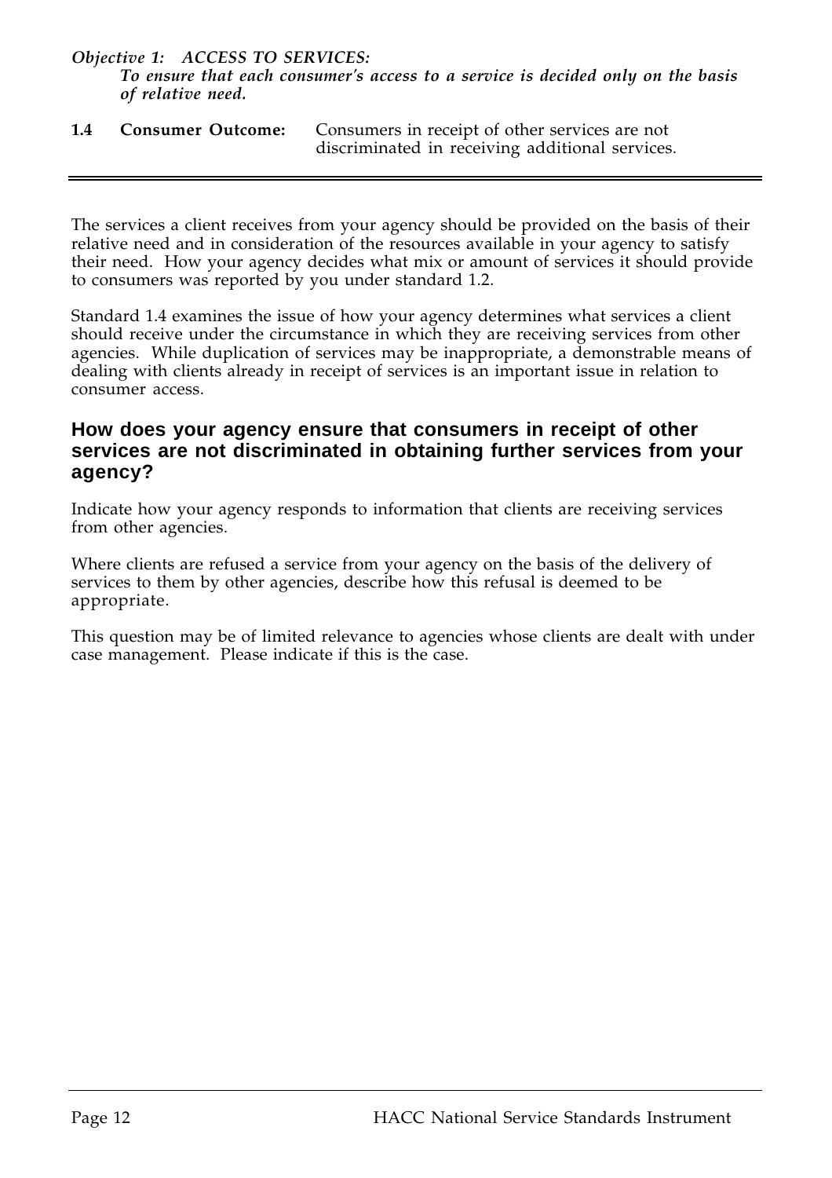*Objective 1: ACCESS TO SERVICES:*
***To ensure that each consumer's access to a service is decided only on the basis of relative need.***

**1.4 Consumer Outcome:** Consumers in receipt of other services are not discriminated in receiving additional services.

---

The services a client receives from your agency should be provided on the basis of their relative need and in consideration of the resources available in your agency to satisfy their need. How your agency decides what mix or amount of services it should provide to consumers was reported by you under standard 1.2.

Standard 1.4 examines the issue of how your agency determines what services a client should receive under the circumstance in which they are receiving services from other agencies. While duplication of services may be inappropriate, a demonstrable means of dealing with clients already in receipt of services is an important issue in relation to consumer access.

## How does your agency ensure that consumers in receipt of other services are not discriminated in obtaining further services from your agency?

Indicate how your agency responds to information that clients are receiving services from other agencies.

Where clients are refused a service from your agency on the basis of the delivery of services to them by other agencies, describe how this refusal is deemed to be appropriate.

This question may be of limited relevance to agencies whose clients are dealt with under case management. Please indicate if this is the case.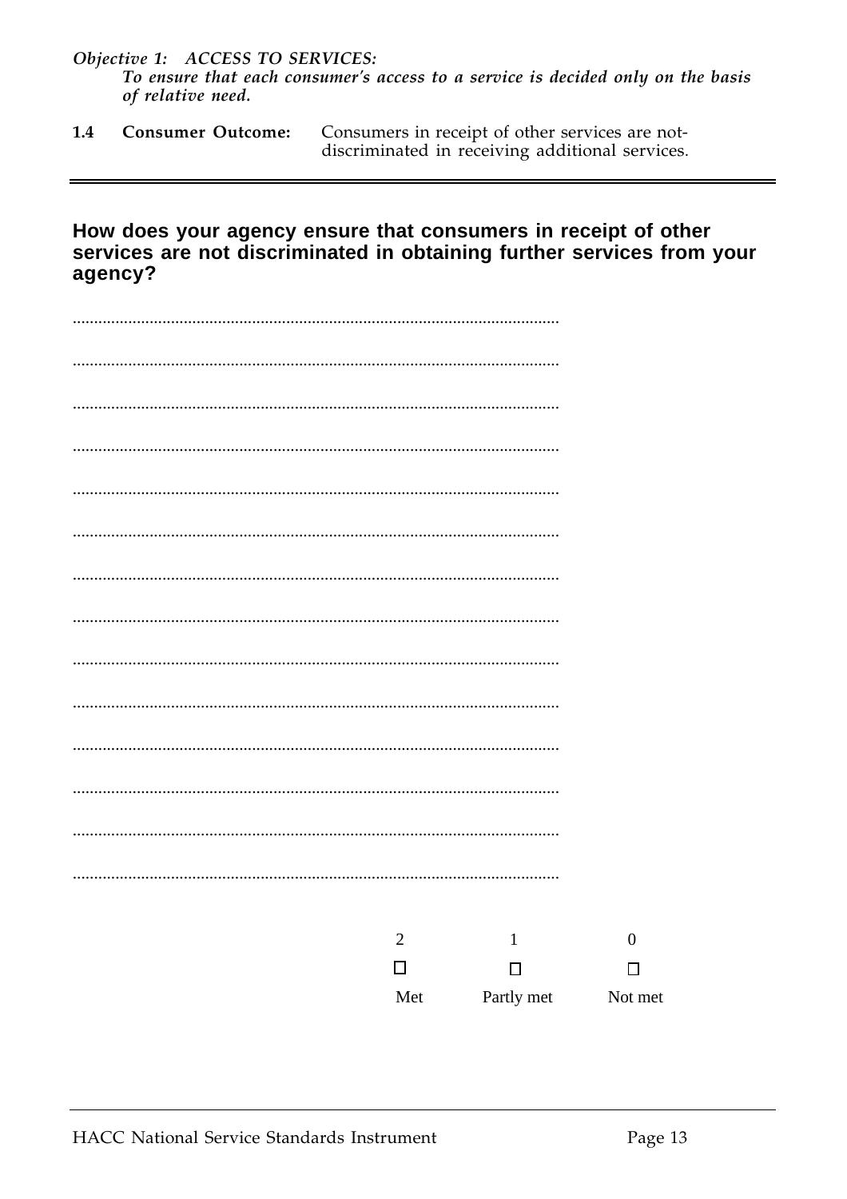*Objective 1: ACCESS TO SERVICES:*
*To ensure that each consumer's access to a service is decided only on the basis of relative need.*

**1.4 Consumer Outcome:** Consumers in receipt of other services are not-discriminated in receiving additional services.

---

## How does your agency ensure that consumers in receipt of other services are not discriminated in obtaining further services from your agency?

................................................................................................................

................................................................................................................

................................................................................................................

................................................................................................................

................................................................................................................

................................................................................................................

................................................................................................................

................................................................................................................

................................................................................................................

................................................................................................................

................................................................................................................

................................................................................................................

................................................................................................................

................................................................................................................

| 2 | 1 | 0 |
|---|---|---|
| ☐ | ☐ | ☐ |
| Met | Partly met | Not met |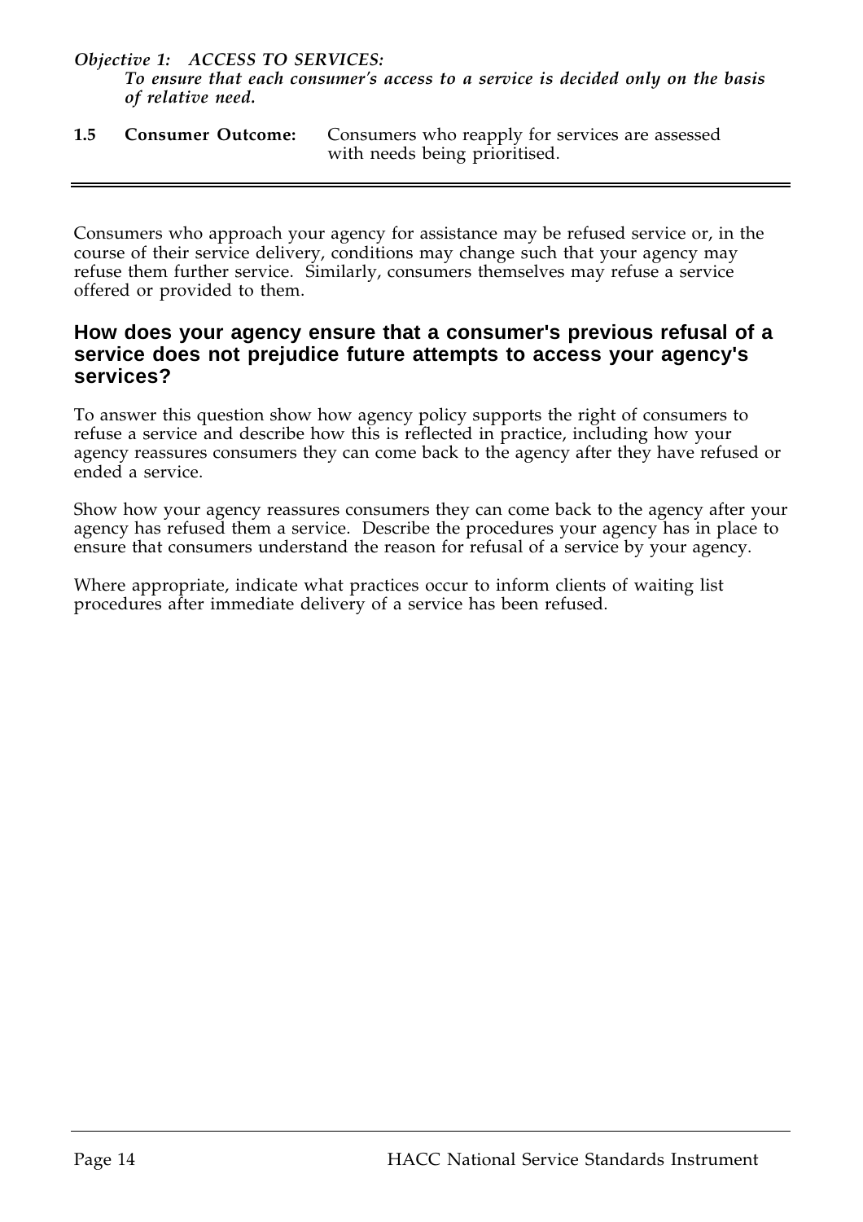***Objective 1: ACCESS TO SERVICES:***
***To ensure that each consumer's access to a service is decided only on the basis of relative need.***

**1.5 Consumer Outcome:** Consumers who reapply for services are assessed with needs being prioritised.

---

Consumers who approach your agency for assistance may be refused service or, in the course of their service delivery, conditions may change such that your agency may refuse them further service. Similarly, consumers themselves may refuse a service offered or provided to them.

## How does your agency ensure that a consumer's previous refusal of a service does not prejudice future attempts to access your agency's services?

To answer this question show how agency policy supports the right of consumers to refuse a service and describe how this is reflected in practice, including how your agency reassures consumers they can come back to the agency after they have refused or ended a service.

Show how your agency reassures consumers they can come back to the agency after your agency has refused them a service. Describe the procedures your agency has in place to ensure that consumers understand the reason for refusal of a service by your agency.

Where appropriate, indicate what practices occur to inform clients of waiting list procedures after immediate delivery of a service has been refused.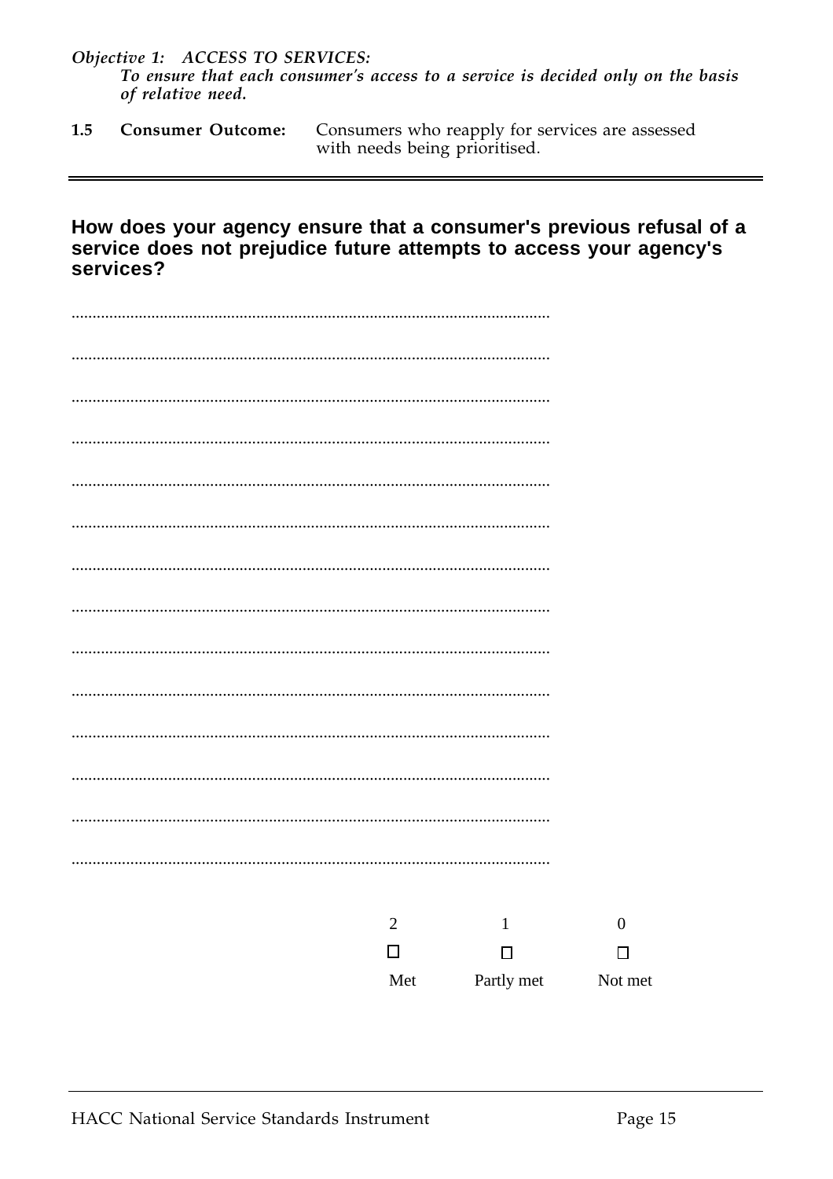*Objective 1: ACCESS TO SERVICES:*
*To ensure that each consumer's access to a service is decided only on the basis of relative need.*

**1.5 Consumer Outcome:** Consumers who reapply for services are assessed with needs being prioritised.

---

## How does your agency ensure that a consumer's previous refusal of a service does not prejudice future attempts to access your agency's services?

..............................................................................................................

..............................................................................................................

..............................................................................................................

..............................................................................................................

..............................................................................................................

..............................................................................................................

..............................................................................................................

..............................................................................................................

..............................................................................................................

..............................................................................................................

..............................................................................................................

..............................................................................................................

..............................................................................................................

..............................................................................................................

| 2 | 1 | 0 |
|---|---|---|
| ☐ | ☐ | ☐ |
| Met | Partly met | Not met |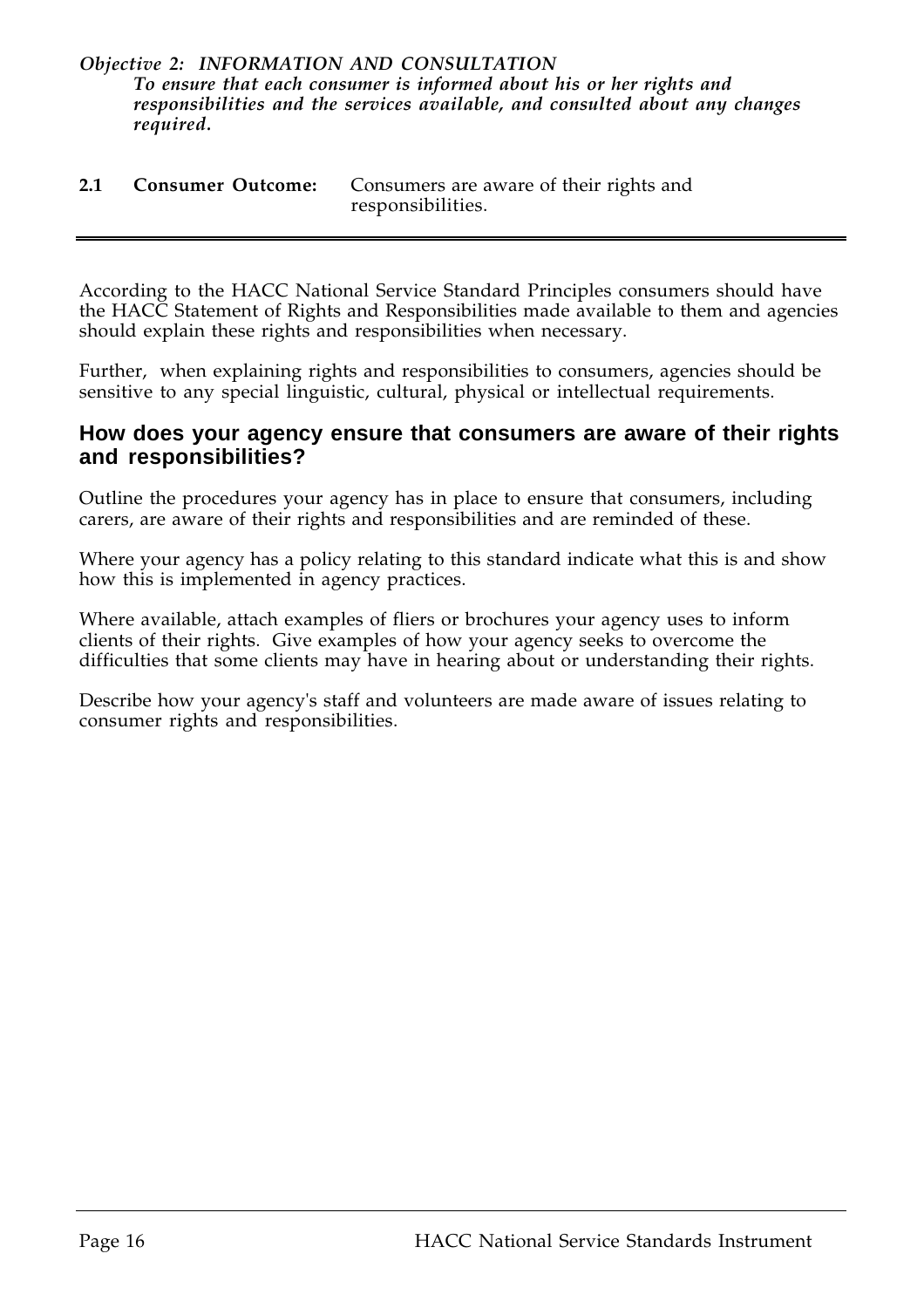*Objective 2: INFORMATION AND CONSULTATION*
***To ensure that each consumer is informed about his or her rights and responsibilities and the services available, and consulted about any changes required.***

**2.1 Consumer Outcome:** Consumers are aware of their rights and responsibilities.

---

According to the HACC National Service Standard Principles consumers should have the HACC Statement of Rights and Responsibilities made available to them and agencies should explain these rights and responsibilities when necessary.

Further, when explaining rights and responsibilities to consumers, agencies should be sensitive to any special linguistic, cultural, physical or intellectual requirements.

## How does your agency ensure that consumers are aware of their rights and responsibilities?

Outline the procedures your agency has in place to ensure that consumers, including carers, are aware of their rights and responsibilities and are reminded of these.

Where your agency has a policy relating to this standard indicate what this is and show how this is implemented in agency practices.

Where available, attach examples of fliers or brochures your agency uses to inform clients of their rights. Give examples of how your agency seeks to overcome the difficulties that some clients may have in hearing about or understanding their rights.

Describe how your agency's staff and volunteers are made aware of issues relating to consumer rights and responsibilities.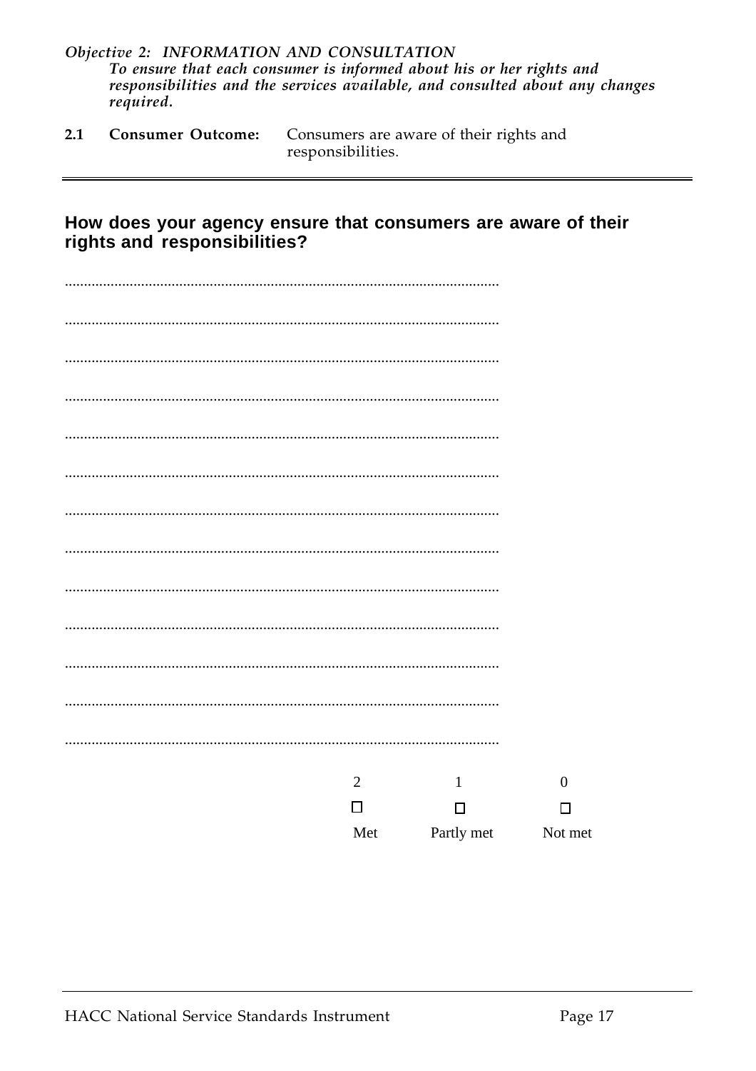***Objective 2: INFORMATION AND CONSULTATION***
*To ensure that each consumer is informed about his or her rights and responsibilities and the services available, and consulted about any changes required.*

**2.1 Consumer Outcome:** Consumers are aware of their rights and responsibilities.

---

## How does your agency ensure that consumers are aware of their rights and responsibilities?

.................................................................................................................

.................................................................................................................

.................................................................................................................

.................................................................................................................

.................................................................................................................

.................................................................................................................

.................................................................................................................

.................................................................................................................

.................................................................................................................

.................................................................................................................

.................................................................................................................

.................................................................................................................

.................................................................................................................

| 2 | 1 | 0 |
|---|---|---|
| ☐ | ☐ | ☐ |
| Met | Partly met | Not met |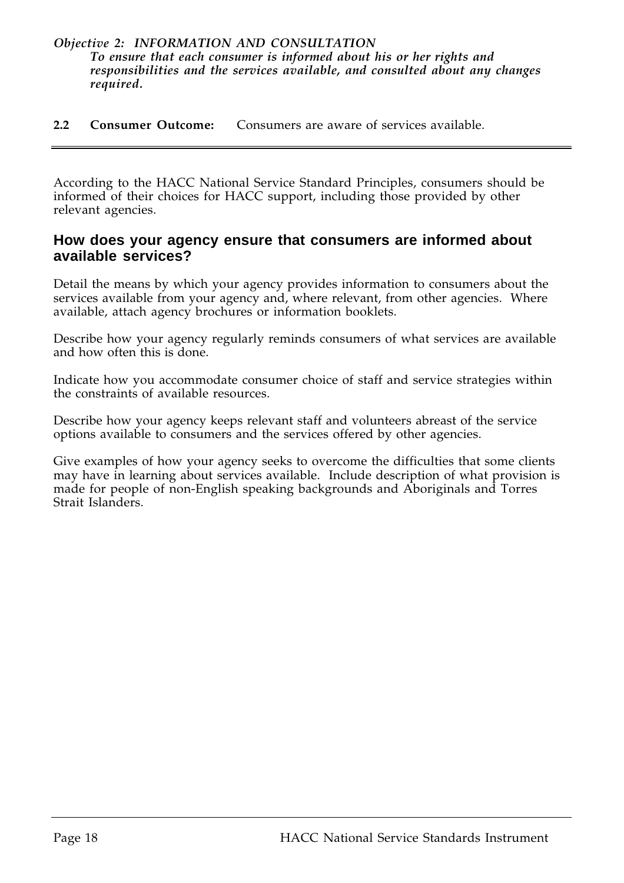***Objective 2: INFORMATION AND CONSULTATION***
***To ensure that each consumer is informed about his or her rights and responsibilities and the services available, and consulted about any changes required.***

**2.2 Consumer Outcome:** Consumers are aware of services available.

---

According to the HACC National Service Standard Principles, consumers should be informed of their choices for HACC support, including those provided by other relevant agencies.

## How does your agency ensure that consumers are informed about available services?

Detail the means by which your agency provides information to consumers about the services available from your agency and, where relevant, from other agencies. Where available, attach agency brochures or information booklets.

Describe how your agency regularly reminds consumers of what services are available and how often this is done.

Indicate how you accommodate consumer choice of staff and service strategies within the constraints of available resources.

Describe how your agency keeps relevant staff and volunteers abreast of the service options available to consumers and the services offered by other agencies.

Give examples of how your agency seeks to overcome the difficulties that some clients may have in learning about services available. Include description of what provision is made for people of non-English speaking backgrounds and Aboriginals and Torres Strait Islanders.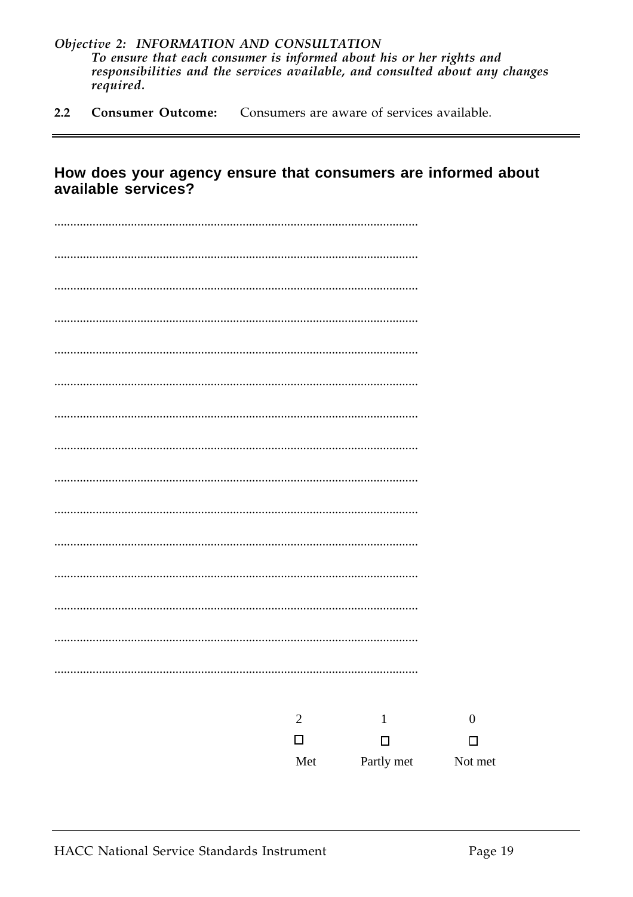***Objective 2: INFORMATION AND CONSULTATION***
*To ensure that each consumer is informed about his or her rights and responsibilities and the services available, and consulted about any changes required.*

**2.2 Consumer Outcome:** Consumers are aware of services available.

---

## How does your agency ensure that consumers are informed about available services?

.................................................................................................................

.................................................................................................................

.................................................................................................................

.................................................................................................................

.................................................................................................................

.................................................................................................................

.................................................................................................................

.................................................................................................................

.................................................................................................................

.................................................................................................................

.................................................................................................................

.................................................................................................................

.................................................................................................................

.................................................................................................................

.................................................................................................................

| 2 | 1 | 0 |
|---|---|---|
| ☐ | ☐ | ☐ |
| Met | Partly met | Not met |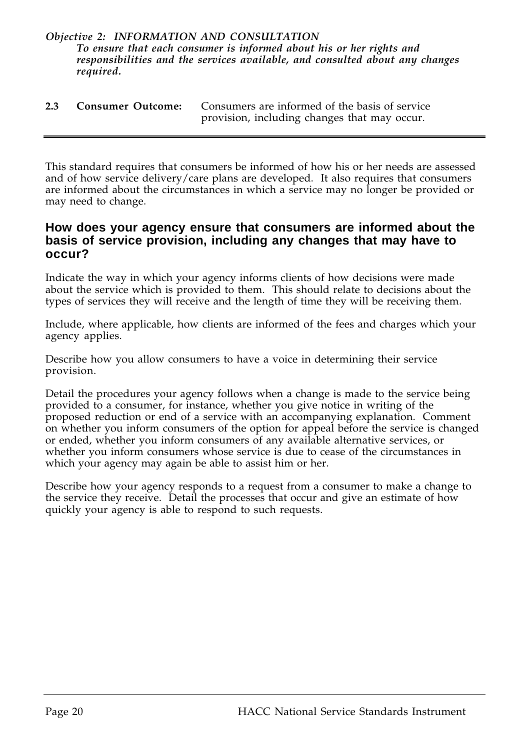*Objective 2: INFORMATION AND CONSULTATION*
***To ensure that each consumer is informed about his or her rights and responsibilities and the services available, and consulted about any changes required.***

**2.3 Consumer Outcome:** Consumers are informed of the basis of service provision, including changes that may occur.

---

This standard requires that consumers be informed of how his or her needs are assessed and of how service delivery/care plans are developed. It also requires that consumers are informed about the circumstances in which a service may no longer be provided or may need to change.

## How does your agency ensure that consumers are informed about the basis of service provision, including any changes that may have to occur?

Indicate the way in which your agency informs clients of how decisions were made about the service which is provided to them. This should relate to decisions about the types of services they will receive and the length of time they will be receiving them.

Include, where applicable, how clients are informed of the fees and charges which your agency applies.

Describe how you allow consumers to have a voice in determining their service provision.

Detail the procedures your agency follows when a change is made to the service being provided to a consumer, for instance, whether you give notice in writing of the proposed reduction or end of a service with an accompanying explanation. Comment on whether you inform consumers of the option for appeal before the service is changed or ended, whether you inform consumers of any available alternative services, or whether you inform consumers whose service is due to cease of the circumstances in which your agency may again be able to assist him or her.

Describe how your agency responds to a request from a consumer to make a change to the service they receive. Detail the processes that occur and give an estimate of how quickly your agency is able to respond to such requests.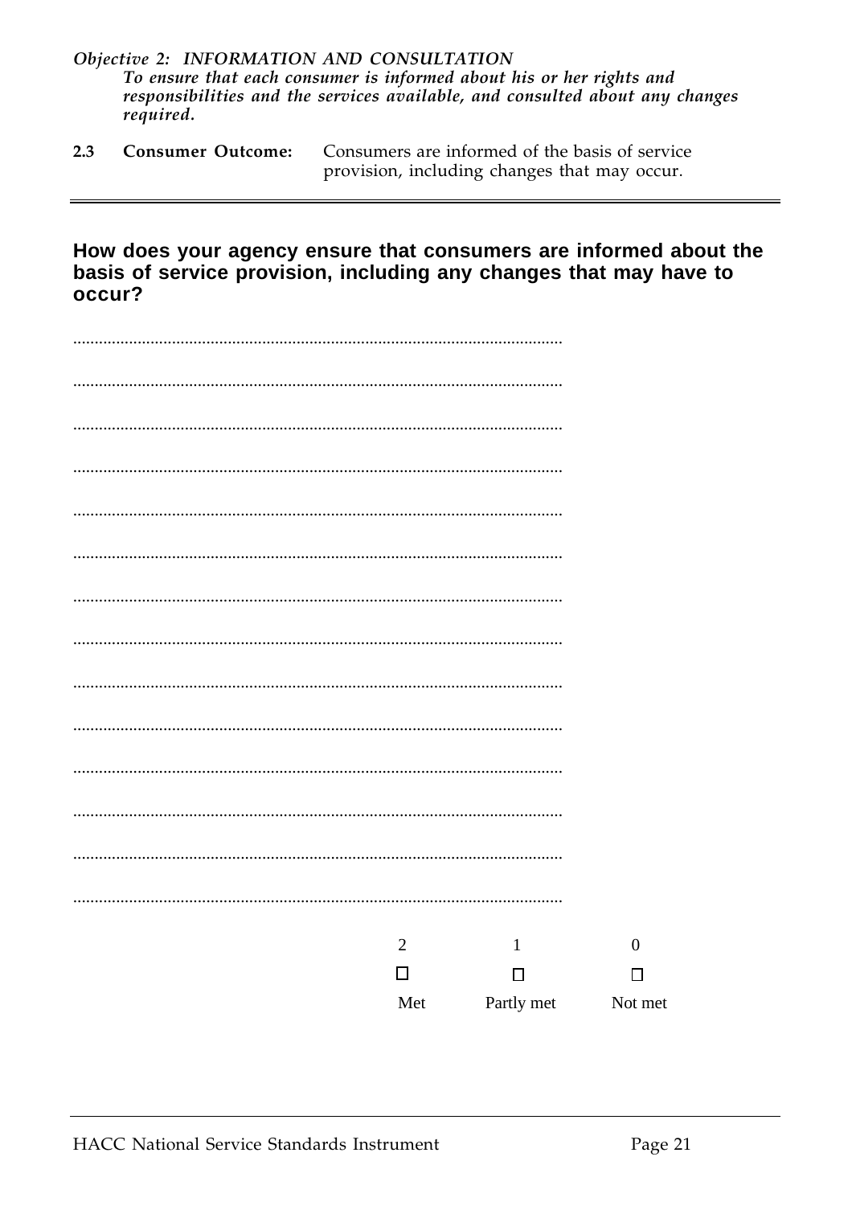*Objective 2: INFORMATION AND CONSULTATION*
*To ensure that each consumer is informed about his or her rights and responsibilities and the services available, and consulted about any changes required.*

**2.3 Consumer Outcome:** Consumers are informed of the basis of service provision, including changes that may occur.

---

## How does your agency ensure that consumers are informed about the basis of service provision, including any changes that may have to occur?

..................................................................................................................

..................................................................................................................

..................................................................................................................

..................................................................................................................

..................................................................................................................

..................................................................................................................

..................................................................................................................

..................................................................................................................

..................................................................................................................

..................................................................................................................

..................................................................................................................

..................................................................................................................

..................................................................................................................

..................................................................................................................

| 2 | 1 | 0 |
|---|---|---|
| ☐ | ☐ | ☐ |
| Met | Partly met | Not met |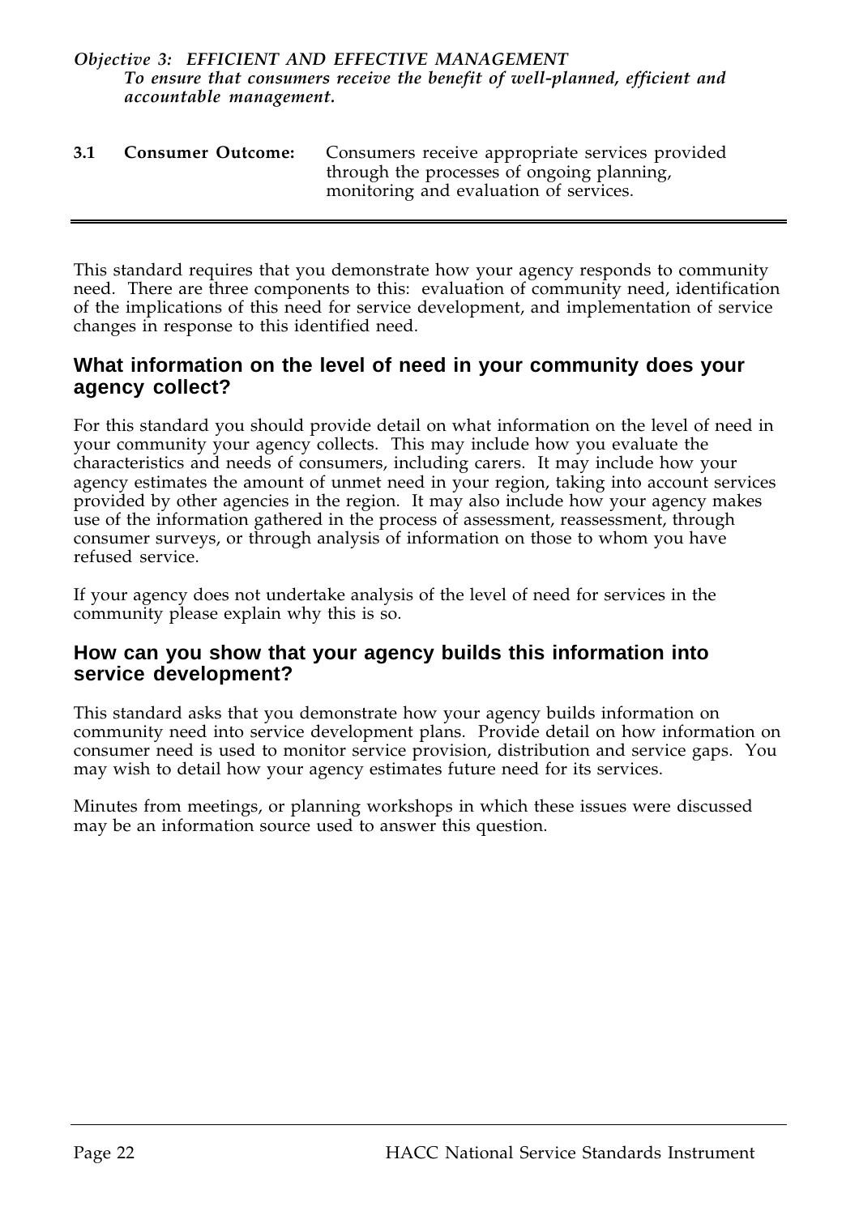*Objective 3: EFFICIENT AND EFFECTIVE MANAGEMENT*
*To ensure that consumers receive the benefit of well-planned, efficient and accountable management.*

**3.1 Consumer Outcome:** Consumers receive appropriate services provided through the processes of ongoing planning, monitoring and evaluation of services.

---

This standard requires that you demonstrate how your agency responds to community need. There are three components to this: evaluation of community need, identification of the implications of this need for service development, and implementation of service changes in response to this identified need.

## What information on the level of need in your community does your agency collect?

For this standard you should provide detail on what information on the level of need in your community your agency collects. This may include how you evaluate the characteristics and needs of consumers, including carers. It may include how your agency estimates the amount of unmet need in your region, taking into account services provided by other agencies in the region. It may also include how your agency makes use of the information gathered in the process of assessment, reassessment, through consumer surveys, or through analysis of information on those to whom you have refused service.

If your agency does not undertake analysis of the level of need for services in the community please explain why this is so.

## How can you show that your agency builds this information into service development?

This standard asks that you demonstrate how your agency builds information on community need into service development plans. Provide detail on how information on consumer need is used to monitor service provision, distribution and service gaps. You may wish to detail how your agency estimates future need for its services.

Minutes from meetings, or planning workshops in which these issues were discussed may be an information source used to answer this question.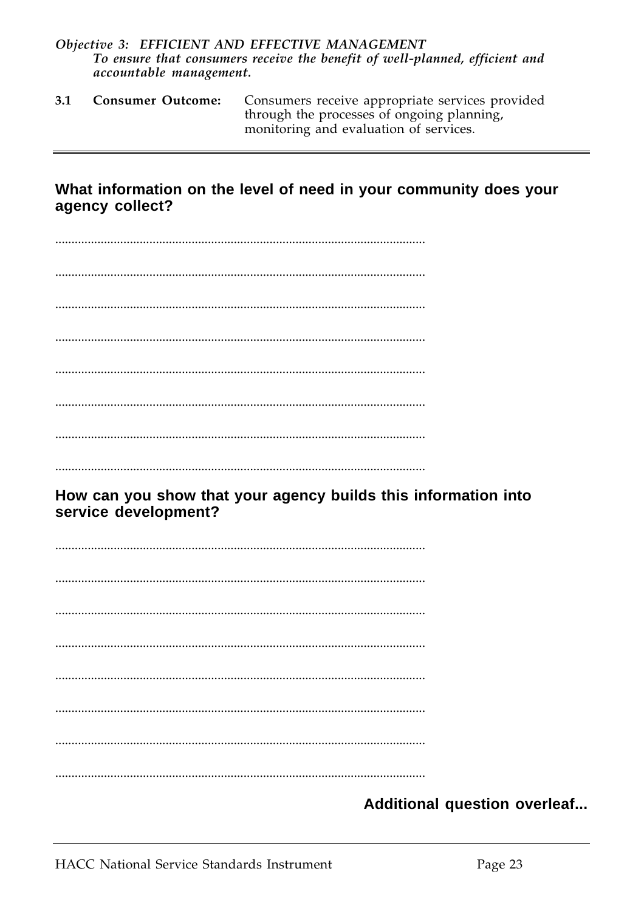*Objective 3: EFFICIENT AND EFFECTIVE MANAGEMENT*
*To ensure that consumers receive the benefit of well-planned, efficient and accountable management.*

**3.1 Consumer Outcome:** Consumers receive appropriate services provided through the processes of ongoing planning, monitoring and evaluation of services.

---

**What information on the level of need in your community does your agency collect?**

................................................................................................................

................................................................................................................

................................................................................................................

................................................................................................................

................................................................................................................

................................................................................................................

................................................................................................................

................................................................................................................

**How can you show that your agency builds this information into service development?**

................................................................................................................

................................................................................................................

................................................................................................................

................................................................................................................

................................................................................................................

................................................................................................................

................................................................................................................

................................................................................................................

**Additional question overleaf...**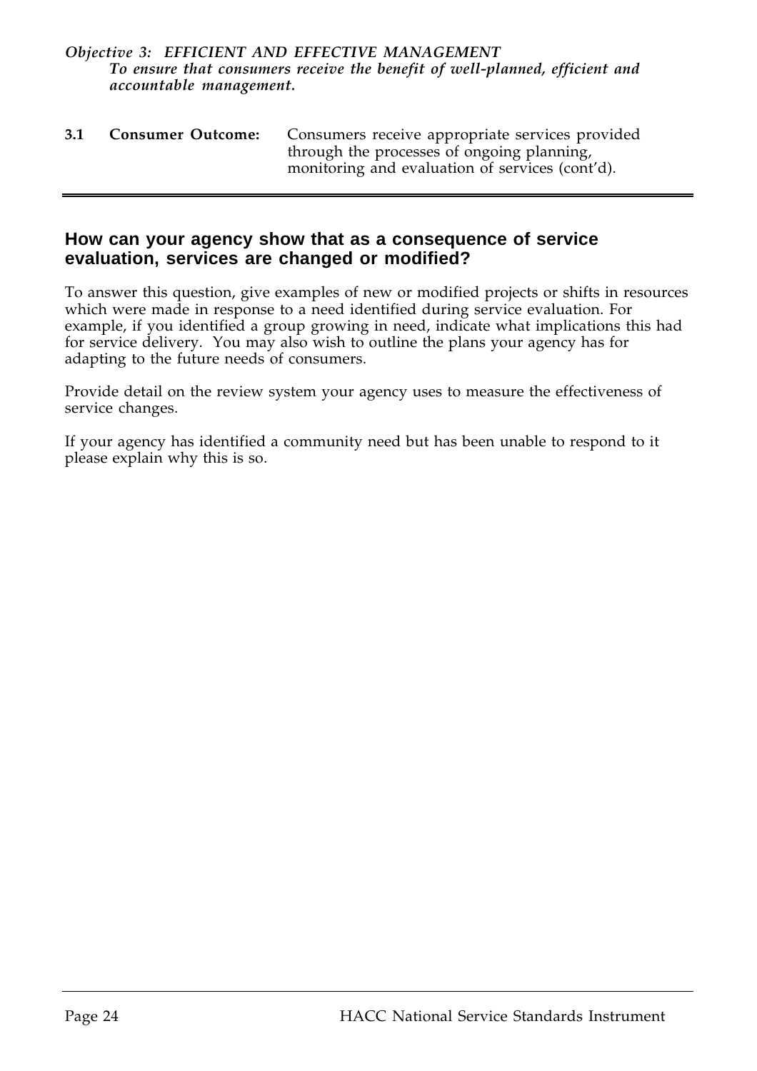***Objective 3: EFFICIENT AND EFFECTIVE MANAGEMENT***
***To ensure that consumers receive the benefit of well-planned, efficient and accountable management.***

**3.1 Consumer Outcome:** Consumers receive appropriate services provided through the processes of ongoing planning, monitoring and evaluation of services (cont'd).

---

## How can your agency show that as a consequence of service evaluation, services are changed or modified?

To answer this question, give examples of new or modified projects or shifts in resources which were made in response to a need identified during service evaluation. For example, if you identified a group growing in need, indicate what implications this had for service delivery. You may also wish to outline the plans your agency has for adapting to the future needs of consumers.

Provide detail on the review system your agency uses to measure the effectiveness of service changes.

If your agency has identified a community need but has been unable to respond to it please explain why this is so.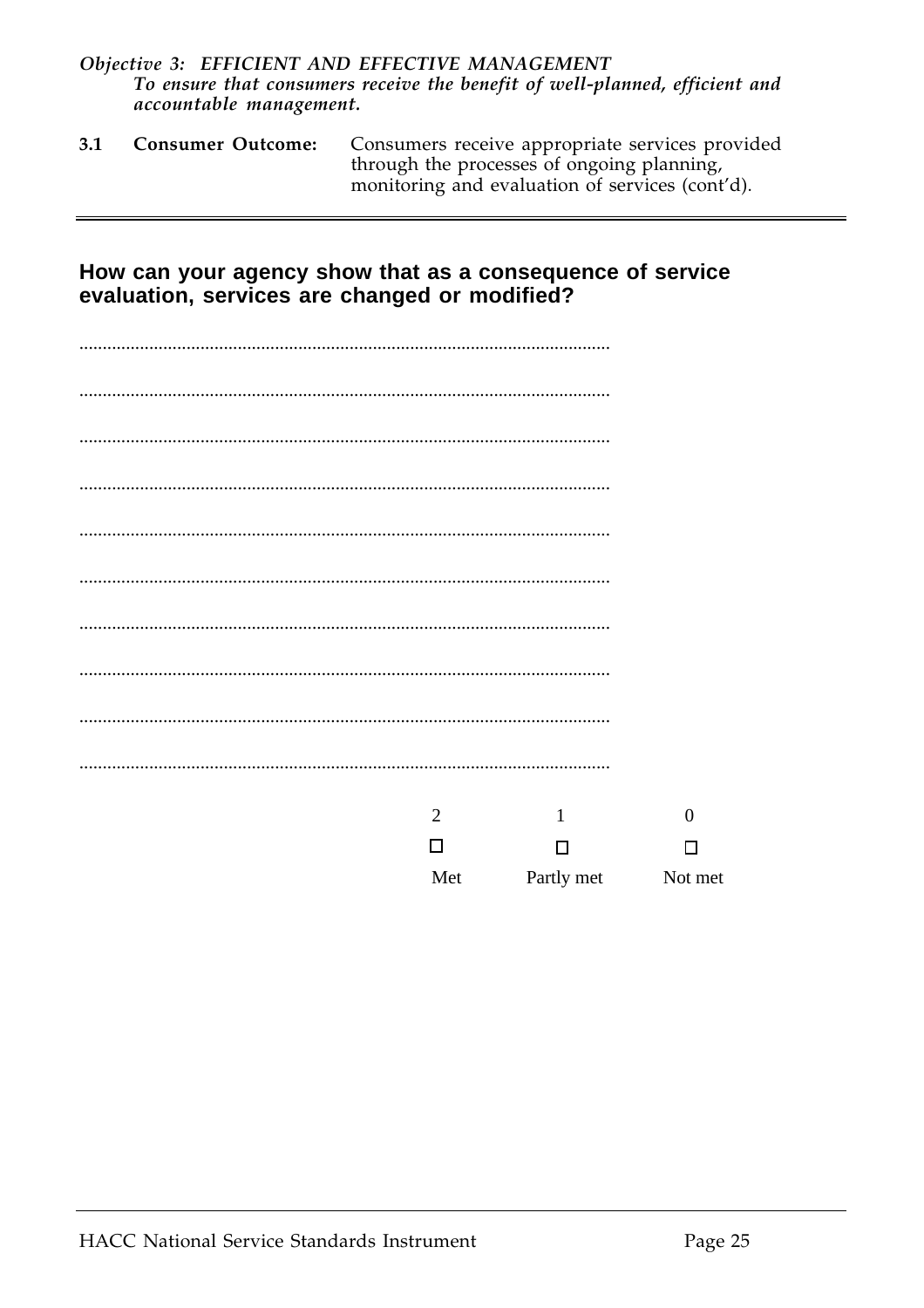*Objective 3: EFFICIENT AND EFFECTIVE MANAGEMENT*
*To ensure that consumers receive the benefit of well-planned, efficient and accountable management.*

**3.1 Consumer Outcome:** Consumers receive appropriate services provided through the processes of ongoing planning, monitoring and evaluation of services (cont'd).

---

**How can your agency show that as a consequence of service evaluation, services are changed or modified?**

.................................................................................................................

.................................................................................................................

.................................................................................................................

.................................................................................................................

.................................................................................................................

.................................................................................................................

.................................................................................................................

.................................................................................................................

.................................................................................................................

.................................................................................................................

| 2 | 1 | 0 |
|---|---|---|
| ☐ | ☐ | ☐ |
| Met | Partly met | Not met |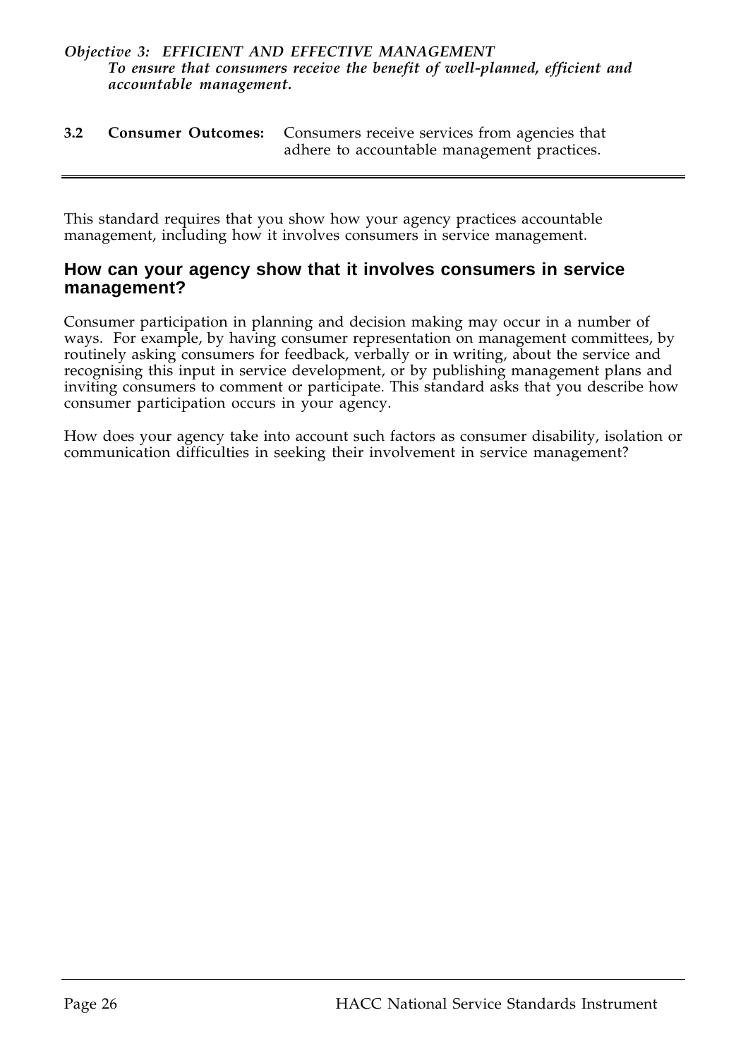***Objective 3: EFFICIENT AND EFFECTIVE MANAGEMENT***
***To ensure that consumers receive the benefit of well-planned, efficient and accountable management.***

**3.2 Consumer Outcomes:** Consumers receive services from agencies that adhere to accountable management practices.

---

This standard requires that you show how your agency practices accountable management, including how it involves consumers in service management.

## How can your agency show that it involves consumers in service management?

Consumer participation in planning and decision making may occur in a number of ways. For example, by having consumer representation on management committees, by routinely asking consumers for feedback, verbally or in writing, about the service and recognising this input in service development, or by publishing management plans and inviting consumers to comment or participate. This standard asks that you describe how consumer participation occurs in your agency.

How does your agency take into account such factors as consumer disability, isolation or communication difficulties in seeking their involvement in service management?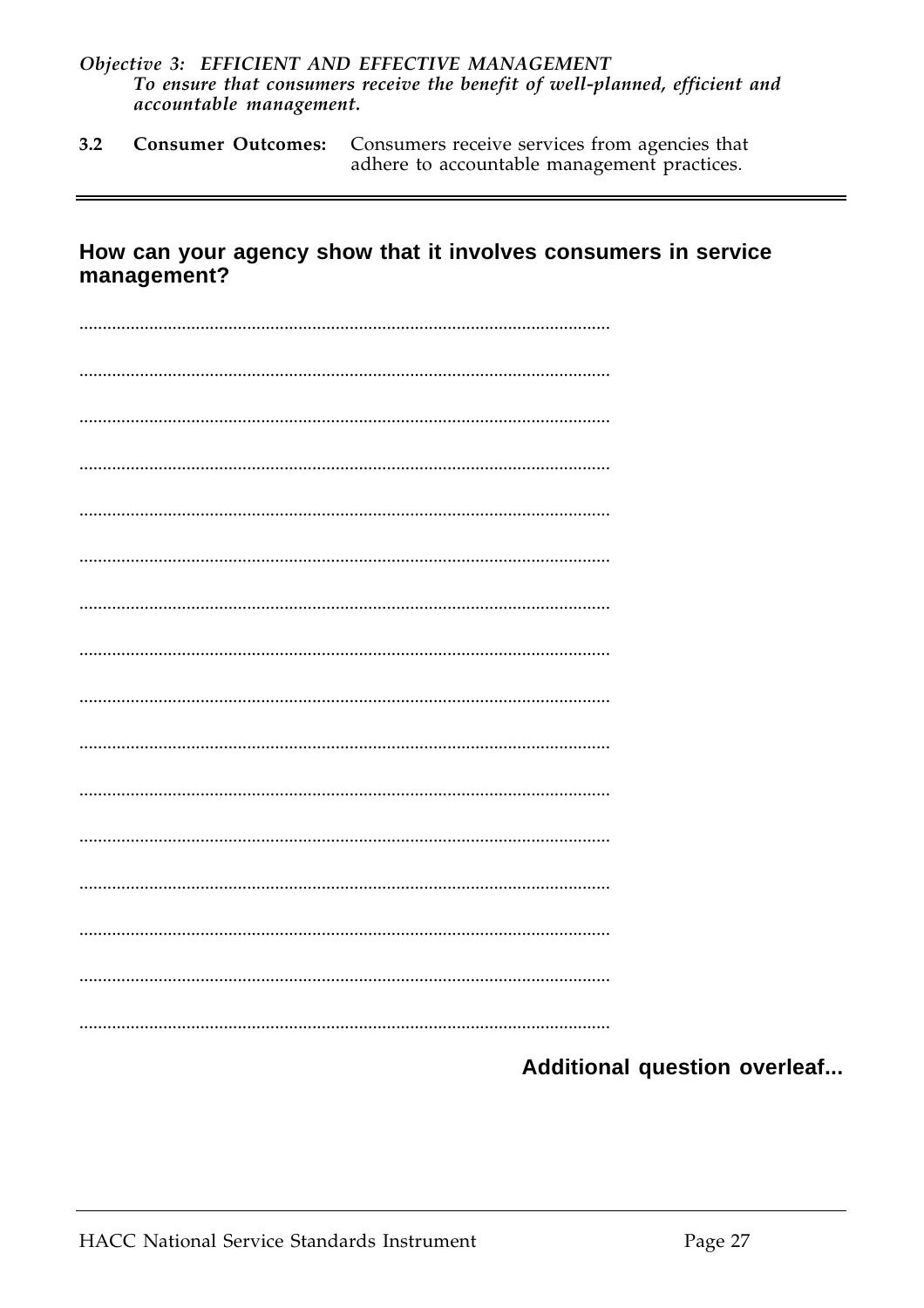*Objective 3: EFFICIENT AND EFFECTIVE MANAGEMENT*
*To ensure that consumers receive the benefit of well-planned, efficient and accountable management.*

**3.2 Consumer Outcomes:** Consumers receive services from agencies that adhere to accountable management practices.

---

## How can your agency show that it involves consumers in service management?

..................................................................................................................

..................................................................................................................

..................................................................................................................

..................................................................................................................

..................................................................................................................

..................................................................................................................

..................................................................................................................

..................................................................................................................

..................................................................................................................

..................................................................................................................

..................................................................................................................

..................................................................................................................

..................................................................................................................

..................................................................................................................

..................................................................................................................

..................................................................................................................

**Additional question overleaf...**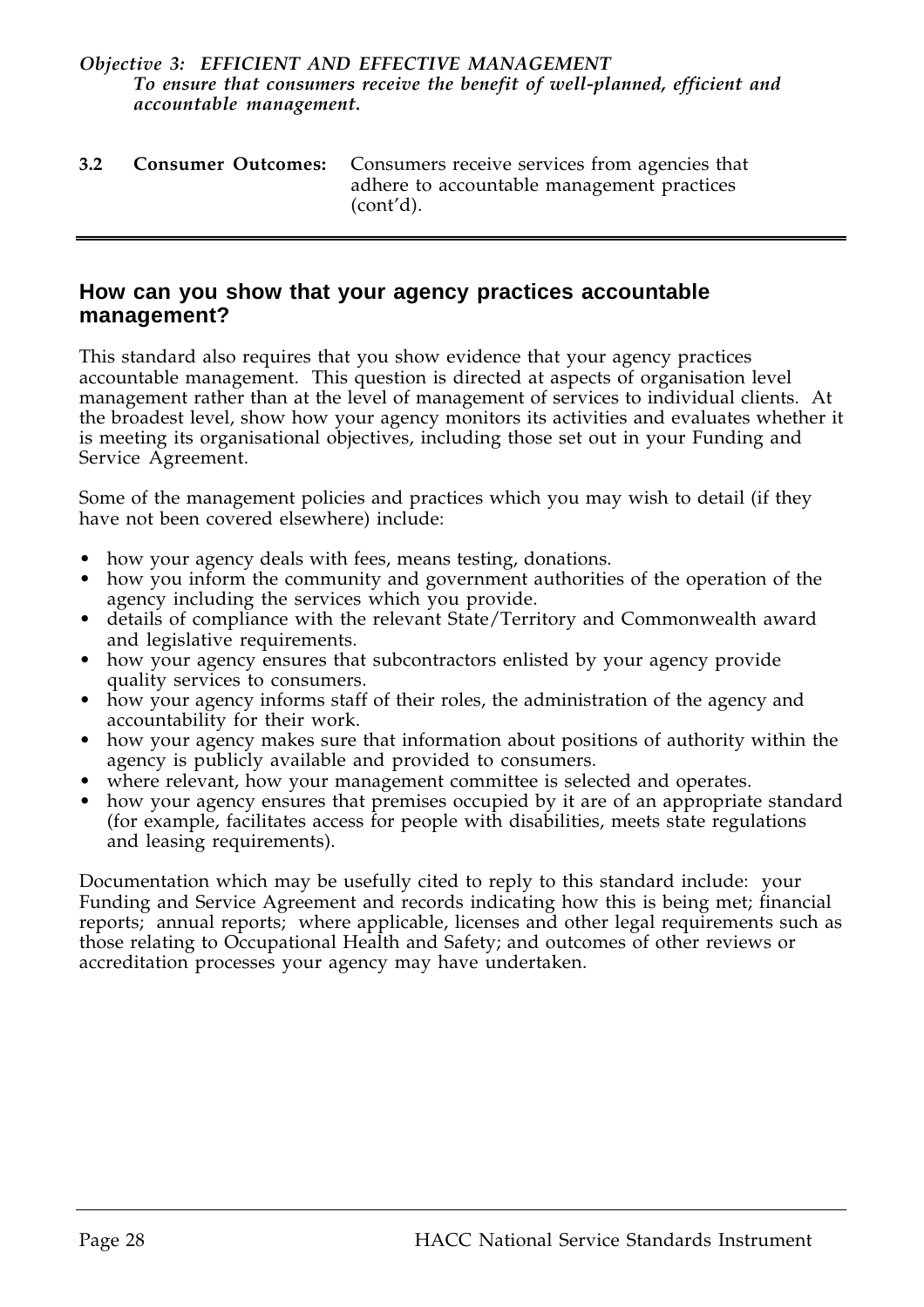*Objective 3: **EFFICIENT AND EFFECTIVE MANAGEMENT***
***To ensure that consumers receive the benefit of well-planned, efficient and accountable management.***

**3.2 Consumer Outcomes:** Consumers receive services from agencies that adhere to accountable management practices (cont'd).

---

## How can you show that your agency practices accountable management?

This standard also requires that you show evidence that your agency practices accountable management. This question is directed at aspects of organisation level management rather than at the level of management of services to individual clients. At the broadest level, show how your agency monitors its activities and evaluates whether it is meeting its organisational objectives, including those set out in your Funding and Service Agreement.

Some of the management policies and practices which you may wish to detail (if they have not been covered elsewhere) include:

- how your agency deals with fees, means testing, donations.
- how you inform the community and government authorities of the operation of the agency including the services which you provide.
- details of compliance with the relevant State/Territory and Commonwealth award and legislative requirements.
- how your agency ensures that subcontractors enlisted by your agency provide quality services to consumers.
- how your agency informs staff of their roles, the administration of the agency and accountability for their work.
- how your agency makes sure that information about positions of authority within the agency is publicly available and provided to consumers.
- where relevant, how your management committee is selected and operates.
- how your agency ensures that premises occupied by it are of an appropriate standard (for example, facilitates access for people with disabilities, meets state regulations and leasing requirements).

Documentation which may be usefully cited to reply to this standard include: your Funding and Service Agreement and records indicating how this is being met; financial reports; annual reports; where applicable, licenses and other legal requirements such as those relating to Occupational Health and Safety; and outcomes of other reviews or accreditation processes your agency may have undertaken.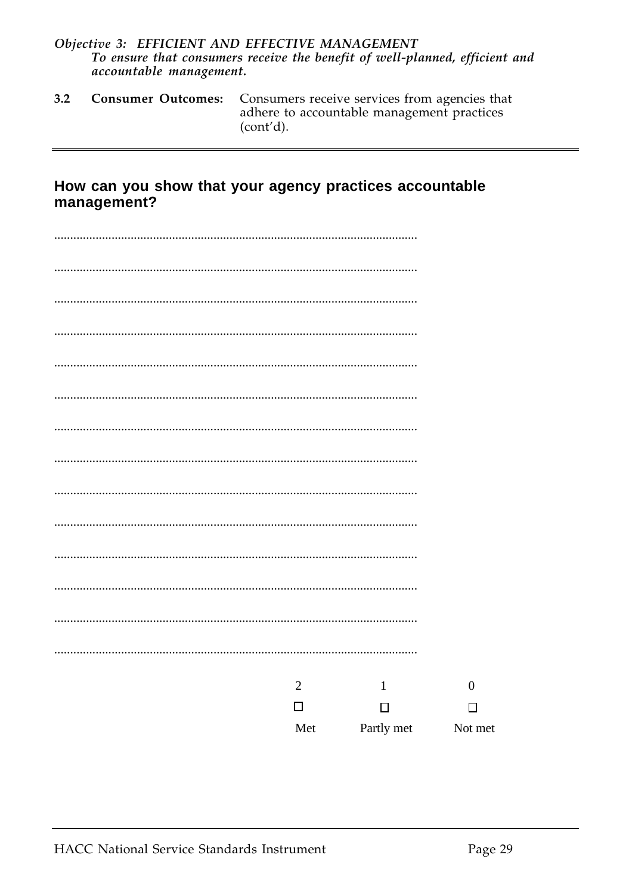*Objective 3: EFFICIENT AND EFFECTIVE MANAGEMENT*
*To ensure that consumers receive the benefit of well-planned, efficient and accountable management.*

**3.2 Consumer Outcomes:** Consumers receive services from agencies that adhere to accountable management practices (cont'd).

---

## How can you show that your agency practices accountable management?

................................................................................................................

................................................................................................................

................................................................................................................

................................................................................................................

................................................................................................................

................................................................................................................

................................................................................................................

................................................................................................................

................................................................................................................

................................................................................................................

................................................................................................................

................................................................................................................

................................................................................................................

................................................................................................................

| 2 | 1 | 0 |
|---|---|---|
| ☐ | ☐ | ☐ |
| Met | Partly met | Not met |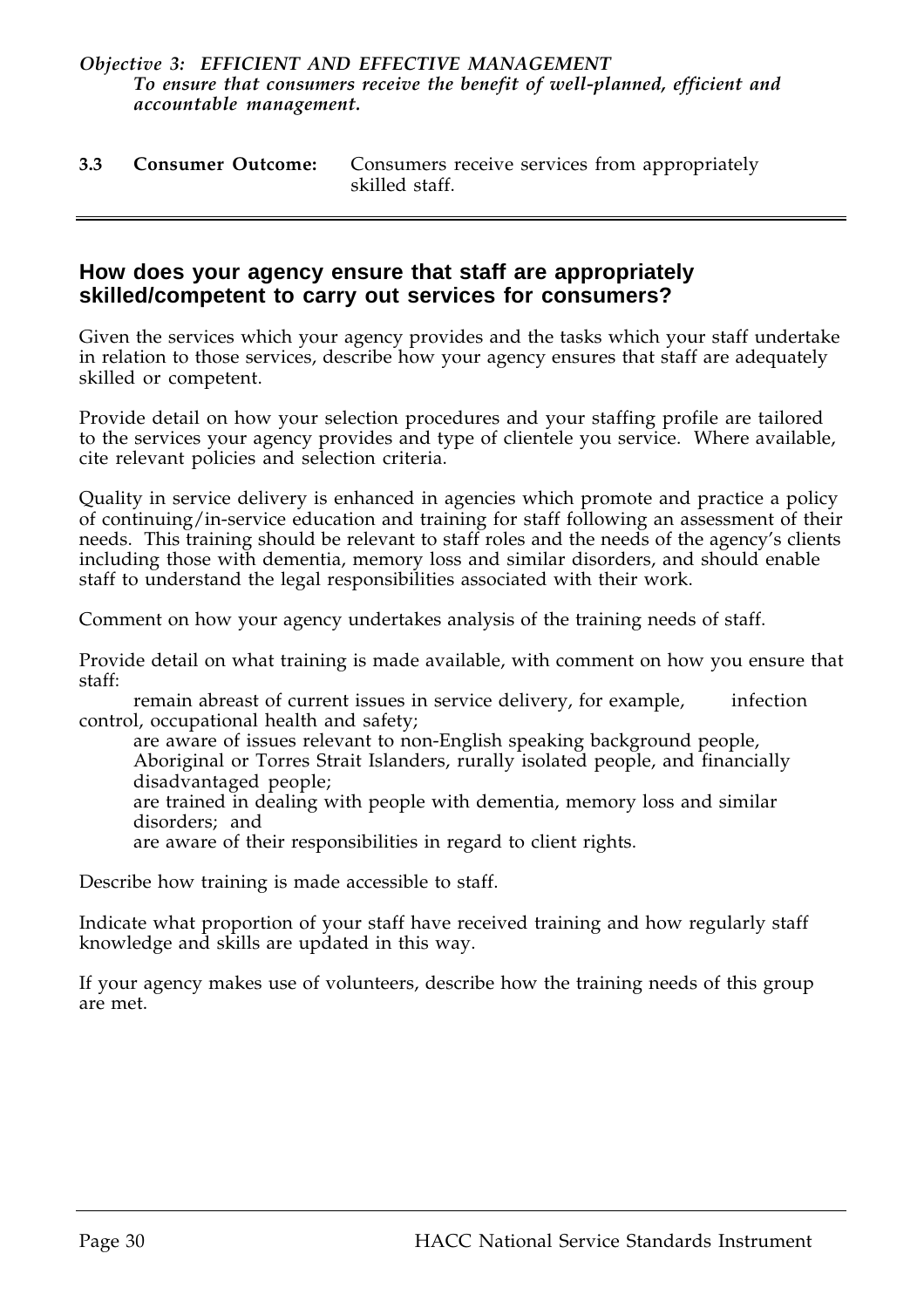*Objective 3: EFFICIENT AND EFFECTIVE MANAGEMENT*
***To ensure that consumers receive the benefit of well-planned, efficient and accountable management.***

**3.3 Consumer Outcome:** Consumers receive services from appropriately skilled staff.

---

## How does your agency ensure that staff are appropriately skilled/competent to carry out services for consumers?

Given the services which your agency provides and the tasks which your staff undertake in relation to those services, describe how your agency ensures that staff are adequately skilled or competent.

Provide detail on how your selection procedures and your staffing profile are tailored to the services your agency provides and type of clientele you service. Where available, cite relevant policies and selection criteria.

Quality in service delivery is enhanced in agencies which promote and practice a policy of continuing/in-service education and training for staff following an assessment of their needs. This training should be relevant to staff roles and the needs of the agency's clients including those with dementia, memory loss and similar disorders, and should enable staff to understand the legal responsibilities associated with their work.

Comment on how your agency undertakes analysis of the training needs of staff.

Provide detail on what training is made available, with comment on how you ensure that staff:

- remain abreast of current issues in service delivery, for example, infection control, occupational health and safety;
- are aware of issues relevant to non-English speaking background people, Aboriginal or Torres Strait Islanders, rurally isolated people, and financially disadvantaged people;
- are trained in dealing with people with dementia, memory loss and similar disorders; and
- are aware of their responsibilities in regard to client rights.

Describe how training is made accessible to staff.

Indicate what proportion of your staff have received training and how regularly staff knowledge and skills are updated in this way.

If your agency makes use of volunteers, describe how the training needs of this group are met.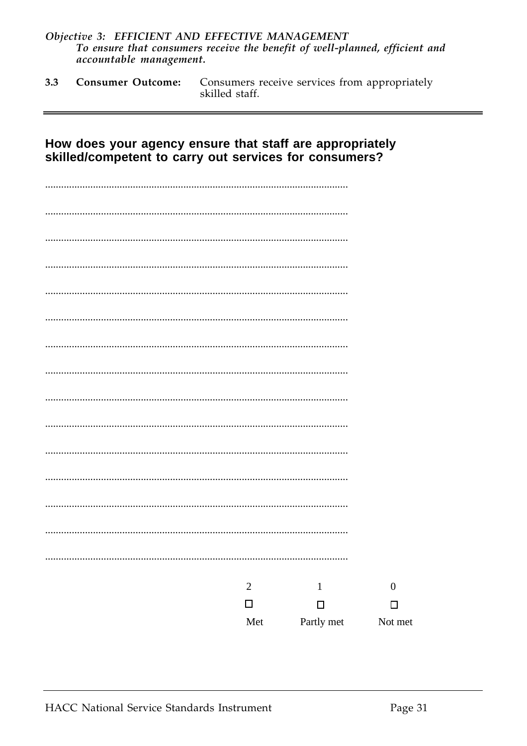*Objective 3: EFFICIENT AND EFFECTIVE MANAGEMENT*
*To ensure that consumers receive the benefit of well-planned, efficient and accountable management.*

**3.3 Consumer Outcome:** Consumers receive services from appropriately skilled staff.

---

## How does your agency ensure that staff are appropriately skilled/competent to carry out services for consumers?

................................................................................................................

................................................................................................................

................................................................................................................

................................................................................................................

................................................................................................................

................................................................................................................

................................................................................................................

................................................................................................................

................................................................................................................

................................................................................................................

................................................................................................................

................................................................................................................

................................................................................................................

................................................................................................................

................................................................................................................

| 2 | 1 | 0 |
|---|---|---|
| ☐ | ☐ | ☐ |
| Met | Partly met | Not met |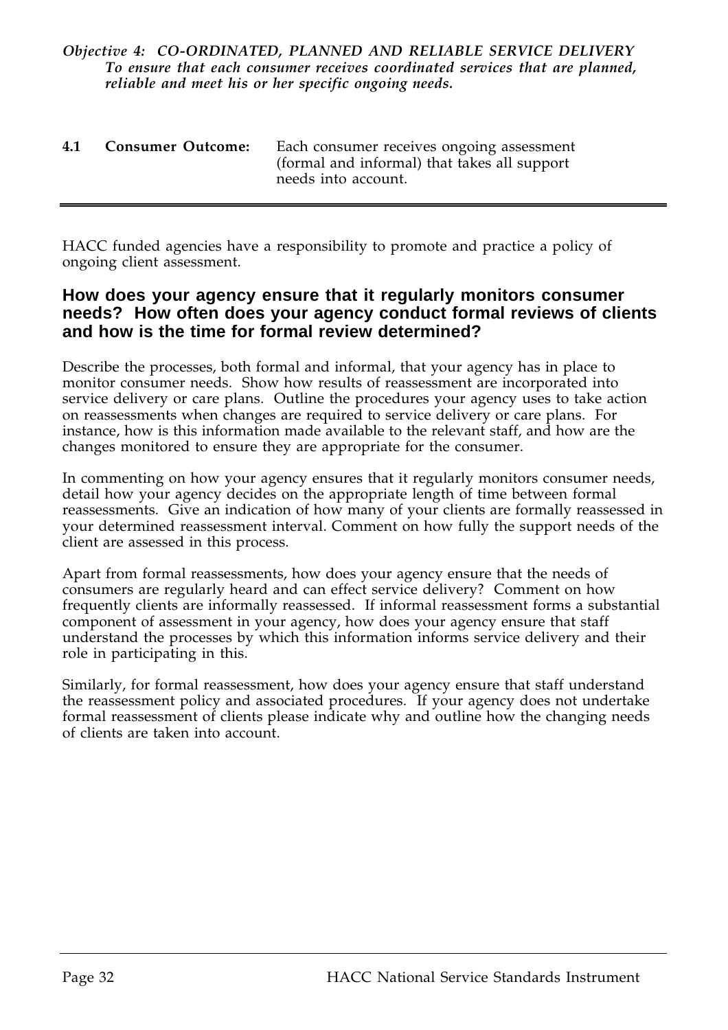***Objective 4: CO-ORDINATED, PLANNED AND RELIABLE SERVICE DELIVERY***
***To ensure that each consumer receives coordinated services that are planned, reliable and meet his or her specific ongoing needs.***

**4.1 Consumer Outcome:** Each consumer receives ongoing assessment (formal and informal) that takes all support needs into account.

---

HACC funded agencies have a responsibility to promote and practice a policy of ongoing client assessment.

## How does your agency ensure that it regularly monitors consumer needs? How often does your agency conduct formal reviews of clients and how is the time for formal review determined?

Describe the processes, both formal and informal, that your agency has in place to monitor consumer needs. Show how results of reassessment are incorporated into service delivery or care plans. Outline the procedures your agency uses to take action on reassessments when changes are required to service delivery or care plans. For instance, how is this information made available to the relevant staff, and how are the changes monitored to ensure they are appropriate for the consumer.

In commenting on how your agency ensures that it regularly monitors consumer needs, detail how your agency decides on the appropriate length of time between formal reassessments. Give an indication of how many of your clients are formally reassessed in your determined reassessment interval. Comment on how fully the support needs of the client are assessed in this process.

Apart from formal reassessments, how does your agency ensure that the needs of consumers are regularly heard and can effect service delivery? Comment on how frequently clients are informally reassessed. If informal reassessment forms a substantial component of assessment in your agency, how does your agency ensure that staff understand the processes by which this information informs service delivery and their role in participating in this.

Similarly, for formal reassessment, how does your agency ensure that staff understand the reassessment policy and associated procedures. If your agency does not undertake formal reassessment of clients please indicate why and outline how the changing needs of clients are taken into account.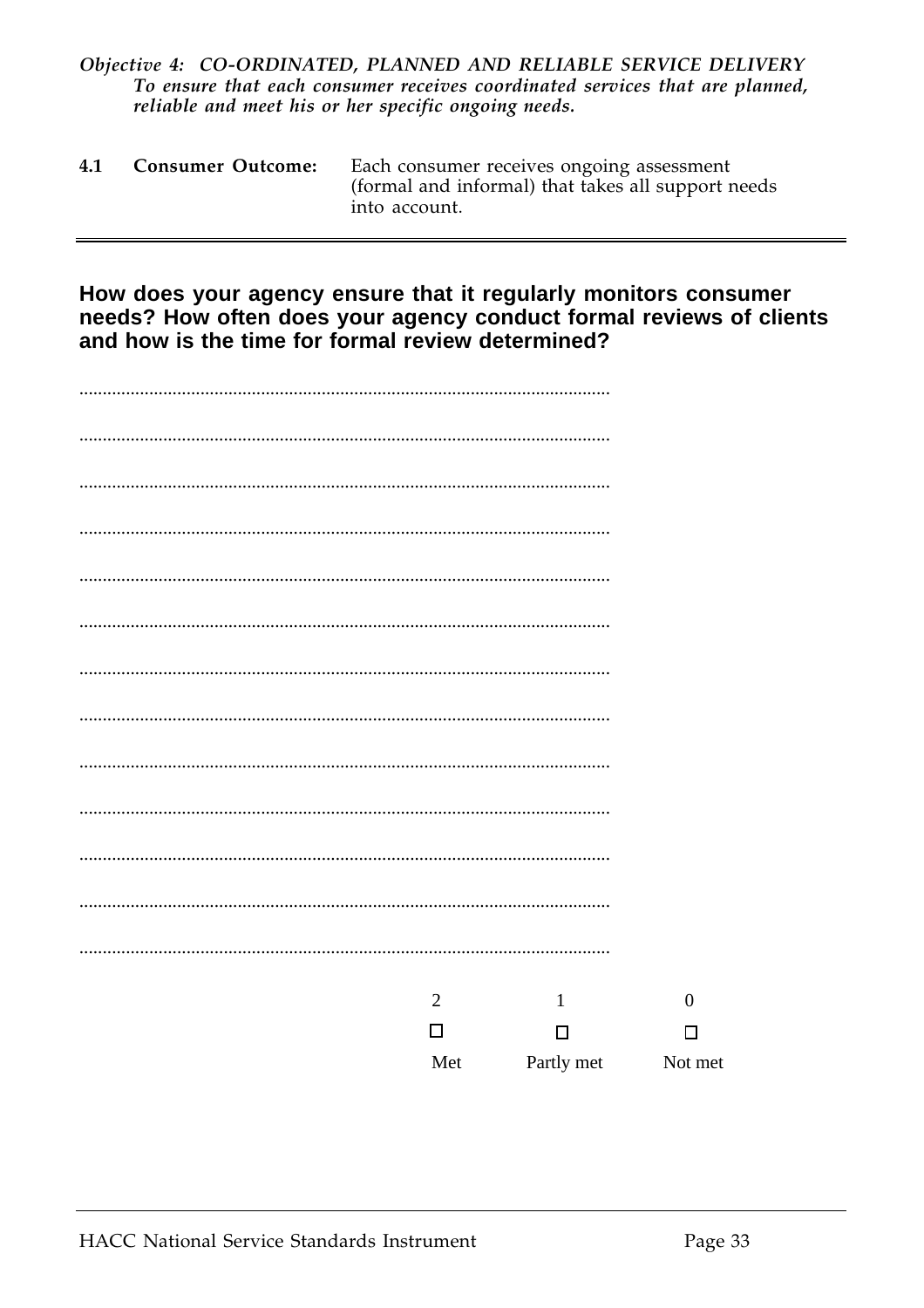*Objective 4: CO-ORDINATED, PLANNED AND RELIABLE SERVICE DELIVERY*
*To ensure that each consumer receives coordinated services that are planned, reliable and meet his or her specific ongoing needs.*

**4.1 Consumer Outcome:** Each consumer receives ongoing assessment (formal and informal) that takes all support needs into account.

---

**How does your agency ensure that it regularly monitors consumer needs? How often does your agency conduct formal reviews of clients and how is the time for formal review determined?**

................................................................................................................

................................................................................................................

................................................................................................................

................................................................................................................

................................................................................................................

................................................................................................................

................................................................................................................

................................................................................................................

................................................................................................................

................................................................................................................

................................................................................................................

................................................................................................................

................................................................................................................

| 2 | 1 | 0 |
|---|---|---|
| ☐ | ☐ | ☐ |
| Met | Partly met | Not met |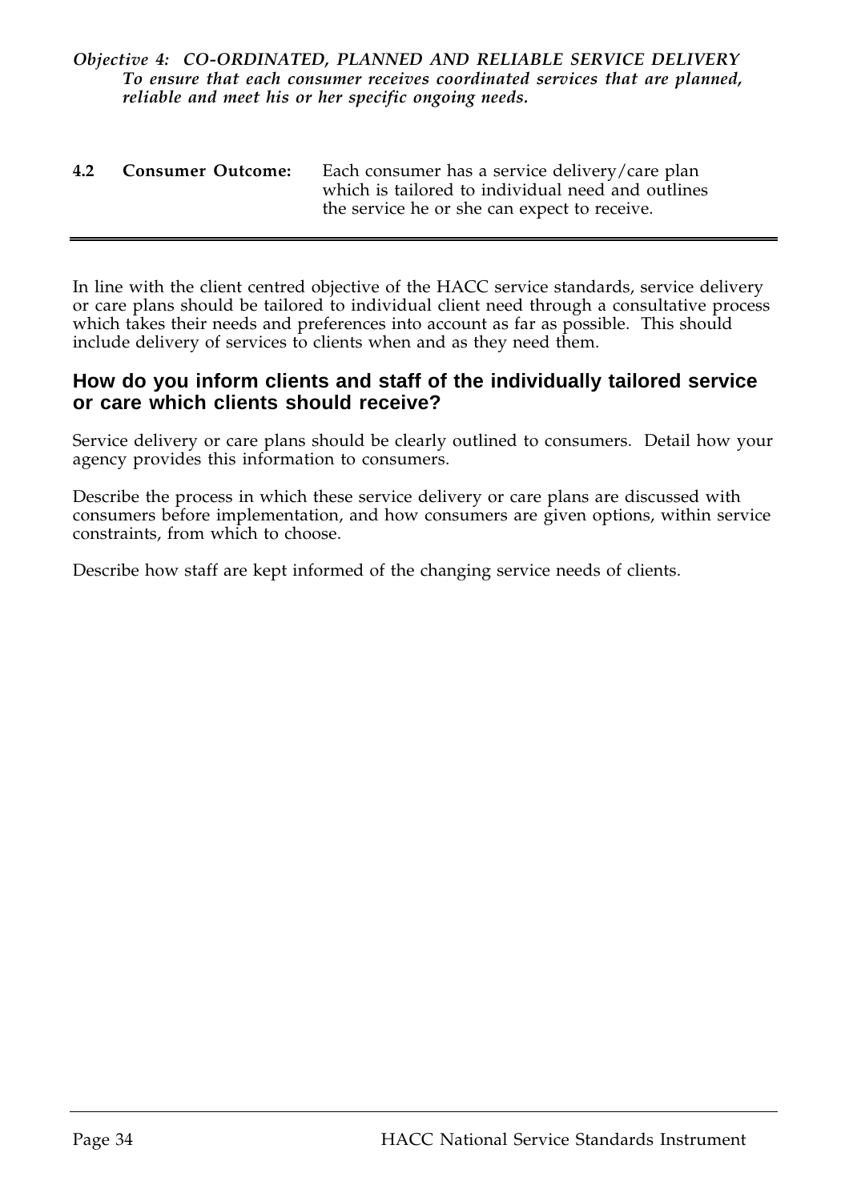*Objective 4: CO-ORDINATED, PLANNED AND RELIABLE SERVICE DELIVERY*
***To ensure that each consumer receives coordinated services that are planned, reliable and meet his or her specific ongoing needs.***

**4.2 Consumer Outcome:** Each consumer has a service delivery/care plan which is tailored to individual need and outlines the service he or she can expect to receive.

---

In line with the client centred objective of the HACC service standards, service delivery or care plans should be tailored to individual client need through a consultative process which takes their needs and preferences into account as far as possible. This should include delivery of services to clients when and as they need them.

## How do you inform clients and staff of the individually tailored service or care which clients should receive?

Service delivery or care plans should be clearly outlined to consumers. Detail how your agency provides this information to consumers.

Describe the process in which these service delivery or care plans are discussed with consumers before implementation, and how consumers are given options, within service constraints, from which to choose.

Describe how staff are kept informed of the changing service needs of clients.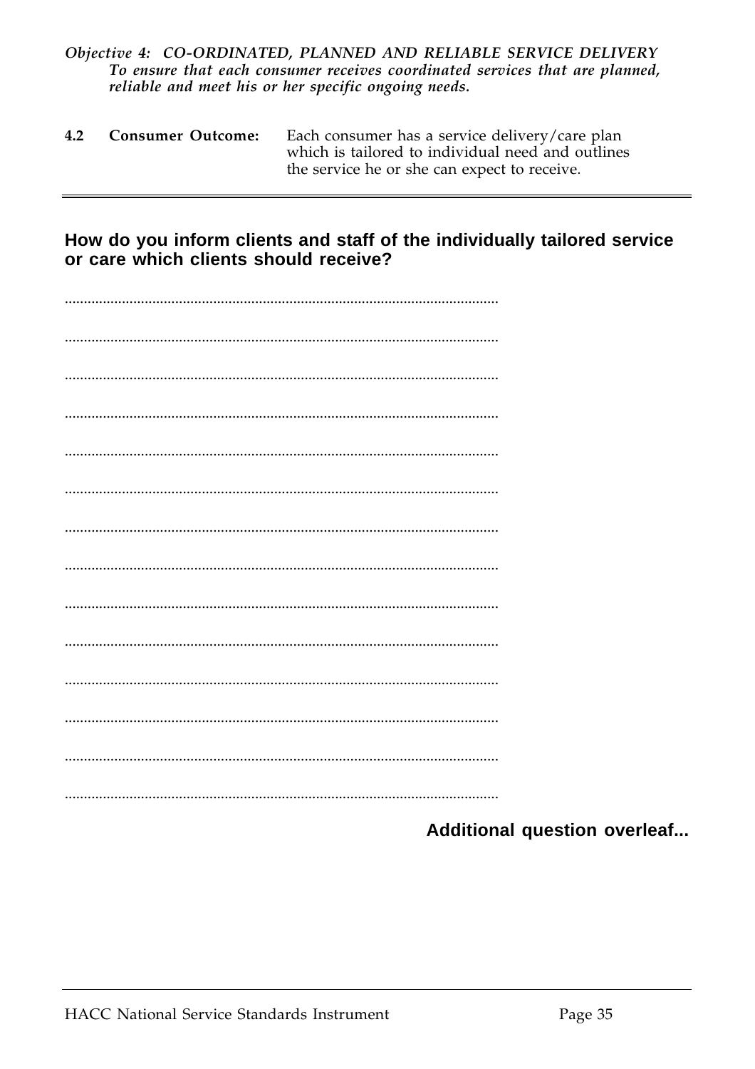*Objective 4: CO-ORDINATED, PLANNED AND RELIABLE SERVICE DELIVERY*
***To ensure that each consumer receives coordinated services that are planned, reliable and meet his or her specific ongoing needs.***

**4.2 Consumer Outcome:** Each consumer has a service delivery/care plan which is tailored to individual need and outlines the service he or she can expect to receive.

---

## How do you inform clients and staff of the individually tailored service or care which clients should receive?

..................................................................................................................

..................................................................................................................

..................................................................................................................

..................................................................................................................

..................................................................................................................

..................................................................................................................

..................................................................................................................

..................................................................................................................

..................................................................................................................

..................................................................................................................

..................................................................................................................

..................................................................................................................

..................................................................................................................

..................................................................................................................

**Additional question overleaf...**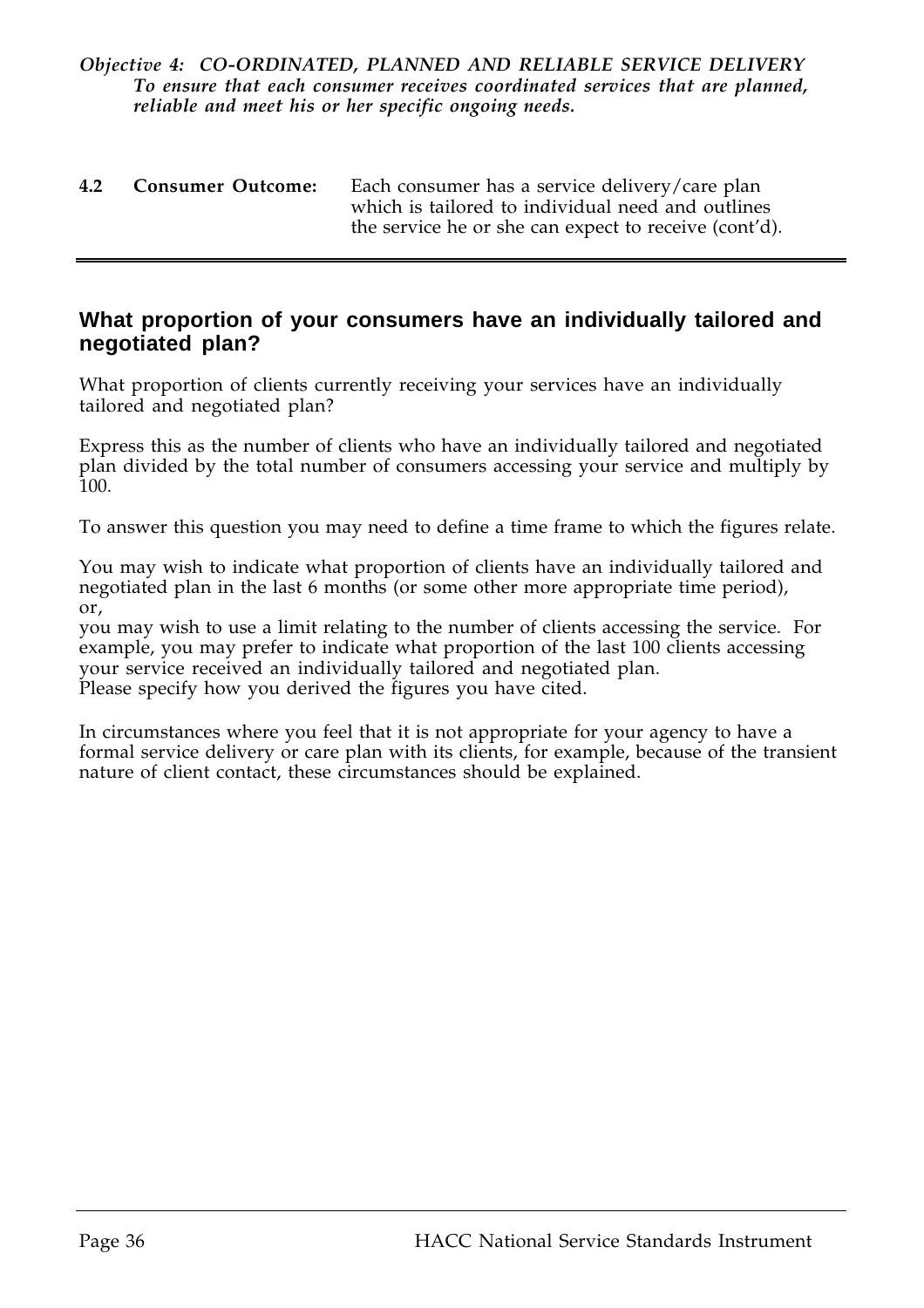*Objective 4: CO-ORDINATED, PLANNED AND RELIABLE SERVICE DELIVERY*
***To ensure that each consumer receives coordinated services that are planned, reliable and meet his or her specific ongoing needs.***

**4.2 Consumer Outcome:** Each consumer has a service delivery/care plan which is tailored to individual need and outlines the service he or she can expect to receive (cont'd).

---

## What proportion of your consumers have an individually tailored and negotiated plan?

What proportion of clients currently receiving your services have an individually tailored and negotiated plan?

Express this as the number of clients who have an individually tailored and negotiated plan divided by the total number of consumers accessing your service and multiply by 100.

To answer this question you may need to define a time frame to which the figures relate.

You may wish to indicate what proportion of clients have an individually tailored and negotiated plan in the last 6 months (or some other more appropriate time period), or,
you may wish to use a limit relating to the number of clients accessing the service. For example, you may prefer to indicate what proportion of the last 100 clients accessing your service received an individually tailored and negotiated plan.
Please specify how you derived the figures you have cited.

In circumstances where you feel that it is not appropriate for your agency to have a formal service delivery or care plan with its clients, for example, because of the transient nature of client contact, these circumstances should be explained.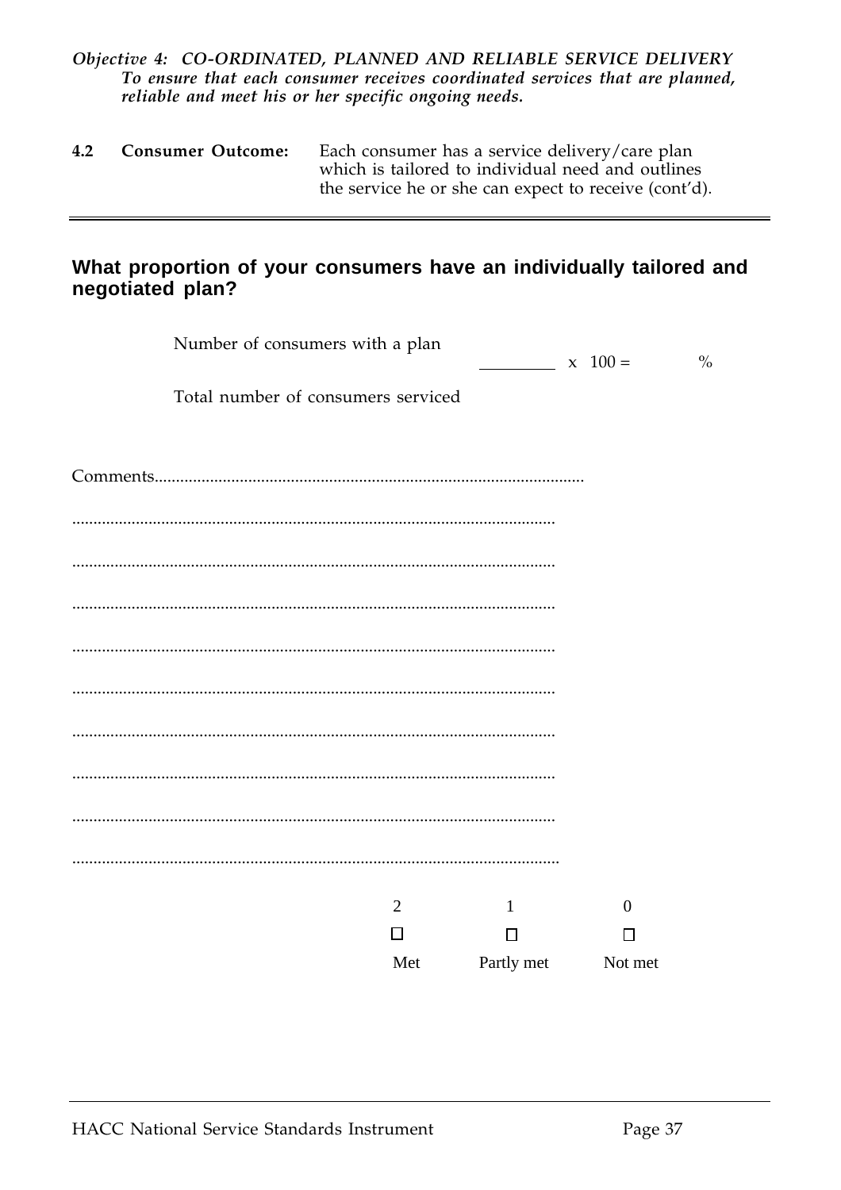*Objective 4: CO-ORDINATED, PLANNED AND RELIABLE SERVICE DELIVERY*
***To ensure that each consumer receives coordinated services that are planned, reliable and meet his or her specific ongoing needs.***

**4.2 Consumer Outcome:** Each consumer has a service delivery/care plan which is tailored to individual need and outlines the service he or she can expect to receive (cont'd).

---

## What proportion of your consumers have an individually tailored and negotiated plan?

$$\frac{\text{Number of consumers with a plan}}{\text{Total number of consumers serviced}} \times 100 = \quad \%$$

Comments...................................................................................................

.................................................................................................................

.................................................................................................................

.................................................................................................................

.................................................................................................................

.................................................................................................................

.................................................................................................................

.................................................................................................................

.................................................................................................................

.................................................................................................................

| 2 | 1 | 0 |
|---|---|---|
| ☐ | ☐ | ☐ |
| Met | Partly met | Not met |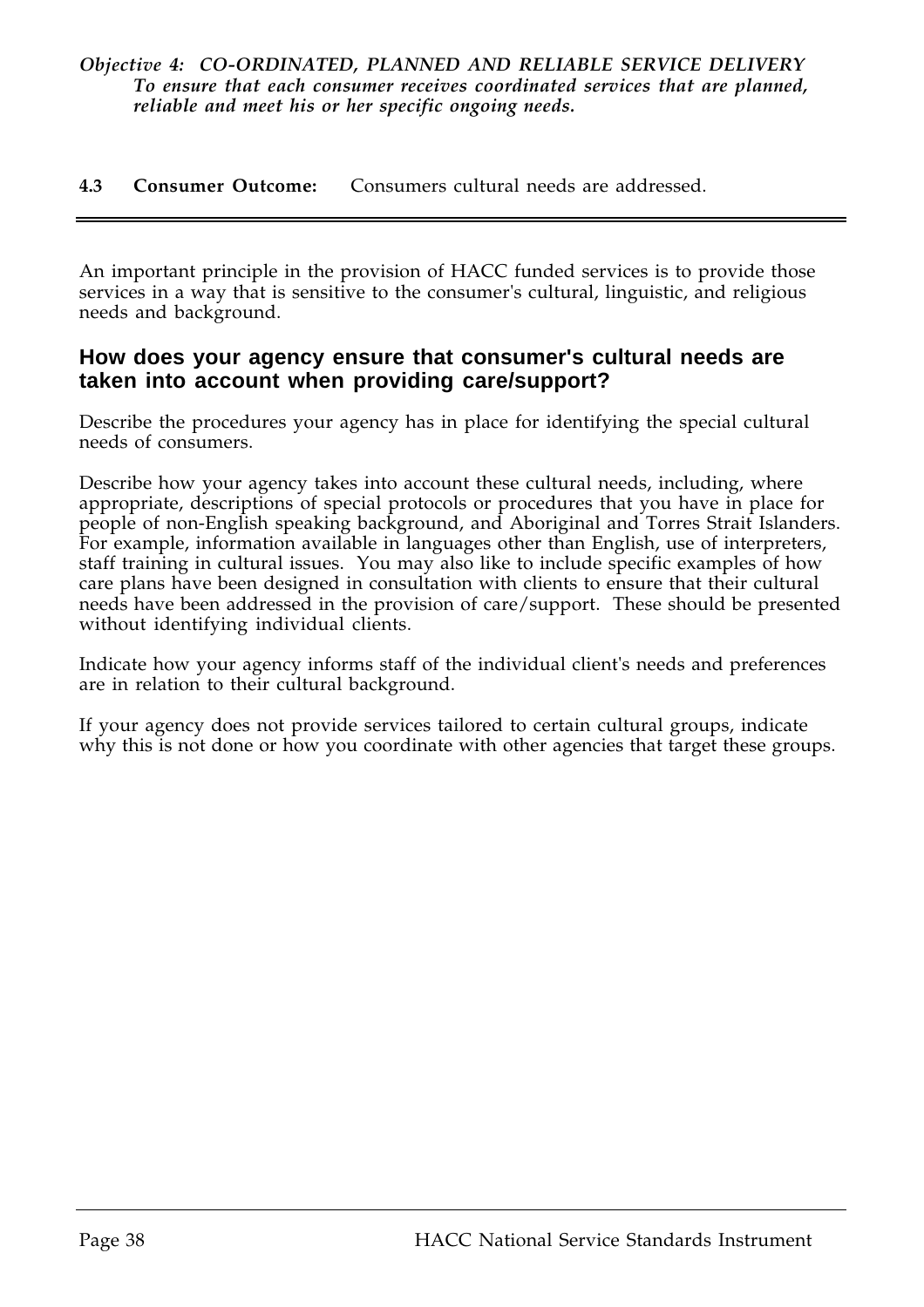***Objective 4: CO-ORDINATED, PLANNED AND RELIABLE SERVICE DELIVERY***
***To ensure that each consumer receives coordinated services that are planned, reliable and meet his or her specific ongoing needs.***

**4.3 Consumer Outcome:** Consumers cultural needs are addressed.

---

An important principle in the provision of HACC funded services is to provide those services in a way that is sensitive to the consumer's cultural, linguistic, and religious needs and background.

## How does your agency ensure that consumer's cultural needs are taken into account when providing care/support?

Describe the procedures your agency has in place for identifying the special cultural needs of consumers.

Describe how your agency takes into account these cultural needs, including, where appropriate, descriptions of special protocols or procedures that you have in place for people of non-English speaking background, and Aboriginal and Torres Strait Islanders. For example, information available in languages other than English, use of interpreters, staff training in cultural issues. You may also like to include specific examples of how care plans have been designed in consultation with clients to ensure that their cultural needs have been addressed in the provision of care/support. These should be presented without identifying individual clients.

Indicate how your agency informs staff of the individual client's needs and preferences are in relation to their cultural background.

If your agency does not provide services tailored to certain cultural groups, indicate why this is not done or how you coordinate with other agencies that target these groups.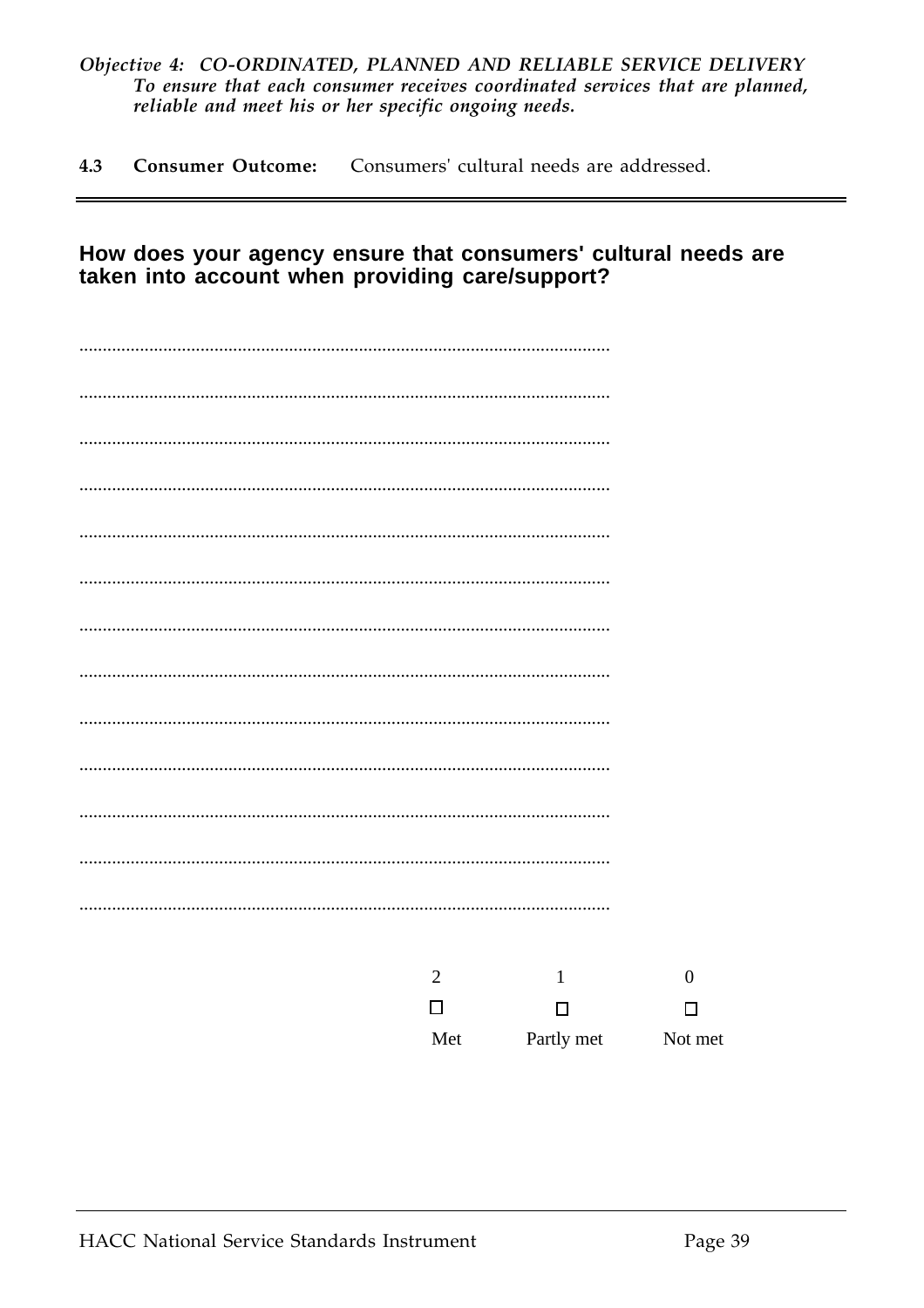*Objective 4: CO-ORDINATED, PLANNED AND RELIABLE SERVICE DELIVERY*
*To ensure that each consumer receives coordinated services that are planned, reliable and meet his or her specific ongoing needs.*

**4.3 Consumer Outcome:** Consumers' cultural needs are addressed.

---

## How does your agency ensure that consumers' cultural needs are taken into account when providing care/support?

................................................................................................................

................................................................................................................

................................................................................................................

................................................................................................................

................................................................................................................

................................................................................................................

................................................................................................................

................................................................................................................

................................................................................................................

................................................................................................................

................................................................................................................

................................................................................................................

................................................................................................................

| 2 | 1 | 0 |
|---|---|---|
| ☐ | ☐ | ☐ |
| Met | Partly met | Not met |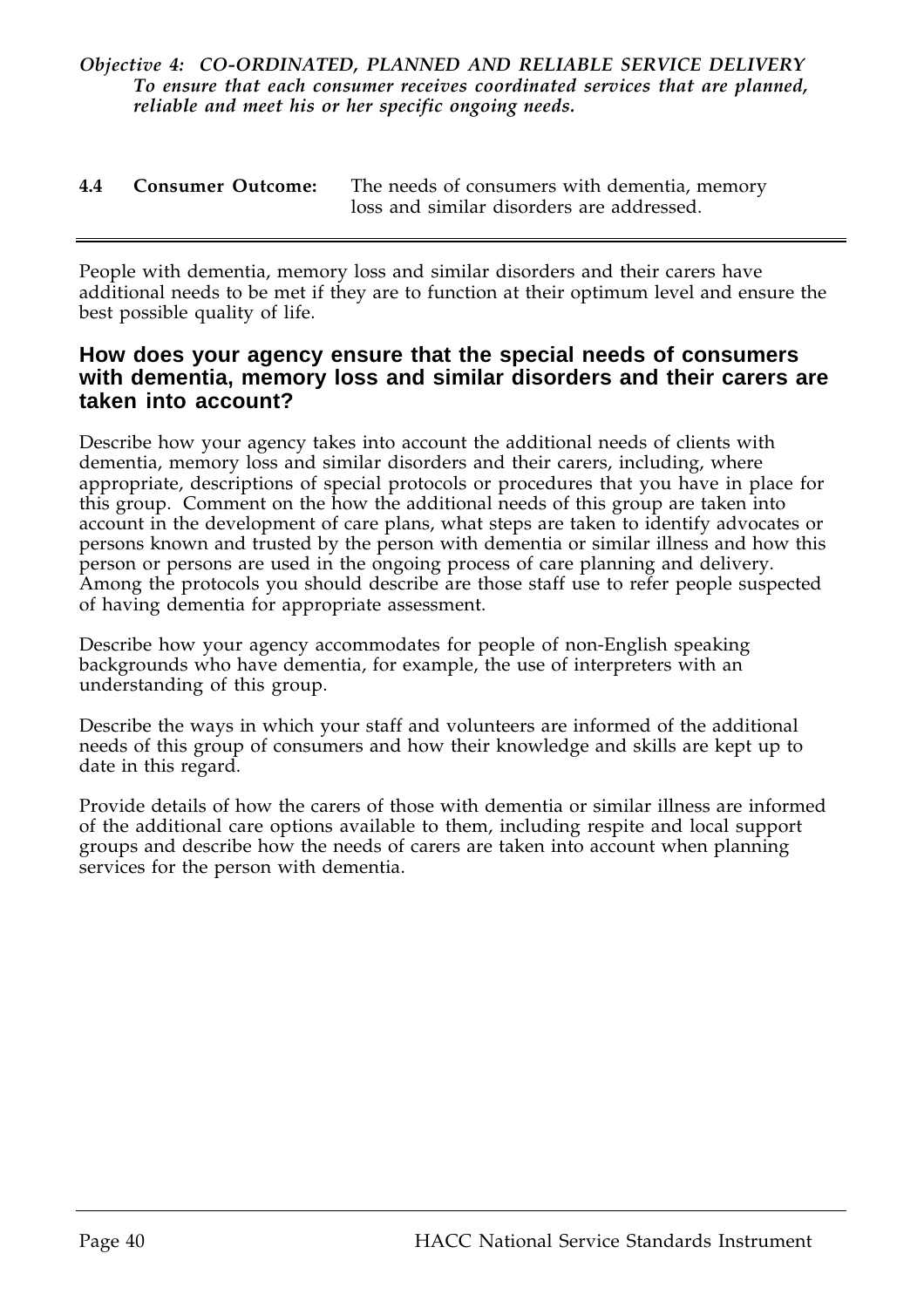***Objective 4: CO-ORDINATED, PLANNED AND RELIABLE SERVICE DELIVERY***
***To ensure that each consumer receives coordinated services that are planned, reliable and meet his or her specific ongoing needs.***

**4.4 Consumer Outcome:** The needs of consumers with dementia, memory loss and similar disorders are addressed.

---

People with dementia, memory loss and similar disorders and their carers have additional needs to be met if they are to function at their optimum level and ensure the best possible quality of life.

## How does your agency ensure that the special needs of consumers with dementia, memory loss and similar disorders and their carers are taken into account?

Describe how your agency takes into account the additional needs of clients with dementia, memory loss and similar disorders and their carers, including, where appropriate, descriptions of special protocols or procedures that you have in place for this group. Comment on the how the additional needs of this group are taken into account in the development of care plans, what steps are taken to identify advocates or persons known and trusted by the person with dementia or similar illness and how this person or persons are used in the ongoing process of care planning and delivery. Among the protocols you should describe are those staff use to refer people suspected of having dementia for appropriate assessment.

Describe how your agency accommodates for people of non-English speaking backgrounds who have dementia, for example, the use of interpreters with an understanding of this group.

Describe the ways in which your staff and volunteers are informed of the additional needs of this group of consumers and how their knowledge and skills are kept up to date in this regard.

Provide details of how the carers of those with dementia or similar illness are informed of the additional care options available to them, including respite and local support groups and describe how the needs of carers are taken into account when planning services for the person with dementia.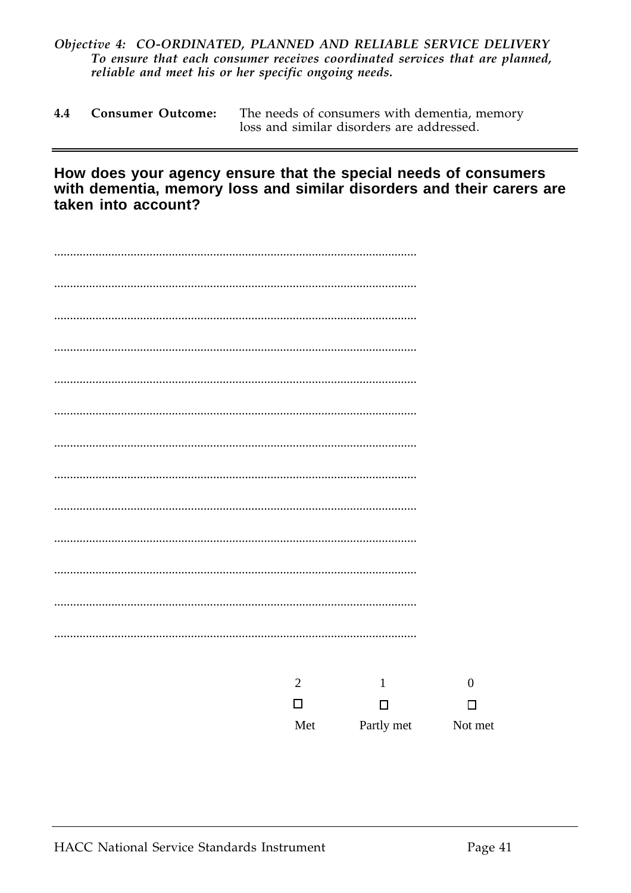*Objective 4: CO-ORDINATED, PLANNED AND RELIABLE SERVICE DELIVERY*
*To ensure that each consumer receives coordinated services that are planned, reliable and meet his or her specific ongoing needs.*

**4.4 Consumer Outcome:** The needs of consumers with dementia, memory loss and similar disorders are addressed.

---

**How does your agency ensure that the special needs of consumers with dementia, memory loss and similar disorders and their carers are taken into account?**

.................................................................................................................

.................................................................................................................

.................................................................................................................

.................................................................................................................

.................................................................................................................

.................................................................................................................

.................................................................................................................

.................................................................................................................

.................................................................................................................

.................................................................................................................

.................................................................................................................

.................................................................................................................

.................................................................................................................

| 2 | 1 | 0 |
|---|---|---|
| ☐ | ☐ | ☐ |
| Met | Partly met | Not met |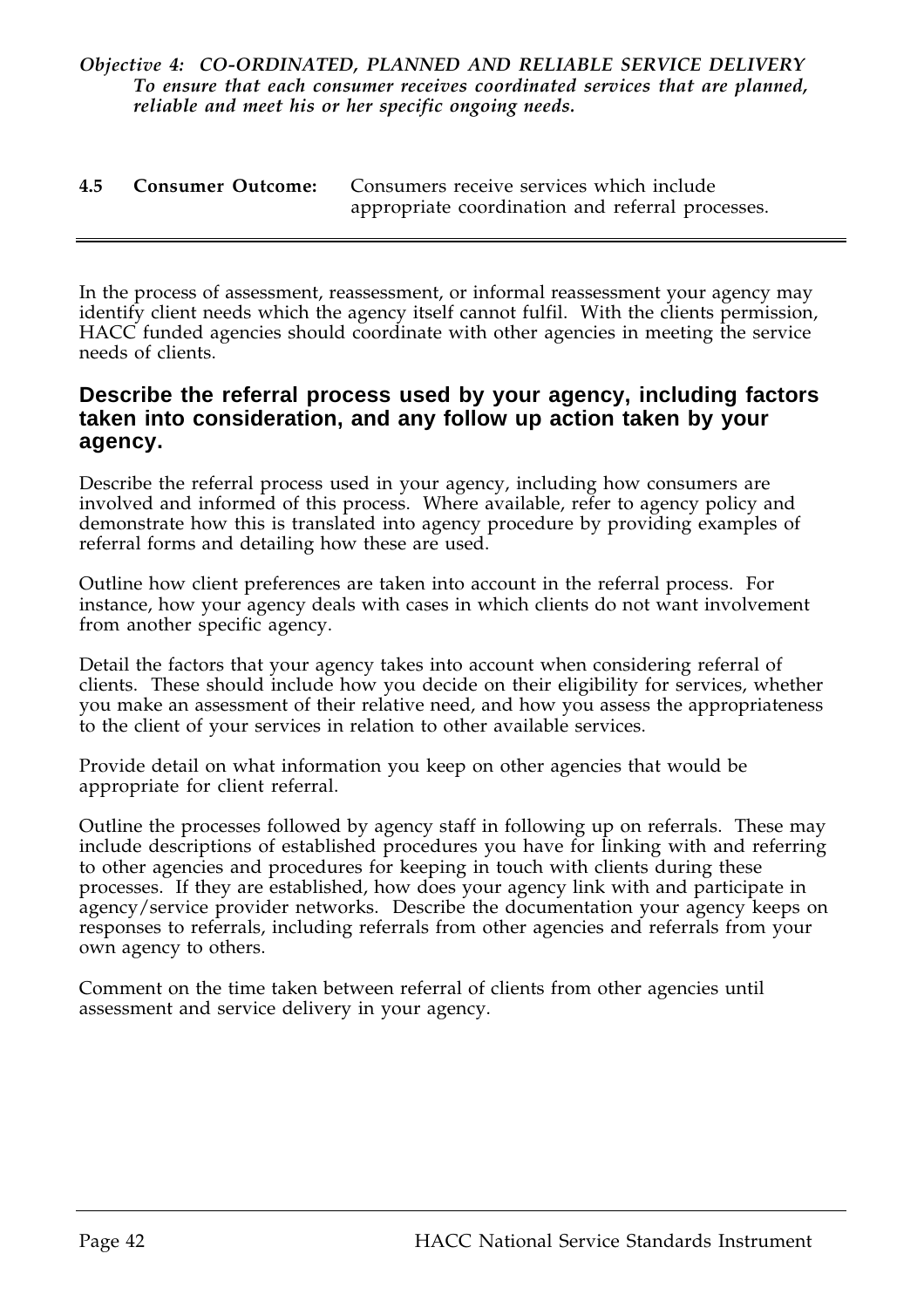*Objective 4: CO-ORDINATED, PLANNED AND RELIABLE SERVICE DELIVERY*
*To ensure that each consumer receives coordinated services that are planned, reliable and meet his or her specific ongoing needs.*

**4.5 Consumer Outcome:** Consumers receive services which include appropriate coordination and referral processes.

---

In the process of assessment, reassessment, or informal reassessment your agency may identify client needs which the agency itself cannot fulfil. With the clients permission, HACC funded agencies should coordinate with other agencies in meeting the service needs of clients.

## Describe the referral process used by your agency, including factors taken into consideration, and any follow up action taken by your agency.

Describe the referral process used in your agency, including how consumers are involved and informed of this process. Where available, refer to agency policy and demonstrate how this is translated into agency procedure by providing examples of referral forms and detailing how these are used.

Outline how client preferences are taken into account in the referral process. For instance, how your agency deals with cases in which clients do not want involvement from another specific agency.

Detail the factors that your agency takes into account when considering referral of clients. These should include how you decide on their eligibility for services, whether you make an assessment of their relative need, and how you assess the appropriateness to the client of your services in relation to other available services.

Provide detail on what information you keep on other agencies that would be appropriate for client referral.

Outline the processes followed by agency staff in following up on referrals. These may include descriptions of established procedures you have for linking with and referring to other agencies and procedures for keeping in touch with clients during these processes. If they are established, how does your agency link with and participate in agency/service provider networks. Describe the documentation your agency keeps on responses to referrals, including referrals from other agencies and referrals from your own agency to others.

Comment on the time taken between referral of clients from other agencies until assessment and service delivery in your agency.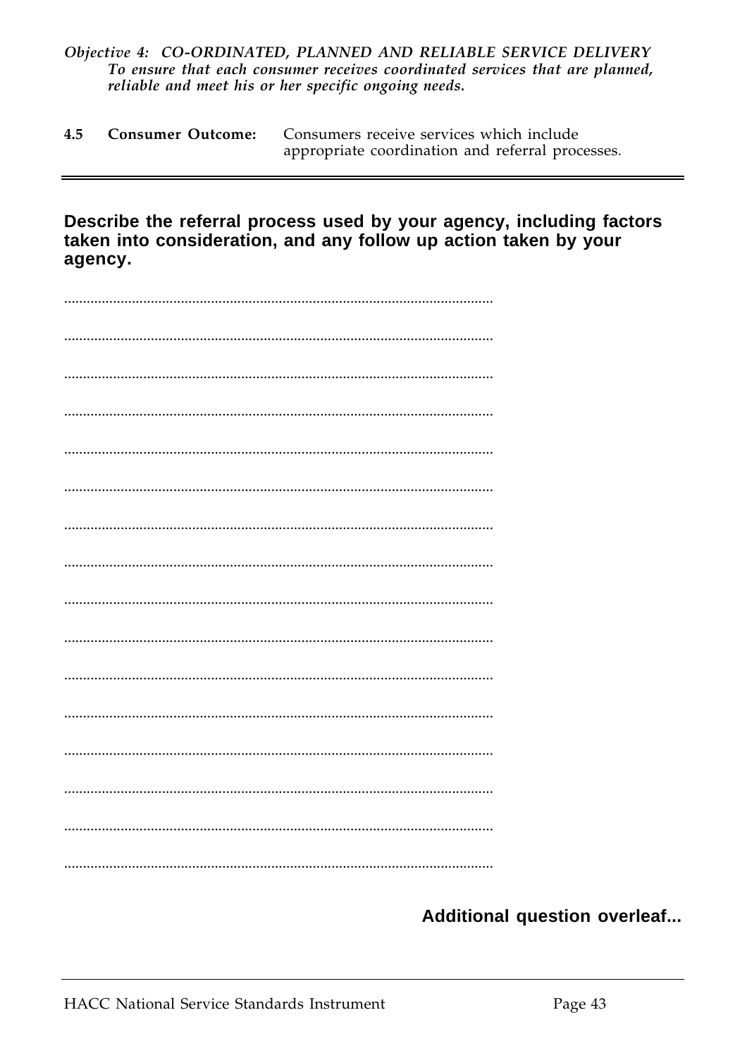*Objective 4: CO-ORDINATED, PLANNED AND RELIABLE SERVICE DELIVERY*
*To ensure that each consumer receives coordinated services that are planned, reliable and meet his or her specific ongoing needs.*

**4.5 Consumer Outcome:** Consumers receive services which include appropriate coordination and referral processes.

---

**Describe the referral process used by your agency, including factors taken into consideration, and any follow up action taken by your agency.**

................................................................................................................

................................................................................................................

................................................................................................................

................................................................................................................

................................................................................................................

................................................................................................................

................................................................................................................

................................................................................................................

................................................................................................................

................................................................................................................

................................................................................................................

................................................................................................................

................................................................................................................

................................................................................................................

................................................................................................................

................................................................................................................

**Additional question overleaf...**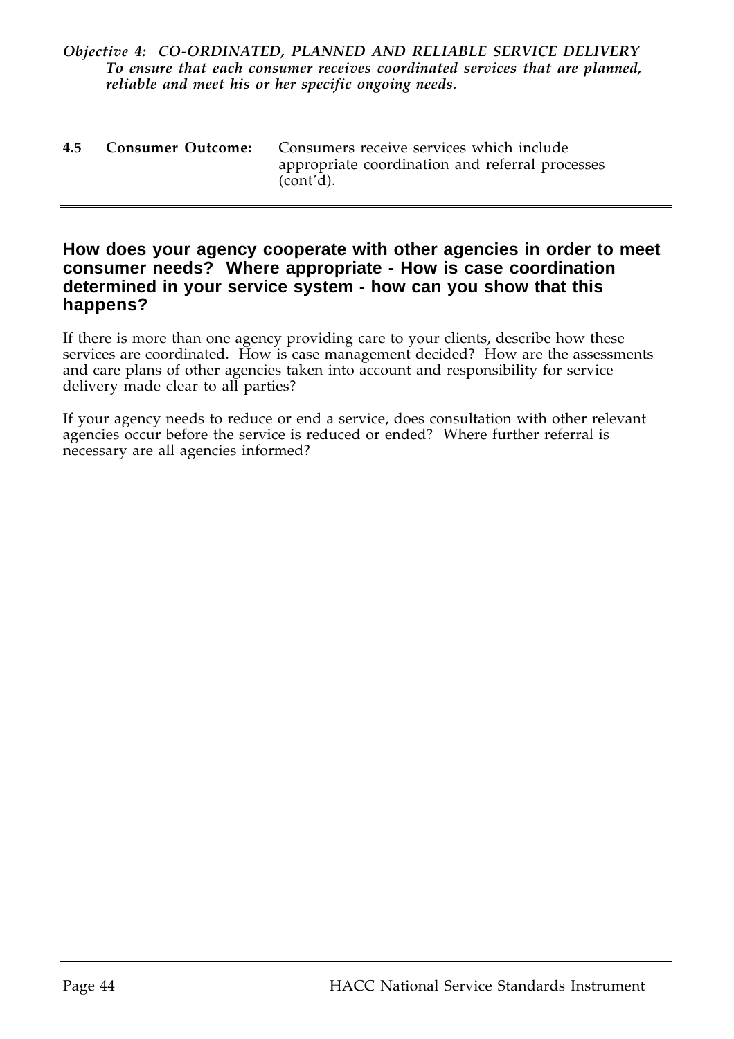*Objective 4: CO-ORDINATED, PLANNED AND RELIABLE SERVICE DELIVERY*
***To ensure that each consumer receives coordinated services that are planned, reliable and meet his or her specific ongoing needs.***

**4.5 Consumer Outcome:** Consumers receive services which include appropriate coordination and referral processes (cont'd).

---

## How does your agency cooperate with other agencies in order to meet consumer needs? Where appropriate - How is case coordination determined in your service system - how can you show that this happens?

If there is more than one agency providing care to your clients, describe how these services are coordinated. How is case management decided? How are the assessments and care plans of other agencies taken into account and responsibility for service delivery made clear to all parties?

If your agency needs to reduce or end a service, does consultation with other relevant agencies occur before the service is reduced or ended? Where further referral is necessary are all agencies informed?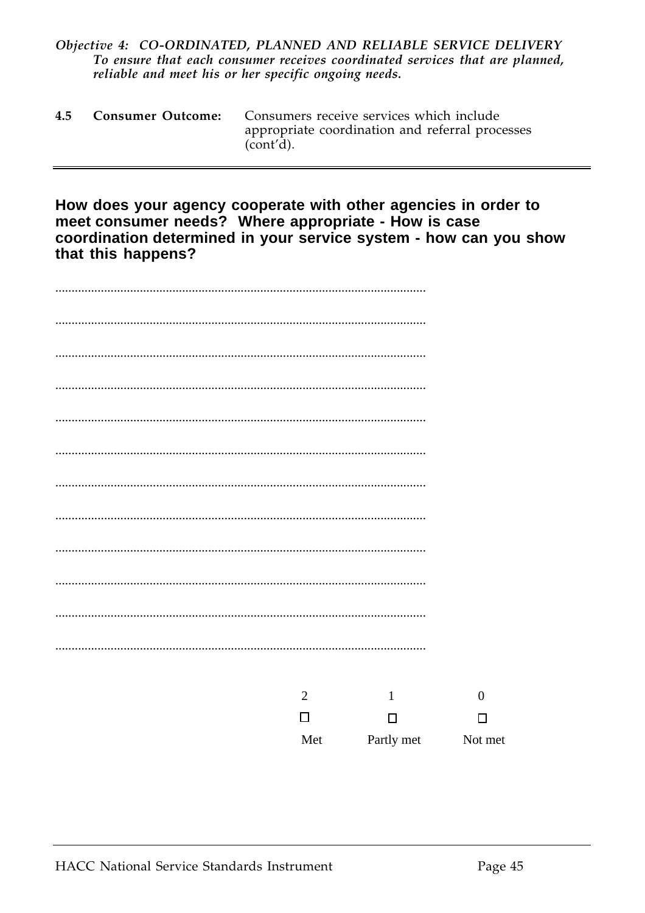*Objective 4: CO-ORDINATED, PLANNED AND RELIABLE SERVICE DELIVERY*
*To ensure that each consumer receives coordinated services that are planned, reliable and meet his or her specific ongoing needs.*

**4.5 Consumer Outcome:** Consumers receive services which include appropriate coordination and referral processes (cont'd).

---

**How does your agency cooperate with other agencies in order to meet consumer needs? Where appropriate - How is case coordination determined in your service system - how can you show that this happens?**

................................................................................................................

................................................................................................................

................................................................................................................

................................................................................................................

................................................................................................................

................................................................................................................

................................................................................................................

................................................................................................................

................................................................................................................

................................................................................................................

................................................................................................................

................................................................................................................

| 2 | 1 | 0 |
|---|---|---|
| ☐ | ☐ | ☐ |
| Met | Partly met | Not met |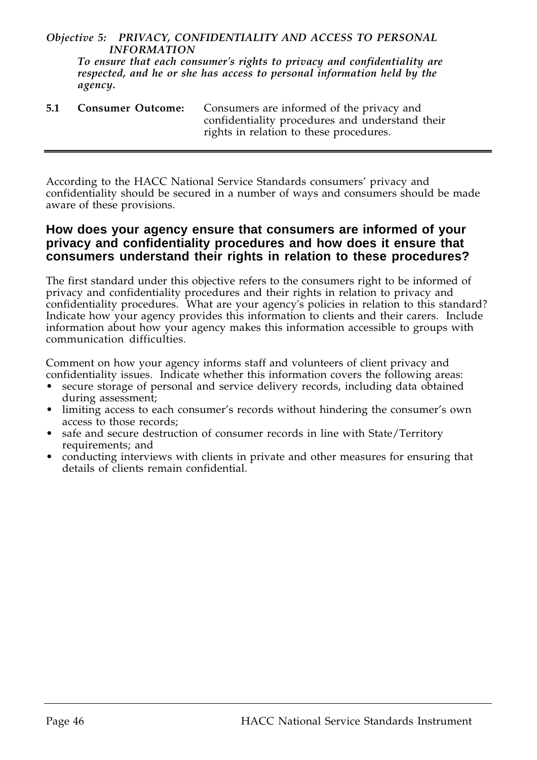*Objective 5: PRIVACY, CONFIDENTIALITY AND ACCESS TO PERSONAL INFORMATION*

***To ensure that each consumer's rights to privacy and confidentiality are respected, and he or she has access to personal information held by the agency.***

**5.1 Consumer Outcome:** Consumers are informed of the privacy and confidentiality procedures and understand their rights in relation to these procedures.

---

According to the HACC National Service Standards consumers' privacy and confidentiality should be secured in a number of ways and consumers should be made aware of these provisions.

## How does your agency ensure that consumers are informed of your privacy and confidentiality procedures and how does it ensure that consumers understand their rights in relation to these procedures?

The first standard under this objective refers to the consumers right to be informed of privacy and confidentiality procedures and their rights in relation to privacy and confidentiality procedures. What are your agency's policies in relation to this standard? Indicate how your agency provides this information to clients and their carers. Include information about how your agency makes this information accessible to groups with communication difficulties.

Comment on how your agency informs staff and volunteers of client privacy and confidentiality issues. Indicate whether this information covers the following areas:

- secure storage of personal and service delivery records, including data obtained during assessment;
- limiting access to each consumer's records without hindering the consumer's own access to those records;
- safe and secure destruction of consumer records in line with State/Territory requirements; and
- conducting interviews with clients in private and other measures for ensuring that details of clients remain confidential.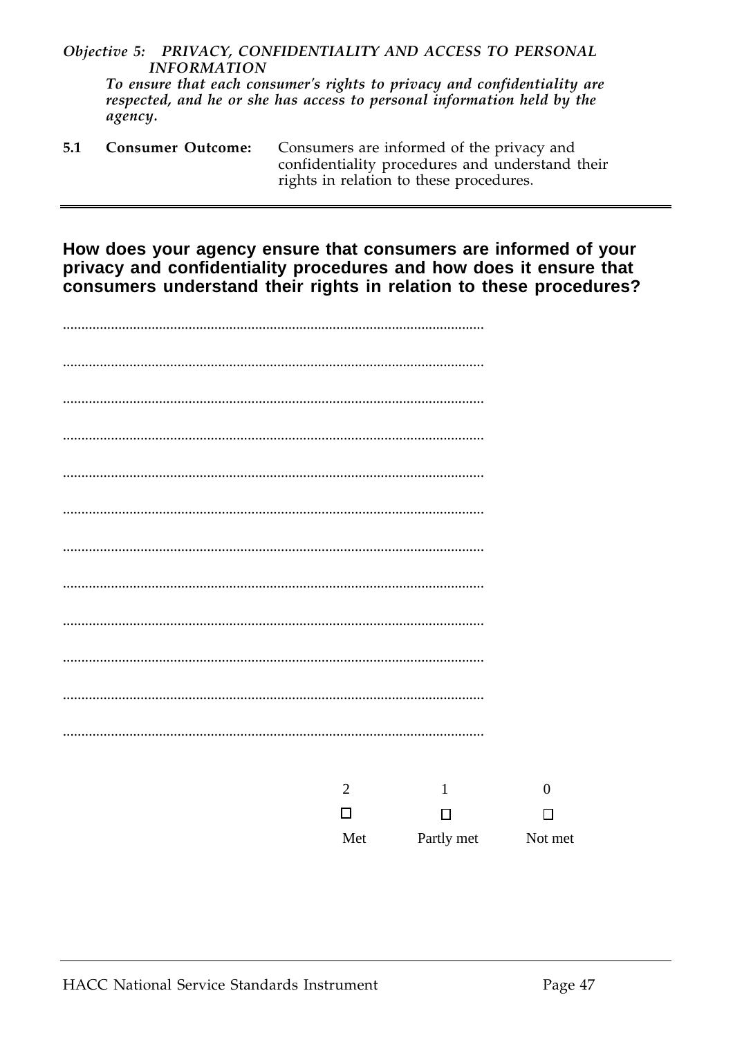*Objective 5: PRIVACY, CONFIDENTIALITY AND ACCESS TO PERSONAL INFORMATION*

*To ensure that each consumer's rights to privacy and confidentiality are respected, and he or she has access to personal information held by the agency.*

**5.1 Consumer Outcome:** Consumers are informed of the privacy and confidentiality procedures and understand their rights in relation to these procedures.

---

**How does your agency ensure that consumers are informed of your privacy and confidentiality procedures and how does it ensure that consumers understand their rights in relation to these procedures?**

..................................................................................................................

..................................................................................................................

..................................................................................................................

..................................................................................................................

..................................................................................................................

..................................................................................................................

..................................................................................................................

..................................................................................................................

..................................................................................................................

..................................................................................................................

..................................................................................................................

..................................................................................................................

| 2 | 1 | 0 |
|---|---|---|
| ☐ | ☐ | ☐ |
| Met | Partly met | Not met |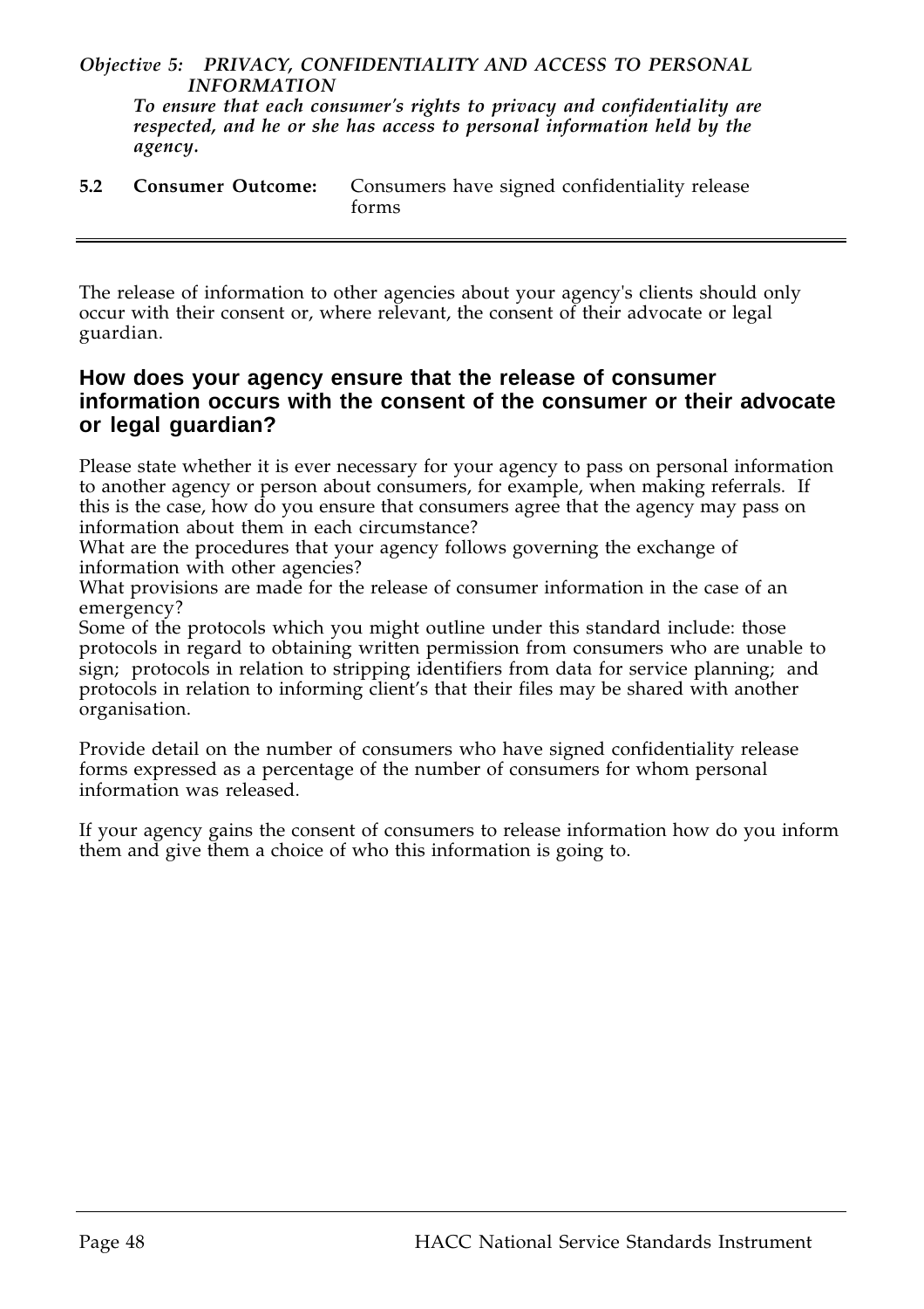*Objective 5: PRIVACY, CONFIDENTIALITY AND ACCESS TO PERSONAL INFORMATION*

***To ensure that each consumer's rights to privacy and confidentiality are respected, and he or she has access to personal information held by the agency.***

**5.2 Consumer Outcome:** Consumers have signed confidentiality release forms

---

The release of information to other agencies about your agency's clients should only occur with their consent or, where relevant, the consent of their advocate or legal guardian.

## How does your agency ensure that the release of consumer information occurs with the consent of the consumer or their advocate or legal guardian?

Please state whether it is ever necessary for your agency to pass on personal information to another agency or person about consumers, for example, when making referrals. If this is the case, how do you ensure that consumers agree that the agency may pass on information about them in each circumstance?

What are the procedures that your agency follows governing the exchange of information with other agencies?

What provisions are made for the release of consumer information in the case of an emergency?

Some of the protocols which you might outline under this standard include: those protocols in regard to obtaining written permission from consumers who are unable to sign; protocols in relation to stripping identifiers from data for service planning; and protocols in relation to informing client's that their files may be shared with another organisation.

Provide detail on the number of consumers who have signed confidentiality release forms expressed as a percentage of the number of consumers for whom personal information was released.

If your agency gains the consent of consumers to release information how do you inform them and give them a choice of who this information is going to.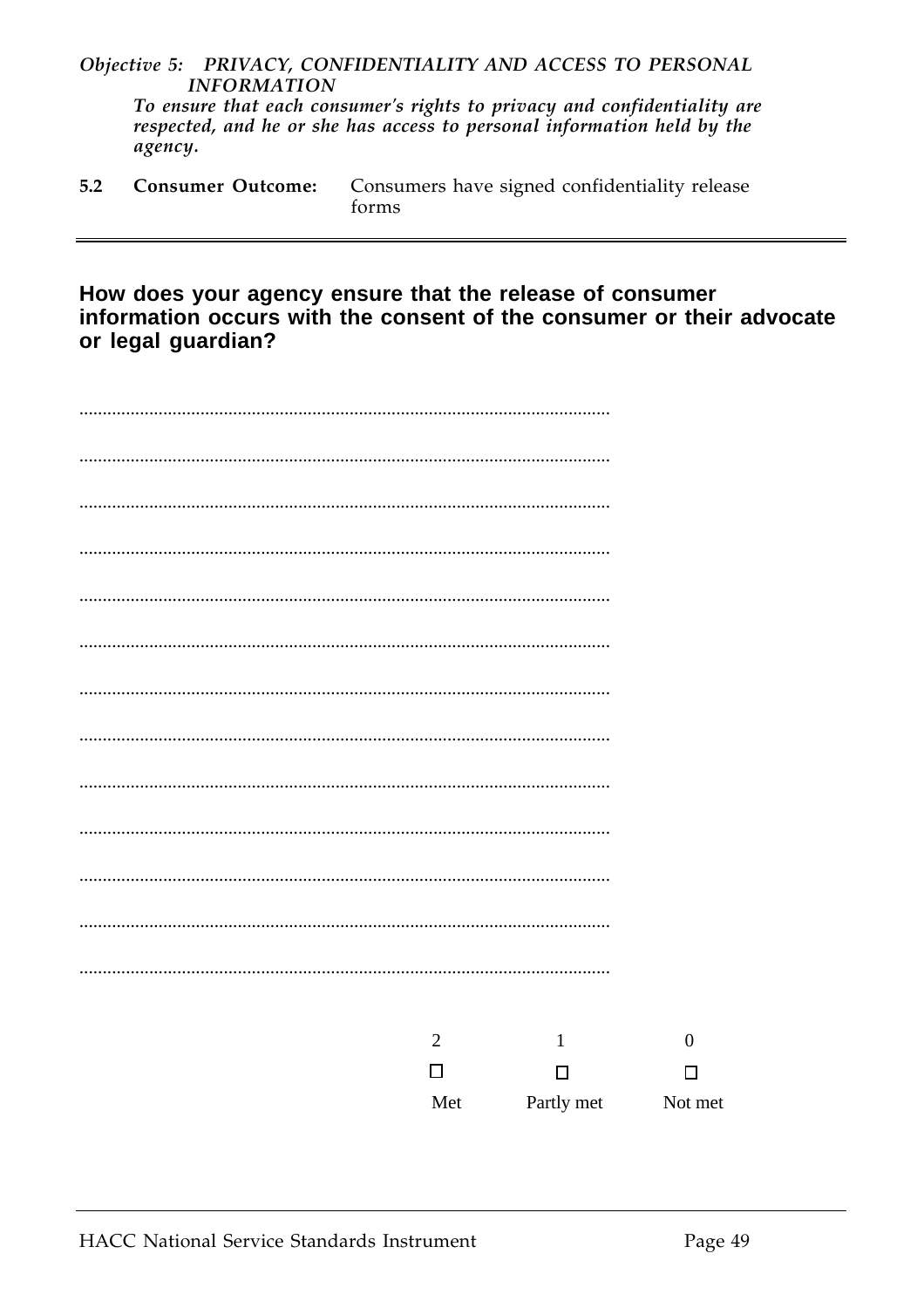*Objective 5: PRIVACY, CONFIDENTIALITY AND ACCESS TO PERSONAL INFORMATION*

*To ensure that each consumer's rights to privacy and confidentiality are respected, and he or she has access to personal information held by the agency.*

**5.2 Consumer Outcome:** Consumers have signed confidentiality release forms

---

## How does your agency ensure that the release of consumer information occurs with the consent of the consumer or their advocate or legal guardian?

.................................................................................................................

.................................................................................................................

.................................................................................................................

.................................................................................................................

.................................................................................................................

.................................................................................................................

.................................................................................................................

.................................................................................................................

.................................................................................................................

.................................................................................................................

.................................................................................................................

.................................................................................................................

.................................................................................................................

| 2 | 1 | 0 |
|---|---|---|
| ☐ | ☐ | ☐ |
| Met | Partly met | Not met |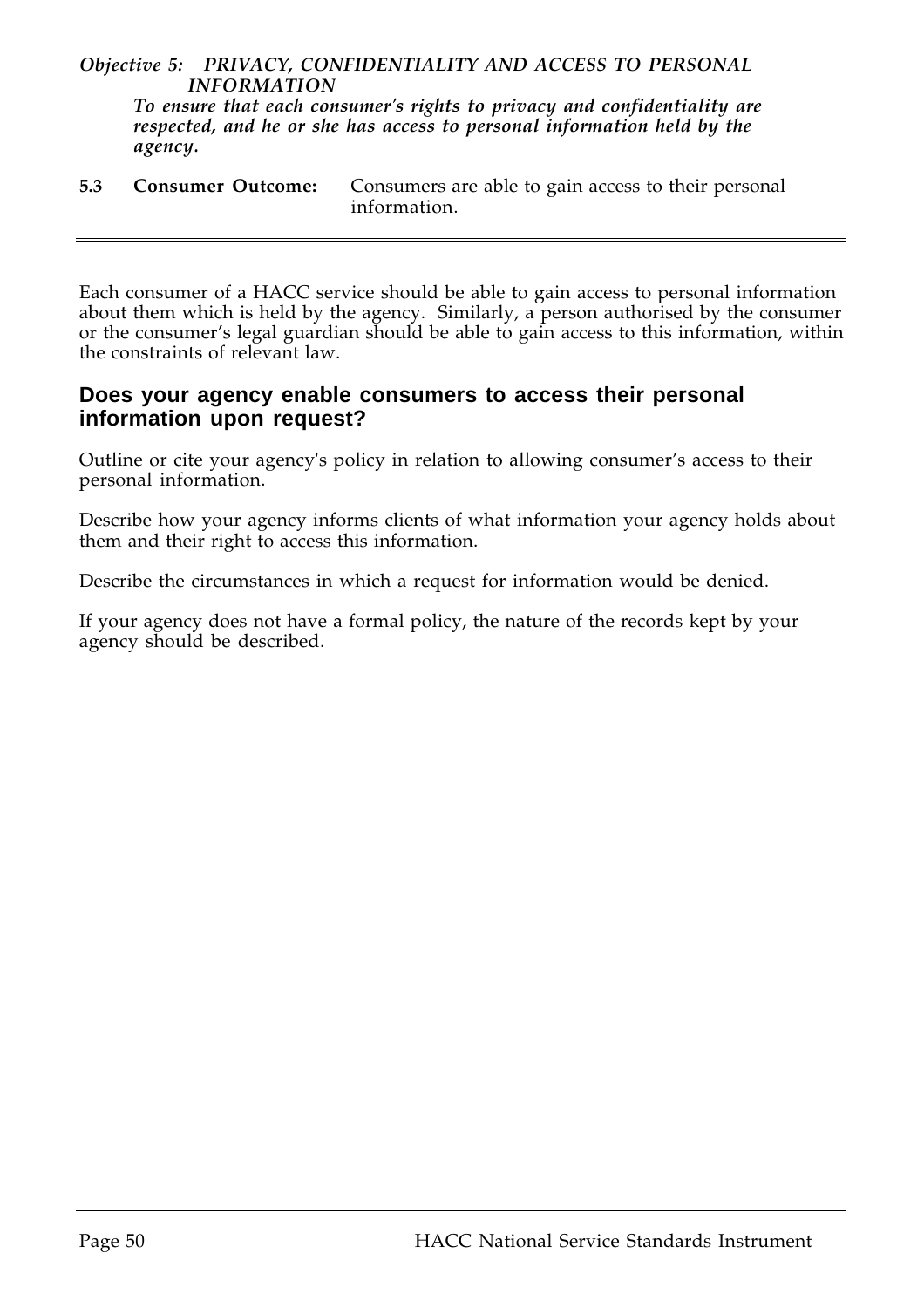*Objective 5: PRIVACY, CONFIDENTIALITY AND ACCESS TO PERSONAL INFORMATION*

***To ensure that each consumer's rights to privacy and confidentiality are respected, and he or she has access to personal information held by the agency.***

**5.3 Consumer Outcome:** Consumers are able to gain access to their personal information.

---

Each consumer of a HACC service should be able to gain access to personal information about them which is held by the agency. Similarly, a person authorised by the consumer or the consumer's legal guardian should be able to gain access to this information, within the constraints of relevant law.

## Does your agency enable consumers to access their personal information upon request?

Outline or cite your agency's policy in relation to allowing consumer's access to their personal information.

Describe how your agency informs clients of what information your agency holds about them and their right to access this information.

Describe the circumstances in which a request for information would be denied.

If your agency does not have a formal policy, the nature of the records kept by your agency should be described.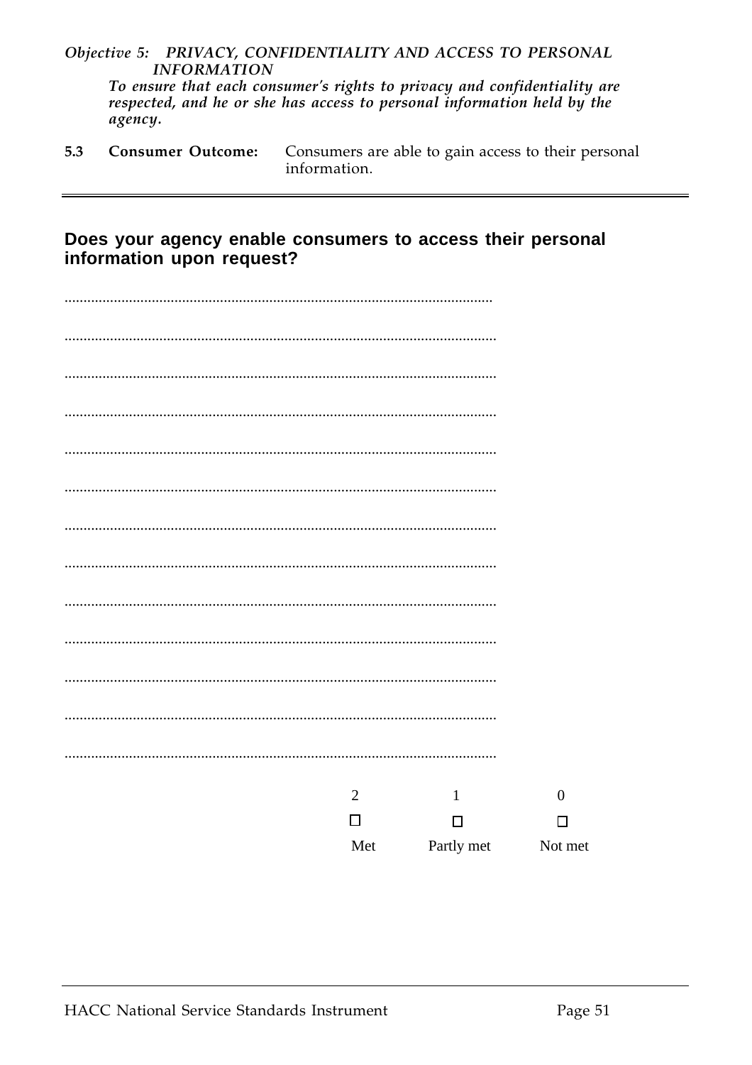*Objective 5: PRIVACY, CONFIDENTIALITY AND ACCESS TO PERSONAL INFORMATION*

***To ensure that each consumer's rights to privacy and confidentiality are respected, and he or she has access to personal information held by the agency.***

**5.3 Consumer Outcome:** Consumers are able to gain access to their personal information.

---

## Does your agency enable consumers to access their personal information upon request?

................................................................................................................

................................................................................................................

................................................................................................................

................................................................................................................

................................................................................................................

................................................................................................................

................................................................................................................

................................................................................................................

................................................................................................................

................................................................................................................

................................................................................................................

................................................................................................................

................................................................................................................

| 2 | 1 | 0 |
|---|---|---|
| ☐ | ☐ | ☐ |
| Met | Partly met | Not met |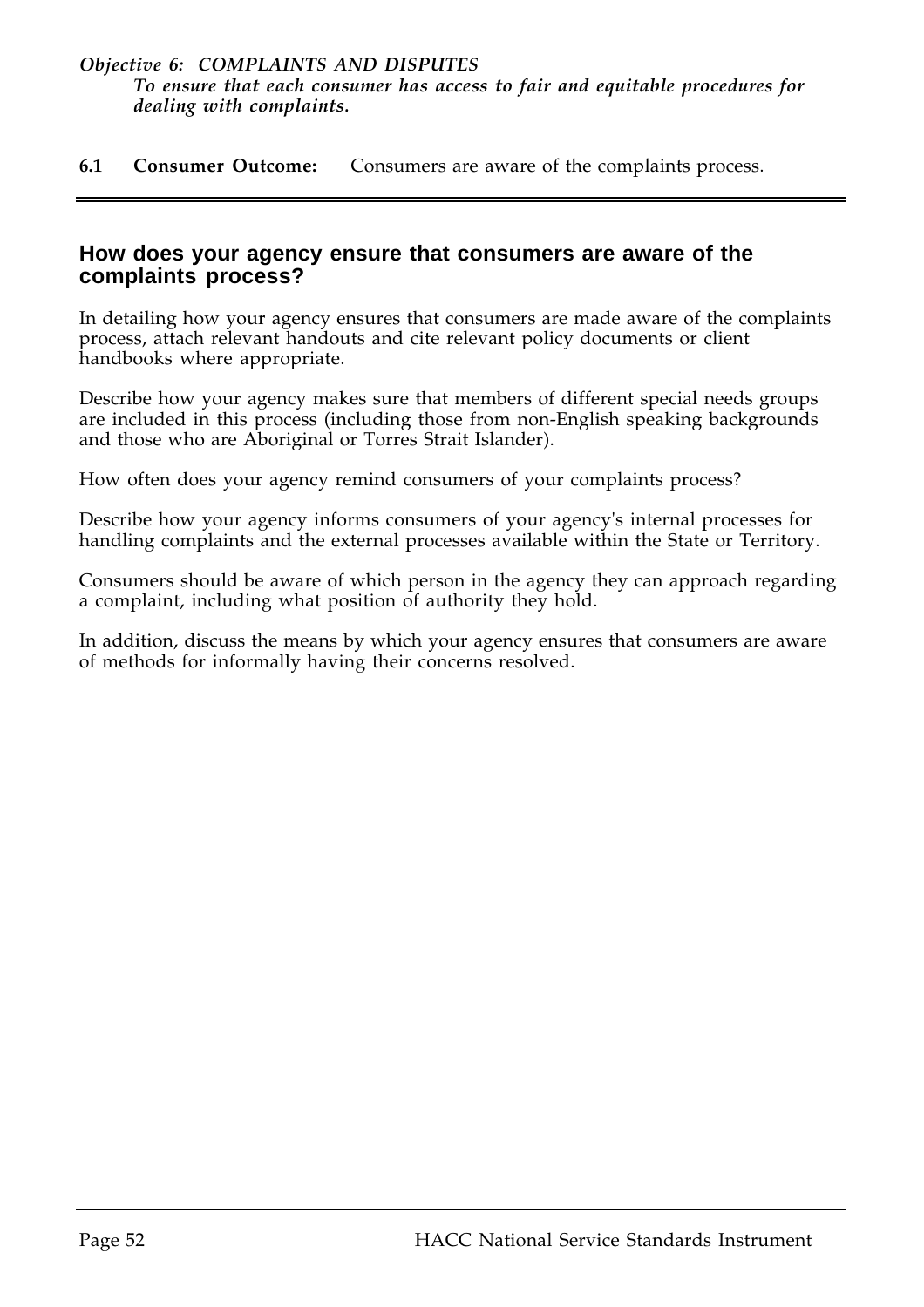*Objective 6: COMPLAINTS AND DISPUTES*
*To ensure that each consumer has access to fair and equitable procedures for dealing with complaints.*

**6.1 Consumer Outcome:** Consumers are aware of the complaints process.

---

## How does your agency ensure that consumers are aware of the complaints process?

In detailing how your agency ensures that consumers are made aware of the complaints process, attach relevant handouts and cite relevant policy documents or client handbooks where appropriate.

Describe how your agency makes sure that members of different special needs groups are included in this process (including those from non-English speaking backgrounds and those who are Aboriginal or Torres Strait Islander).

How often does your agency remind consumers of your complaints process?

Describe how your agency informs consumers of your agency's internal processes for handling complaints and the external processes available within the State or Territory.

Consumers should be aware of which person in the agency they can approach regarding a complaint, including what position of authority they hold.

In addition, discuss the means by which your agency ensures that consumers are aware of methods for informally having their concerns resolved.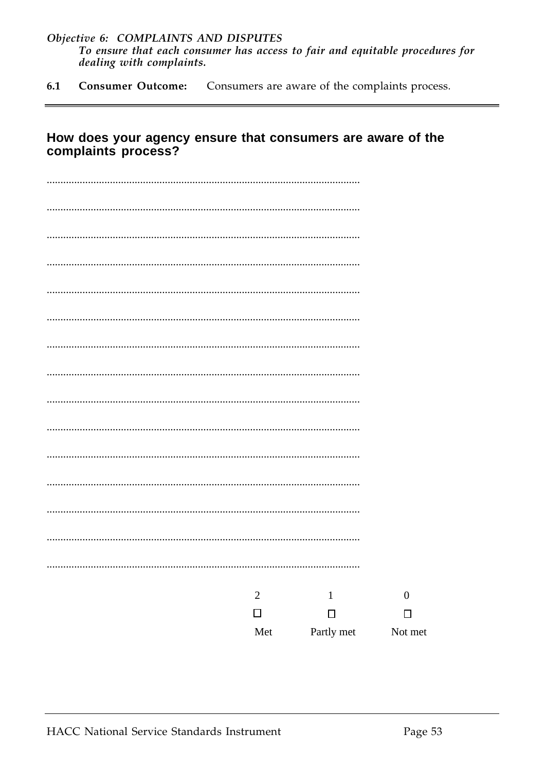***Objective 6: COMPLAINTS AND DISPUTES***
*To ensure that each consumer has access to fair and equitable procedures for dealing with complaints.*

**6.1 Consumer Outcome:** Consumers are aware of the complaints process.

---

## How does your agency ensure that consumers are aware of the complaints process?

.................................................................................................................

.................................................................................................................

.................................................................................................................

.................................................................................................................

.................................................................................................................

.................................................................................................................

.................................................................................................................

.................................................................................................................

.................................................................................................................

.................................................................................................................

.................................................................................................................

.................................................................................................................

.................................................................................................................

.................................................................................................................

.................................................................................................................

| 2 | 1 | 0 |
|---|---|---|
| ☐ | ☐ | ☐ |
| Met | Partly met | Not met |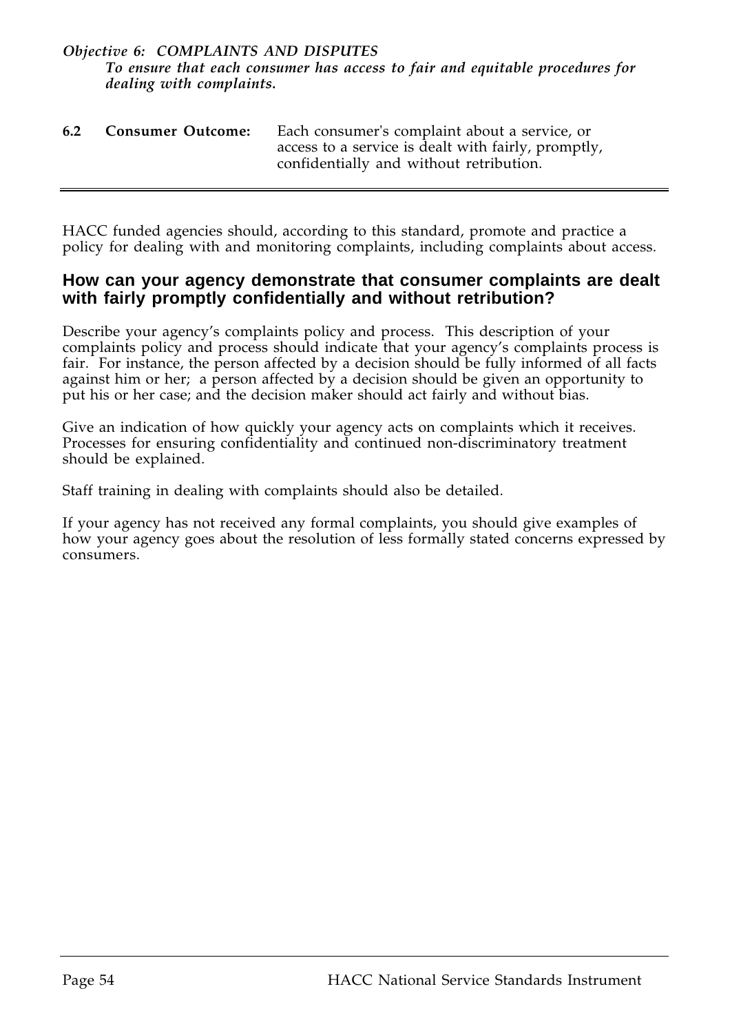*Objective 6: COMPLAINTS AND DISPUTES*
*To ensure that each consumer has access to fair and equitable procedures for dealing with complaints.*

**6.2 Consumer Outcome:** Each consumer's complaint about a service, or access to a service is dealt with fairly, promptly, confidentially and without retribution.

---

HACC funded agencies should, according to this standard, promote and practice a policy for dealing with and monitoring complaints, including complaints about access.

## How can your agency demonstrate that consumer complaints are dealt with fairly promptly confidentially and without retribution?

Describe your agency's complaints policy and process. This description of your complaints policy and process should indicate that your agency's complaints process is fair. For instance, the person affected by a decision should be fully informed of all facts against him or her; a person affected by a decision should be given an opportunity to put his or her case; and the decision maker should act fairly and without bias.

Give an indication of how quickly your agency acts on complaints which it receives. Processes for ensuring confidentiality and continued non-discriminatory treatment should be explained.

Staff training in dealing with complaints should also be detailed.

If your agency has not received any formal complaints, you should give examples of how your agency goes about the resolution of less formally stated concerns expressed by consumers.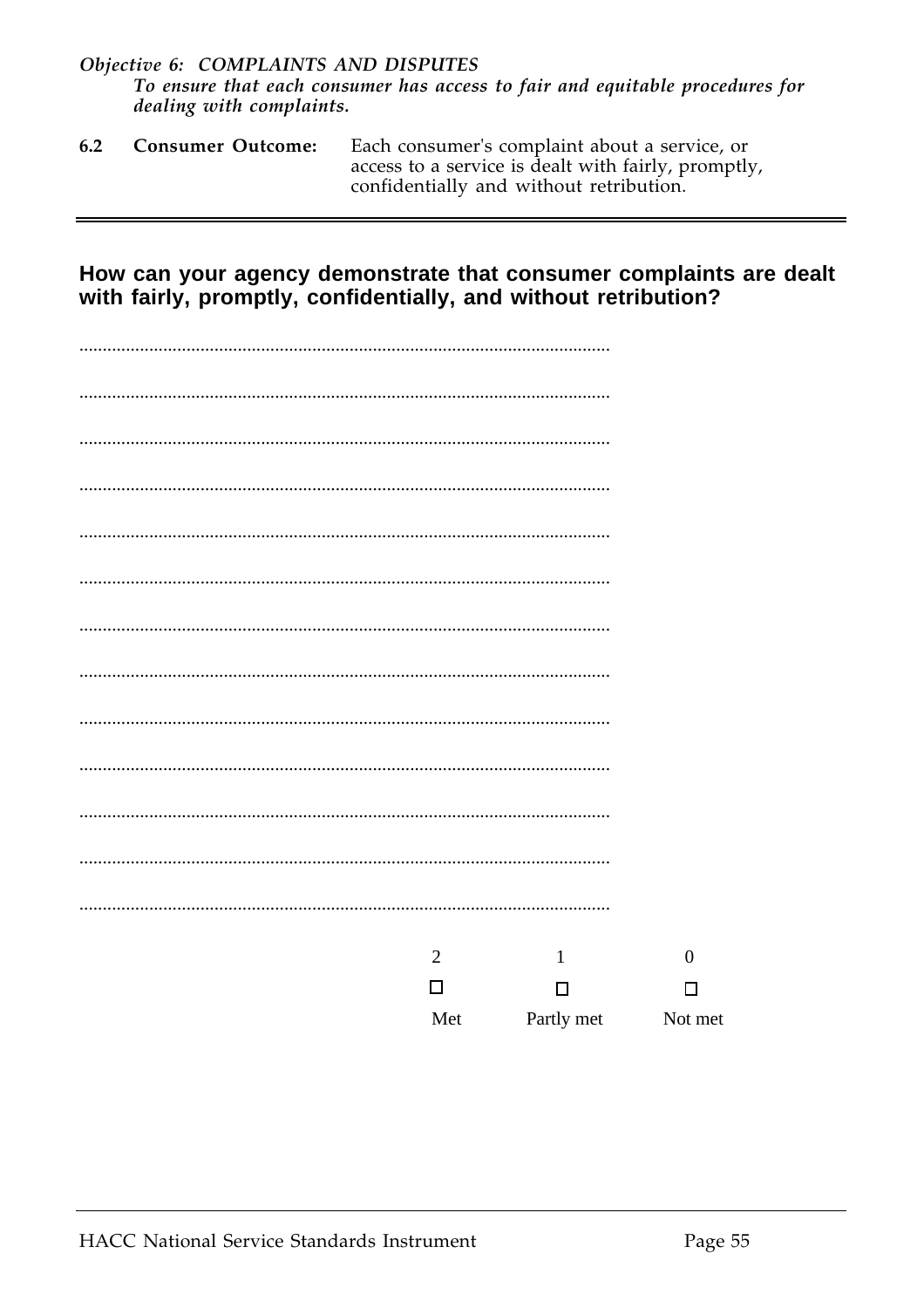*Objective 6: COMPLAINTS AND DISPUTES*
*To ensure that each consumer has access to fair and equitable procedures for dealing with complaints.*

| | | |
|---|---|---|
| **6.2** | **Consumer Outcome:** | Each consumer's complaint about a service, or access to a service is dealt with fairly, promptly, confidentially and without retribution. |

## How can your agency demonstrate that consumer complaints are dealt with fairly, promptly, confidentially, and without retribution?

................................................................................................................

................................................................................................................

................................................................................................................

................................................................................................................

................................................................................................................

................................................................................................................

................................................................................................................

................................................................................................................

................................................................................................................

................................................................................................................

................................................................................................................

................................................................................................................

................................................................................................................

| 2 | 1 | 0 |
|---|---|---|
| ☐ | ☐ | ☐ |
| Met | Partly met | Not met |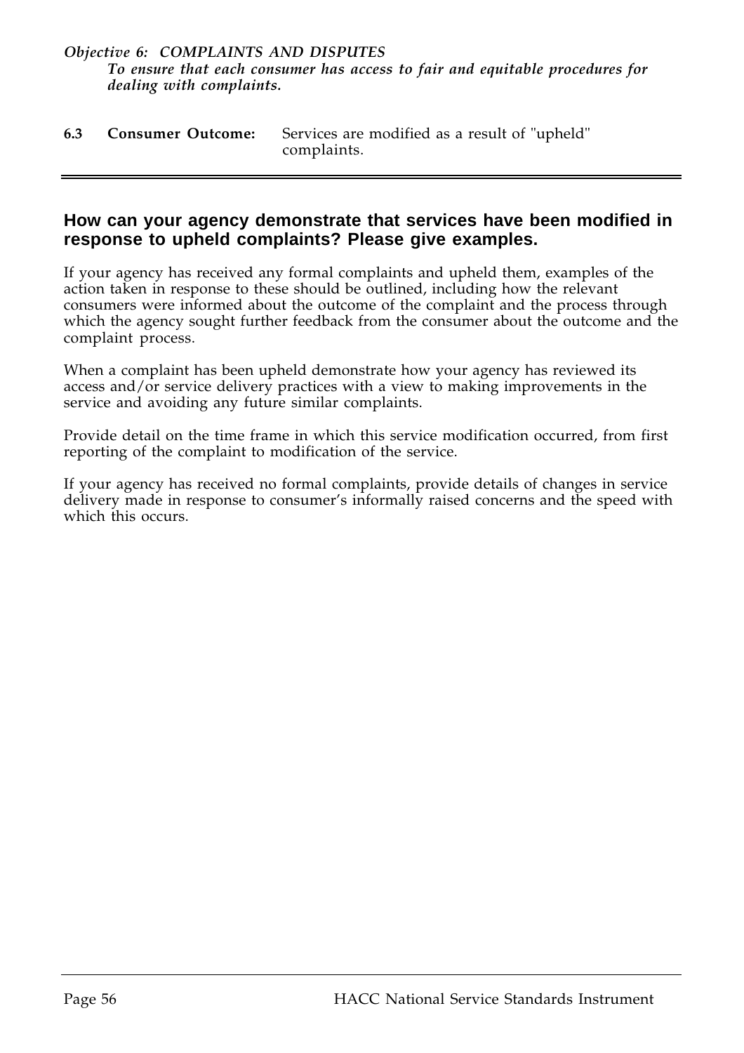*Objective 6: COMPLAINTS AND DISPUTES*
***To ensure that each consumer has access to fair and equitable procedures for dealing with complaints.***

**6.3 Consumer Outcome:** Services are modified as a result of "upheld" complaints.

---

## How can your agency demonstrate that services have been modified in response to upheld complaints? Please give examples.

If your agency has received any formal complaints and upheld them, examples of the action taken in response to these should be outlined, including how the relevant consumers were informed about the outcome of the complaint and the process through which the agency sought further feedback from the consumer about the outcome and the complaint process.

When a complaint has been upheld demonstrate how your agency has reviewed its access and/or service delivery practices with a view to making improvements in the service and avoiding any future similar complaints.

Provide detail on the time frame in which this service modification occurred, from first reporting of the complaint to modification of the service.

If your agency has received no formal complaints, provide details of changes in service delivery made in response to consumer's informally raised concerns and the speed with which this occurs.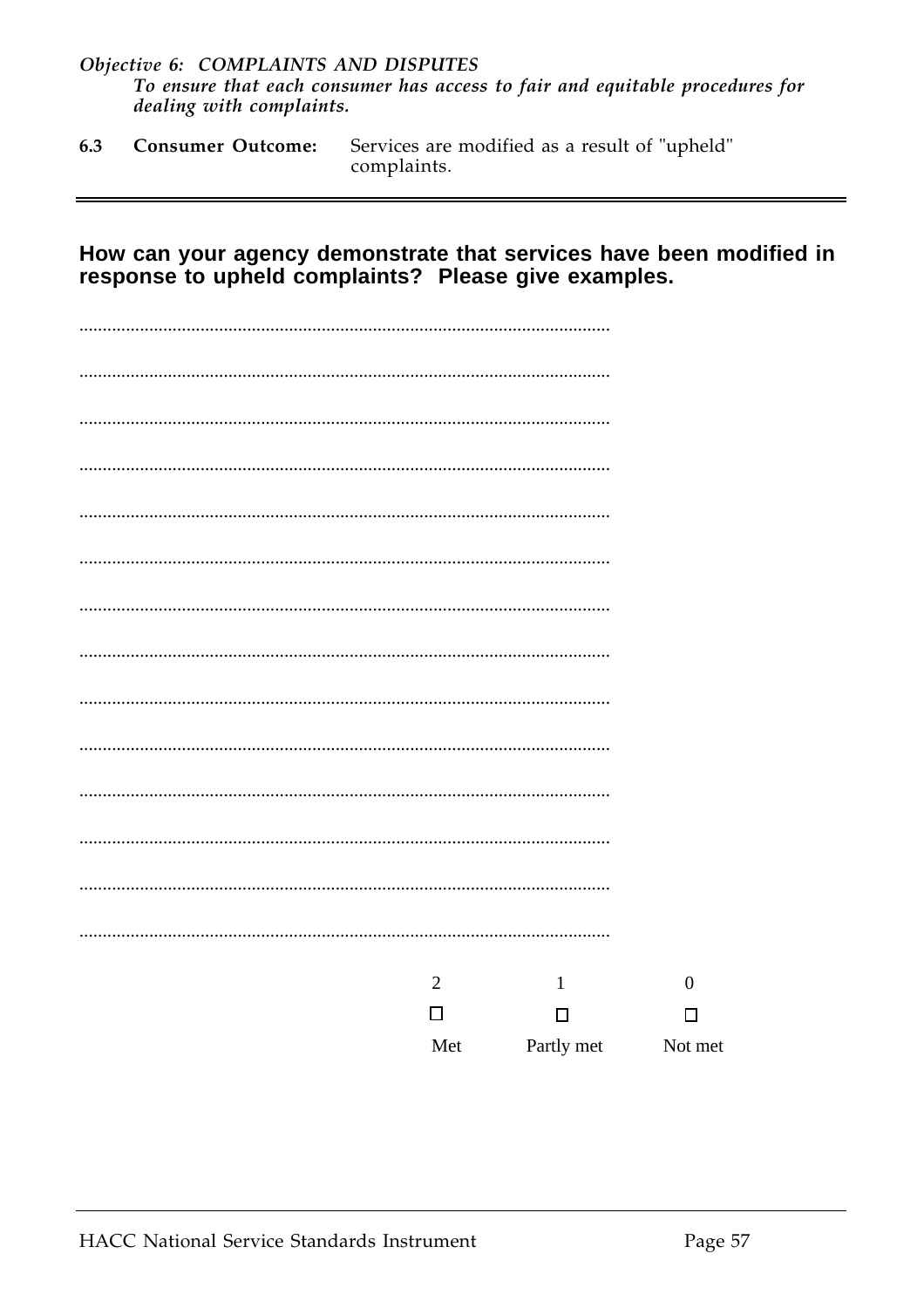*Objective 6: COMPLAINTS AND DISPUTES*
*To ensure that each consumer has access to fair and equitable procedures for dealing with complaints.*

**6.3 Consumer Outcome:** Services are modified as a result of "upheld" complaints.

---

**How can your agency demonstrate that services have been modified in response to upheld complaints? Please give examples.**

..................................................................................................................

..................................................................................................................

..................................................................................................................

..................................................................................................................

..................................................................................................................

..................................................................................................................

..................................................................................................................

..................................................................................................................

..................................................................................................................

..................................................................................................................

..................................................................................................................

..................................................................................................................

..................................................................................................................

..................................................................................................................

| 2 | 1 | 0 |
|---|---|---|
| ☐ | ☐ | ☐ |
| Met | Partly met | Not met |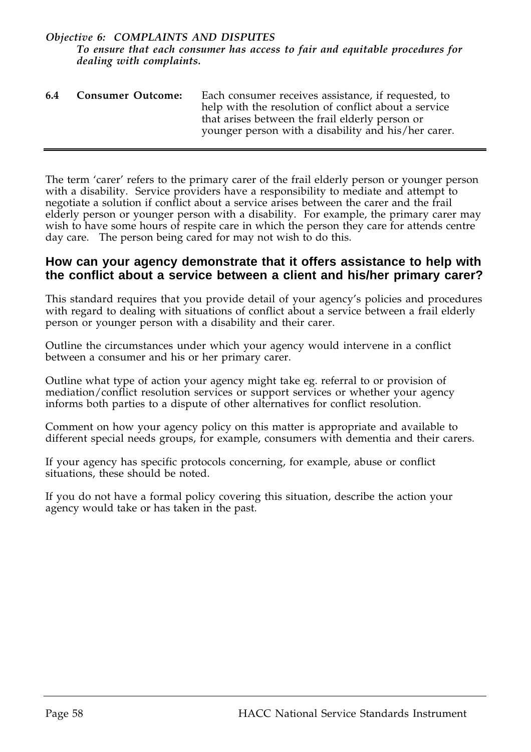***Objective 6: COMPLAINTS AND DISPUTES***
***To ensure that each consumer has access to fair and equitable procedures for dealing with complaints.***

| | | |
|---|---|---|
| **6.4** | **Consumer Outcome:** | Each consumer receives assistance, if requested, to help with the resolution of conflict about a service that arises between the frail elderly person or younger person with a disability and his/her carer. |

---

The term 'carer' refers to the primary carer of the frail elderly person or younger person with a disability. Service providers have a responsibility to mediate and attempt to negotiate a solution if conflict about a service arises between the carer and the frail elderly person or younger person with a disability. For example, the primary carer may wish to have some hours of respite care in which the person they care for attends centre day care. The person being cared for may not wish to do this.

## How can your agency demonstrate that it offers assistance to help with the conflict about a service between a client and his/her primary carer?

This standard requires that you provide detail of your agency's policies and procedures with regard to dealing with situations of conflict about a service between a frail elderly person or younger person with a disability and their carer.

Outline the circumstances under which your agency would intervene in a conflict between a consumer and his or her primary carer.

Outline what type of action your agency might take eg. referral to or provision of mediation/conflict resolution services or support services or whether your agency informs both parties to a dispute of other alternatives for conflict resolution.

Comment on how your agency policy on this matter is appropriate and available to different special needs groups, for example, consumers with dementia and their carers.

If your agency has specific protocols concerning, for example, abuse or conflict situations, these should be noted.

If you do not have a formal policy covering this situation, describe the action your agency would take or has taken in the past.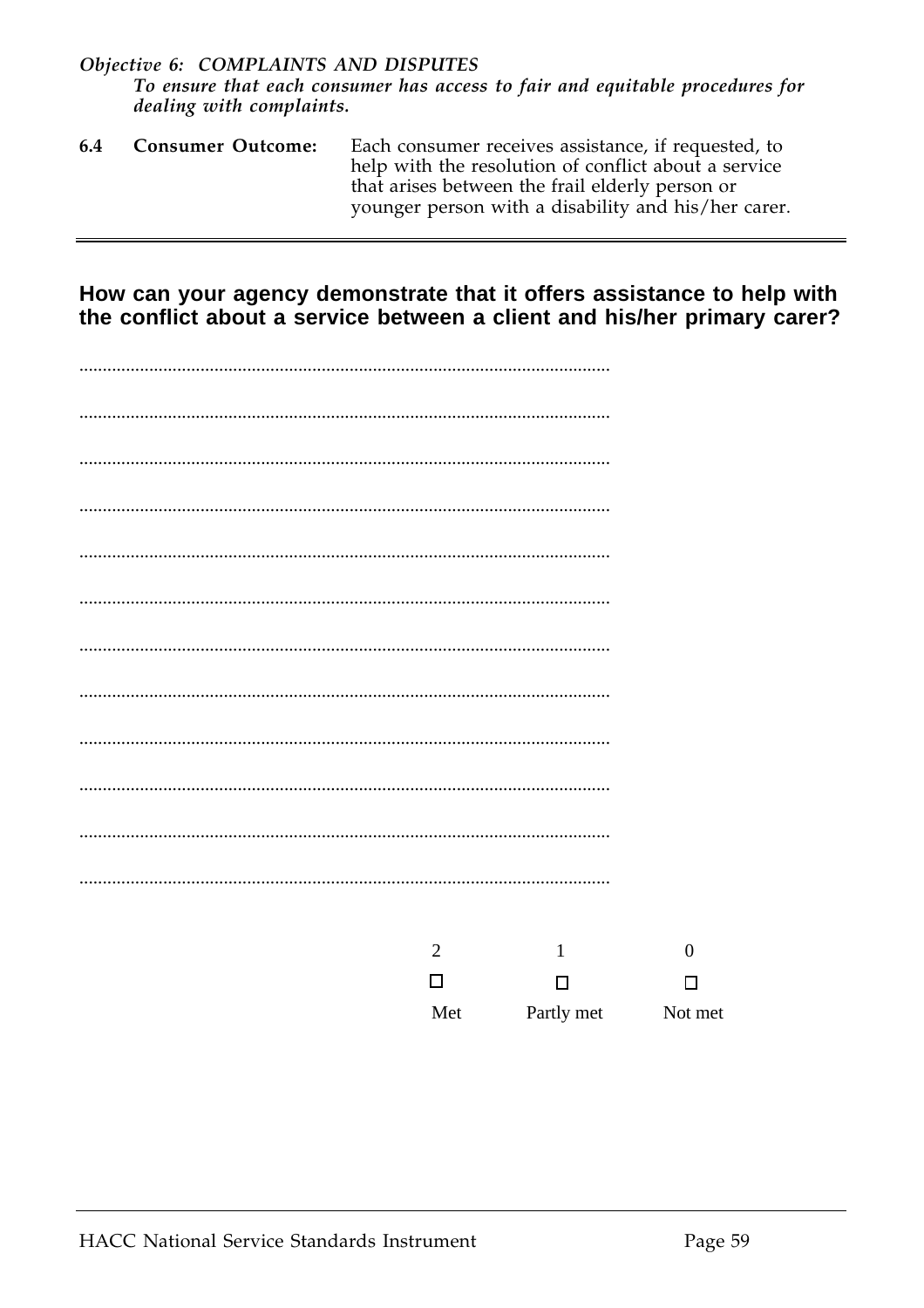*Objective 6: COMPLAINTS AND DISPUTES*

*To ensure that each consumer has access to fair and equitable procedures for dealing with complaints.*

| | | |
|---|---|---|
| **6.4** | **Consumer Outcome:** | Each consumer receives assistance, if requested, to help with the resolution of conflict about a service that arises between the frail elderly person or younger person with a disability and his/her carer. |

---

**How can your agency demonstrate that it offers assistance to help with the conflict about a service between a client and his/her primary carer?**

.................................................................................................................

.................................................................................................................

.................................................................................................................

.................................................................................................................

.................................................................................................................

.................................................................................................................

.................................................................................................................

.................................................................................................................

.................................................................................................................

.................................................................................................................

.................................................................................................................

.................................................................................................................

| 2 | 1 | 0 |
|---|---|---|
| ☐ | ☐ | ☐ |
| Met | Partly met | Not met |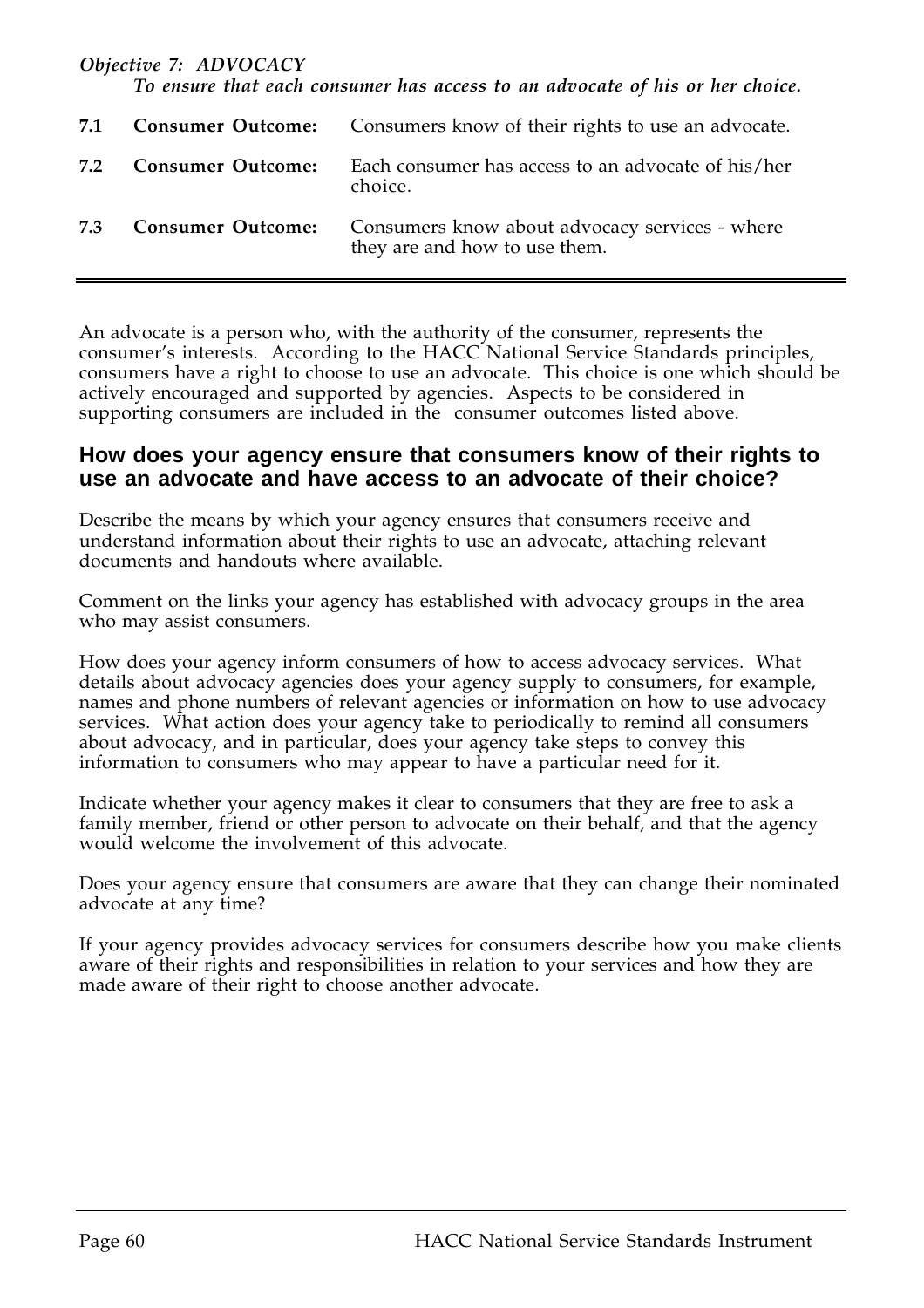*Objective 7: ADVOCACY*
*To ensure that each consumer has access to an advocate of his or her choice.*

| | | |
|---|---|---|
| **7.1** | **Consumer Outcome:** | Consumers know of their rights to use an advocate. |
| **7.2** | **Consumer Outcome:** | Each consumer has access to an advocate of his/her choice. |
| **7.3** | **Consumer Outcome:** | Consumers know about advocacy services - where they are and how to use them. |

An advocate is a person who, with the authority of the consumer, represents the consumer's interests. According to the HACC National Service Standards principles, consumers have a right to choose to use an advocate. This choice is one which should be actively encouraged and supported by agencies. Aspects to be considered in supporting consumers are included in the consumer outcomes listed above.

## How does your agency ensure that consumers know of their rights to use an advocate and have access to an advocate of their choice?

Describe the means by which your agency ensures that consumers receive and understand information about their rights to use an advocate, attaching relevant documents and handouts where available.

Comment on the links your agency has established with advocacy groups in the area who may assist consumers.

How does your agency inform consumers of how to access advocacy services. What details about advocacy agencies does your agency supply to consumers, for example, names and phone numbers of relevant agencies or information on how to use advocacy services. What action does your agency take to periodically to remind all consumers about advocacy, and in particular, does your agency take steps to convey this information to consumers who may appear to have a particular need for it.

Indicate whether your agency makes it clear to consumers that they are free to ask a family member, friend or other person to advocate on their behalf, and that the agency would welcome the involvement of this advocate.

Does your agency ensure that consumers are aware that they can change their nominated advocate at any time?

If your agency provides advocacy services for consumers describe how you make clients aware of their rights and responsibilities in relation to your services and how they are made aware of their right to choose another advocate.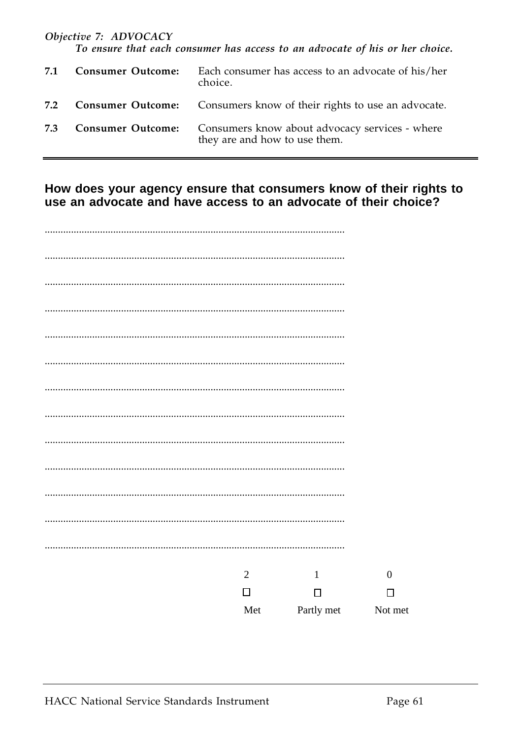*Objective 7: ADVOCACY*
*To ensure that each consumer has access to an advocate of his or her choice.*

| | | |
|---|---|---|
| **7.1** | **Consumer Outcome:** | Each consumer has access to an advocate of his/her choice. |
| **7.2** | **Consumer Outcome:** | Consumers know of their rights to use an advocate. |
| **7.3** | **Consumer Outcome:** | Consumers know about advocacy services - where they are and how to use them. |

---

## How does your agency ensure that consumers know of their rights to use an advocate and have access to an advocate of their choice?

..................................................................................................................

..................................................................................................................

..................................................................................................................

..................................................................................................................

..................................................................................................................

..................................................................................................................

..................................................................................................................

..................................................................................................................

..................................................................................................................

..................................................................................................................

..................................................................................................................

..................................................................................................................

..................................................................................................................

| 2 | 1 | 0 |
|---|---|---|
| ☐ | ☐ | ☐ |
| Met | Partly met | Not met |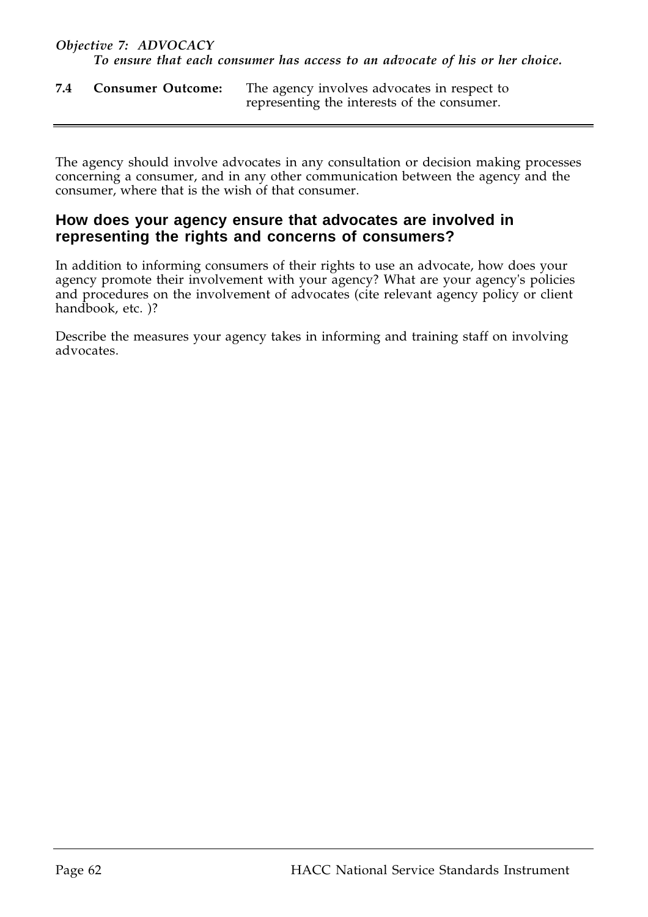*Objective 7: ADVOCACY*
***To ensure that each consumer has access to an advocate of his or her choice.***

**7.4 Consumer Outcome:** The agency involves advocates in respect to representing the interests of the consumer.

---

The agency should involve advocates in any consultation or decision making processes concerning a consumer, and in any other communication between the agency and the consumer, where that is the wish of that consumer.

## How does your agency ensure that advocates are involved in representing the rights and concerns of consumers?

In addition to informing consumers of their rights to use an advocate, how does your agency promote their involvement with your agency? What are your agency's policies and procedures on the involvement of advocates (cite relevant agency policy or client handbook, etc. )?

Describe the measures your agency takes in informing and training staff on involving advocates.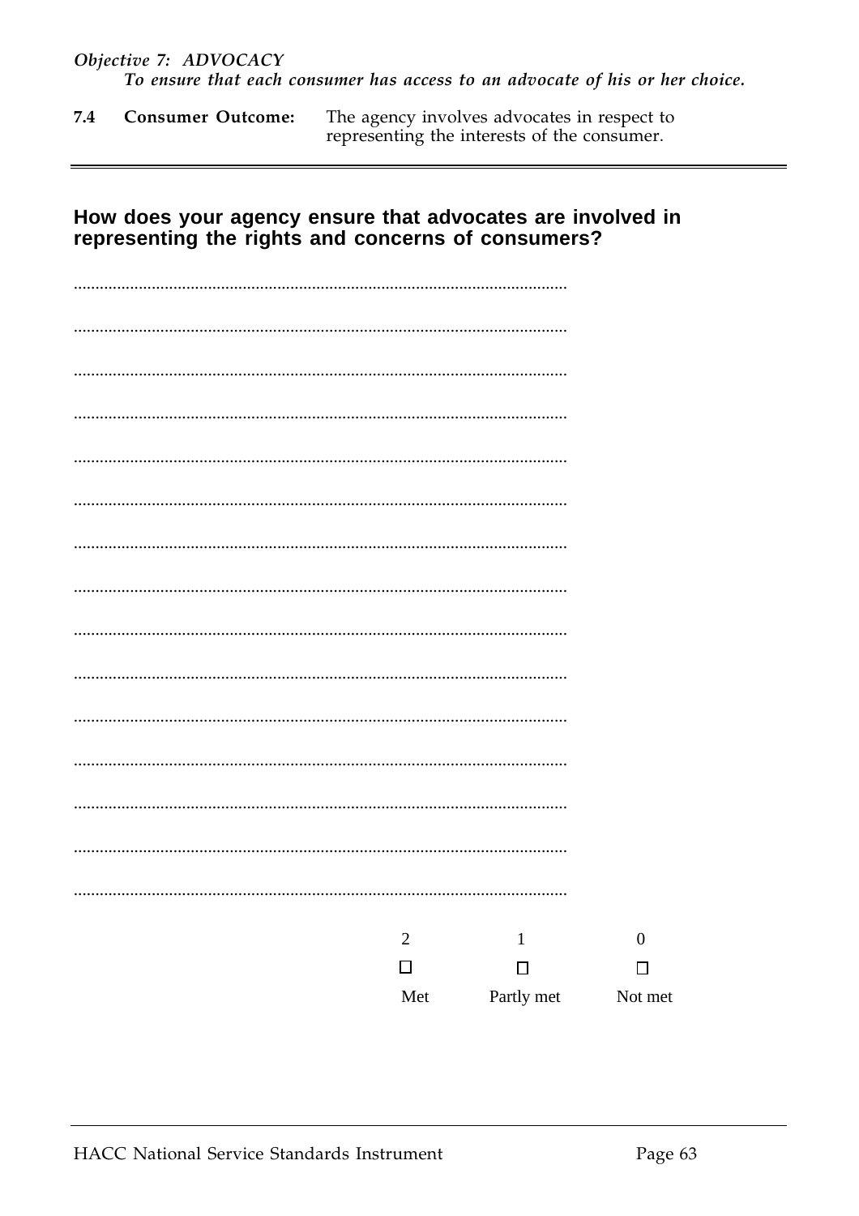*Objective 7: ADVOCACY*
*To ensure that each consumer has access to an advocate of his or her choice.*

**7.4 Consumer Outcome:** The agency involves advocates in respect to representing the interests of the consumer.

---

## How does your agency ensure that advocates are involved in representing the rights and concerns of consumers?

..................................................................................................................

..................................................................................................................

..................................................................................................................

..................................................................................................................

..................................................................................................................

..................................................................................................................

..................................................................................................................

..................................................................................................................

..................................................................................................................

..................................................................................................................

..................................................................................................................

..................................................................................................................

..................................................................................................................

..................................................................................................................

..................................................................................................................

| 2 | 1 | 0 |
|---|---|---|
| ☐ | ☐ | ☐ |
| Met | Partly met | Not met |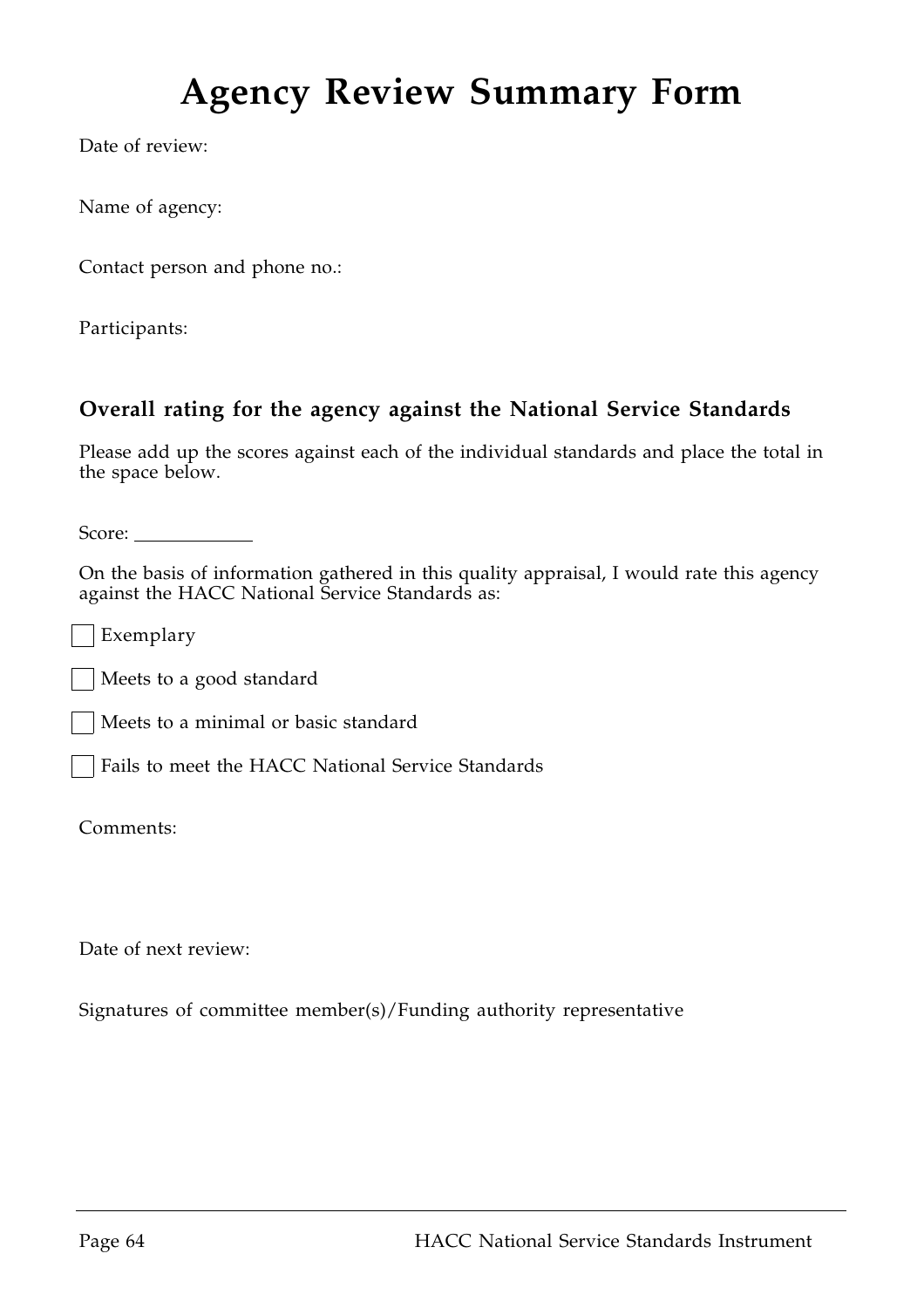# Agency Review Summary Form

Date of review:

Name of agency:

Contact person and phone no.:

Participants:

## Overall rating for the agency against the National Service Standards

Please add up the scores against each of the individual standards and place the total in the space below.

Score: ____________

On the basis of information gathered in this quality appraisal, I would rate this agency against the HACC National Service Standards as:

- [ ] Exemplary
- [ ] Meets to a good standard
- [ ] Meets to a minimal or basic standard
- [ ] Fails to meet the HACC National Service Standards

Comments:

Date of next review:

Signatures of committee member(s)/Funding authority representative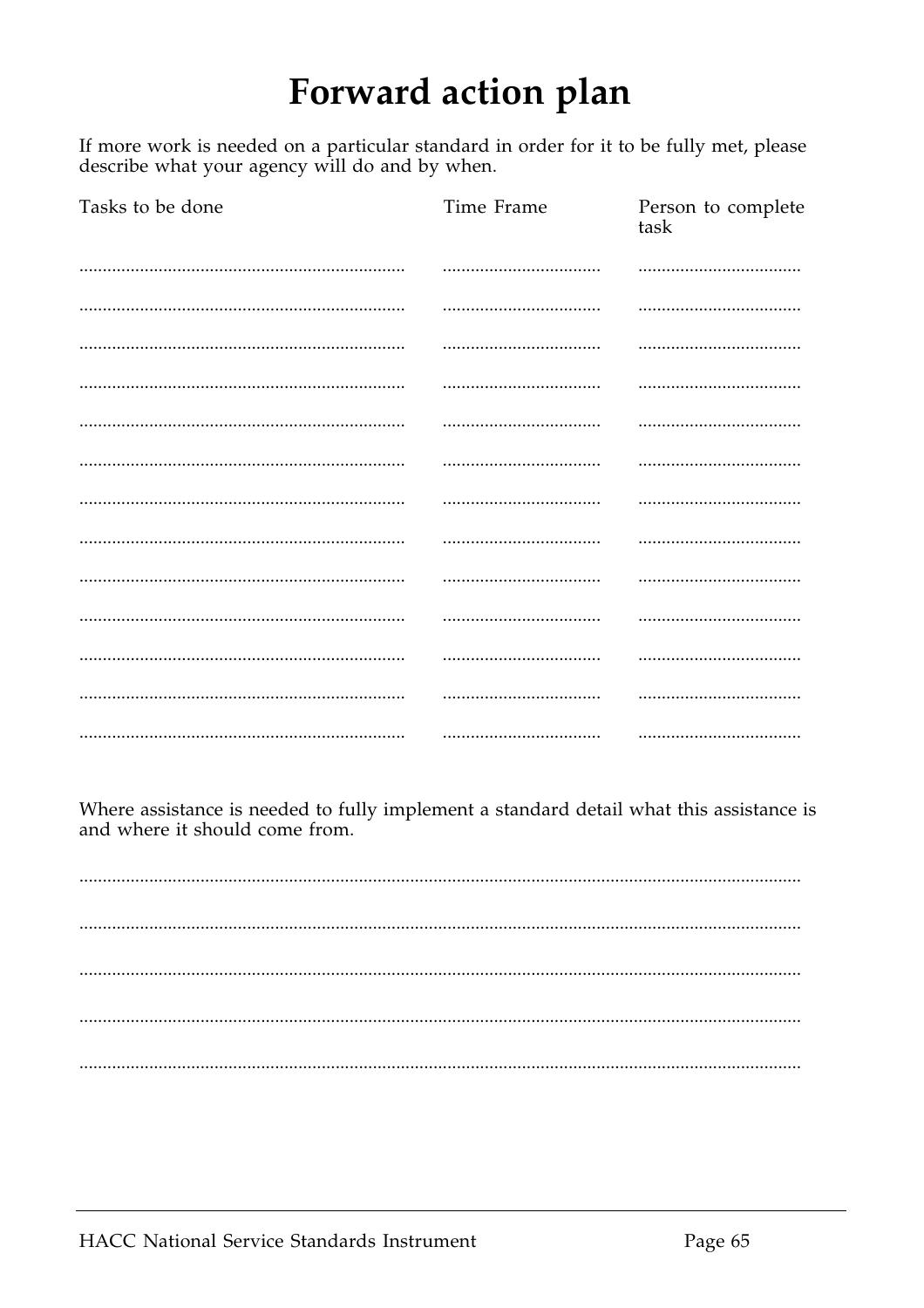# Forward action plan

If more work is needed on a particular standard in order for it to be fully met, please describe what your agency will do and by when.

| Tasks to be done | Time Frame | Person to complete task |
|---|---|---|
| ...................................................................... | .................................. | .................................... |
| ...................................................................... | .................................. | .................................... |
| ...................................................................... | .................................. | .................................... |
| ...................................................................... | .................................. | .................................... |
| ...................................................................... | .................................. | .................................... |
| ...................................................................... | .................................. | .................................... |
| ...................................................................... | .................................. | .................................... |
| ...................................................................... | .................................. | .................................... |
| ...................................................................... | .................................. | .................................... |
| ...................................................................... | .................................. | .................................... |
| ...................................................................... | .................................. | .................................... |
| ...................................................................... | .................................. | .................................... |
| ...................................................................... | .................................. | .................................... |

Where assistance is needed to fully implement a standard detail what this assistance is and where it should come from.

..........................................................................................................................................................

..........................................................................................................................................................

..........................................................................................................................................................

..........................................................................................................................................................

..........................................................................................................................................................